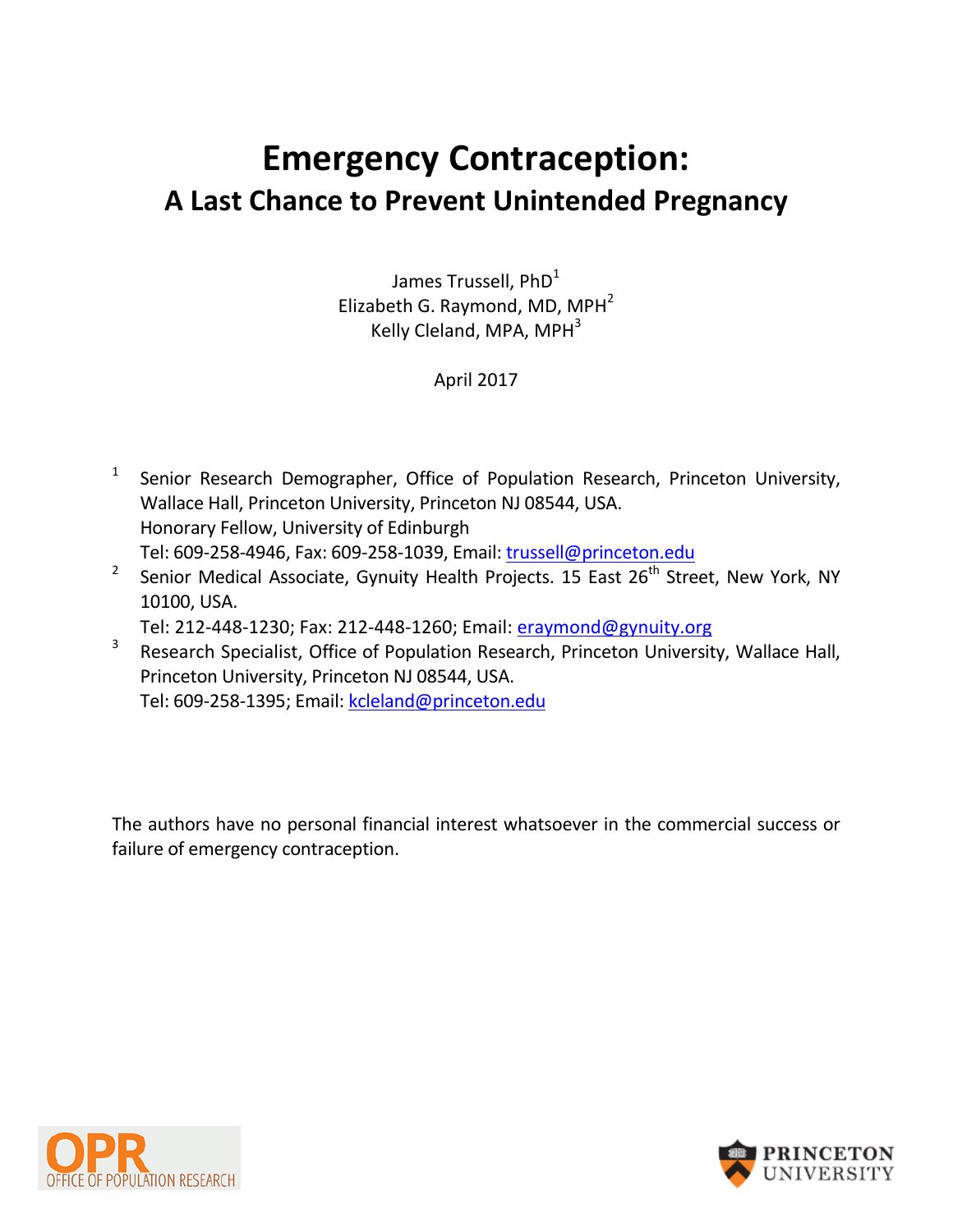# Emergency Contraception:

## A Last Chance to Prevent Unintended Pregnancy

James Trussell, PhD[1]
Elizabeth G. Raymond, MD, MPH[2]
Kelly Cleland, MPA, MPH[3]

April 2017

[1] Senior Research Demographer, Office of Population Research, Princeton University, Wallace Hall, Princeton University, Princeton NJ 08544, USA.
Honorary Fellow, University of Edinburgh
Tel: 609-258-4946, Fax: 609-258-1039, Email: trussell@princeton.edu

[2] Senior Medical Associate, Gynuity Health Projects. 15 East 26th Street, New York, NY 10100, USA.
Tel: 212-448-1230; Fax: 212-448-1260; Email: eraymond@gynuity.org

[3] Research Specialist, Office of Population Research, Princeton University, Wallace Hall, Princeton University, Princeton NJ 08544, USA.
Tel: 609-258-1395; Email: kcleland@princeton.edu

The authors have no personal financial interest whatsoever in the commercial success or failure of emergency contraception.

OPR OFFICE OF POPULATION RESEARCH

PRINCETON UNIVERSITY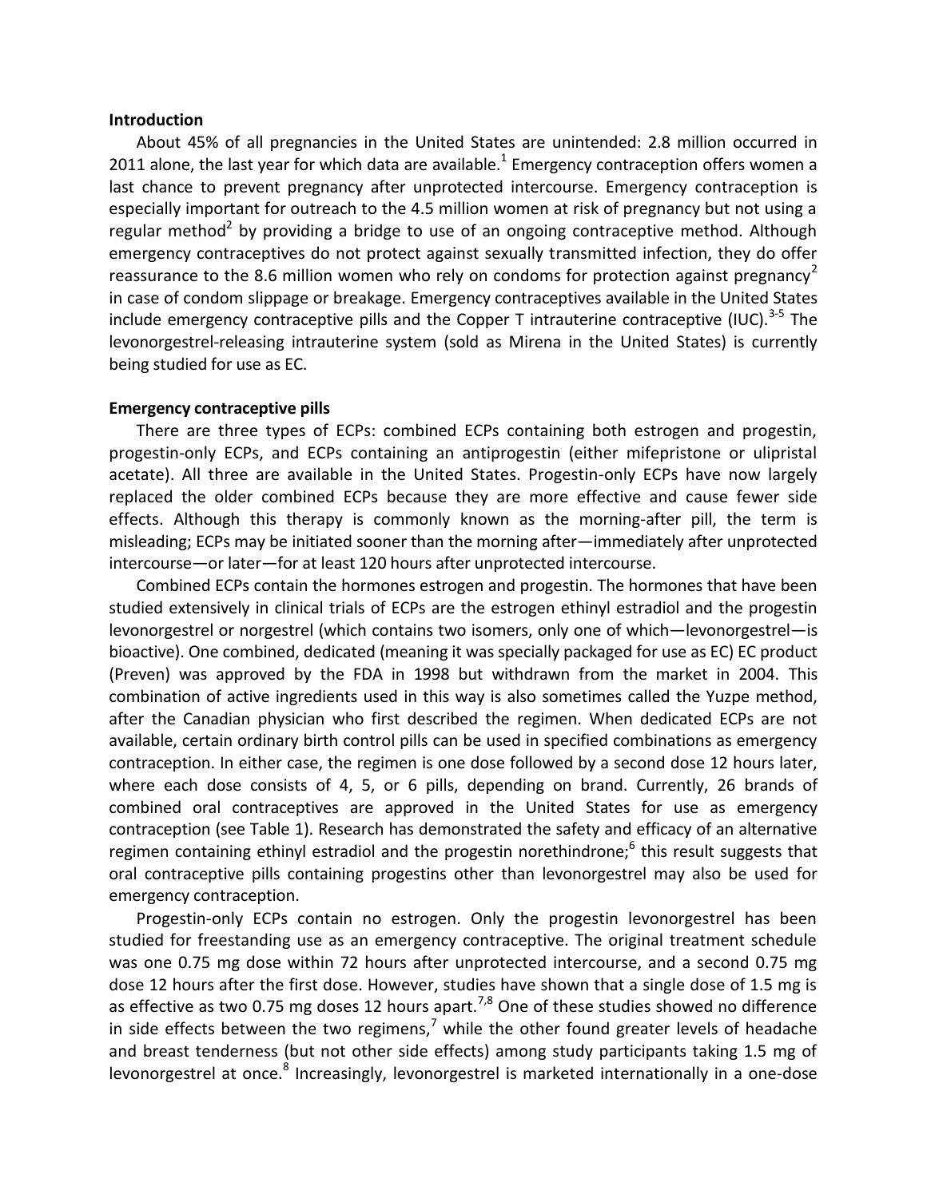**Introduction**

About 45% of all pregnancies in the United States are unintended: 2.8 million occurred in 2011 alone, the last year for which data are available.[1] Emergency contraception offers women a last chance to prevent pregnancy after unprotected intercourse. Emergency contraception is especially important for outreach to the 4.5 million women at risk of pregnancy but not using a regular method[2] by providing a bridge to use of an ongoing contraceptive method. Although emergency contraceptives do not protect against sexually transmitted infection, they do offer reassurance to the 8.6 million women who rely on condoms for protection against pregnancy[2] in case of condom slippage or breakage. Emergency contraceptives available in the United States include emergency contraceptive pills and the Copper T intrauterine contraceptive (IUC).[3-5] The levonorgestrel-releasing intrauterine system (sold as Mirena in the United States) is currently being studied for use as EC.

**Emergency contraceptive pills**

There are three types of ECPs: combined ECPs containing both estrogen and progestin, progestin-only ECPs, and ECPs containing an antiprogestin (either mifepristone or ulipristal acetate). All three are available in the United States. Progestin-only ECPs have now largely replaced the older combined ECPs because they are more effective and cause fewer side effects. Although this therapy is commonly known as the morning-after pill, the term is misleading; ECPs may be initiated sooner than the morning after—immediately after unprotected intercourse—or later—for at least 120 hours after unprotected intercourse.

Combined ECPs contain the hormones estrogen and progestin. The hormones that have been studied extensively in clinical trials of ECPs are the estrogen ethinyl estradiol and the progestin levonorgestrel or norgestrel (which contains two isomers, only one of which—levonorgestrel—is bioactive). One combined, dedicated (meaning it was specially packaged for use as EC) EC product (Preven) was approved by the FDA in 1998 but withdrawn from the market in 2004. This combination of active ingredients used in this way is also sometimes called the Yuzpe method, after the Canadian physician who first described the regimen. When dedicated ECPs are not available, certain ordinary birth control pills can be used in specified combinations as emergency contraception. In either case, the regimen is one dose followed by a second dose 12 hours later, where each dose consists of 4, 5, or 6 pills, depending on brand. Currently, 26 brands of combined oral contraceptives are approved in the United States for use as emergency contraception (see Table 1). Research has demonstrated the safety and efficacy of an alternative regimen containing ethinyl estradiol and the progestin norethindrone;[6] this result suggests that oral contraceptive pills containing progestins other than levonorgestrel may also be used for emergency contraception.

Progestin-only ECPs contain no estrogen. Only the progestin levonorgestrel has been studied for freestanding use as an emergency contraceptive. The original treatment schedule was one 0.75 mg dose within 72 hours after unprotected intercourse, and a second 0.75 mg dose 12 hours after the first dose. However, studies have shown that a single dose of 1.5 mg is as effective as two 0.75 mg doses 12 hours apart.[7,8] One of these studies showed no difference in side effects between the two regimens,[7] while the other found greater levels of headache and breast tenderness (but not other side effects) among study participants taking 1.5 mg of levonorgestrel at once.[8] Increasingly, levonorgestrel is marketed internationally in a one-dose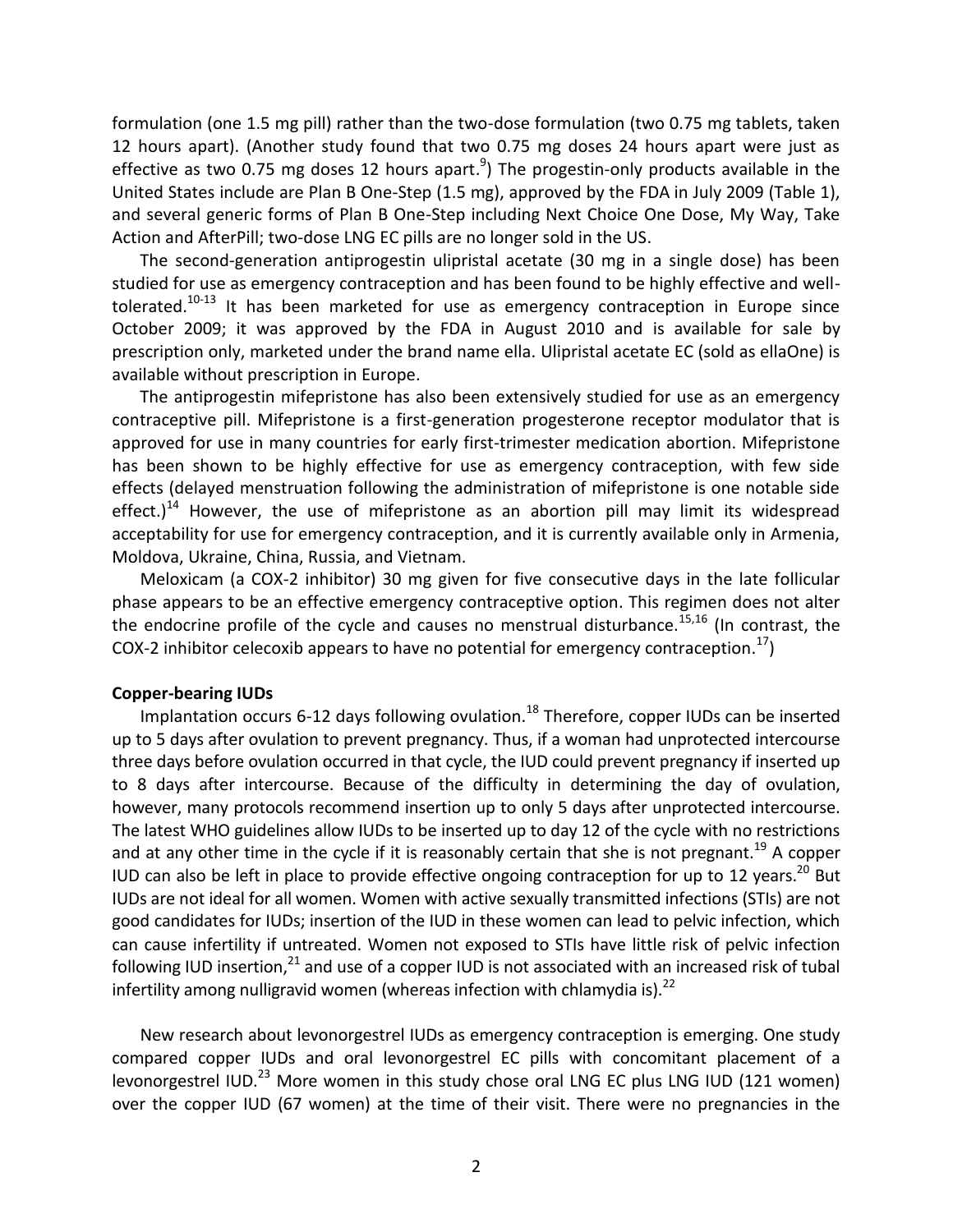formulation (one 1.5 mg pill) rather than the two-dose formulation (two 0.75 mg tablets, taken 12 hours apart). (Another study found that two 0.75 mg doses 24 hours apart were just as effective as two 0.75 mg doses 12 hours apart.[9]) The progestin-only products available in the United States include are Plan B One-Step (1.5 mg), approved by the FDA in July 2009 (Table 1), and several generic forms of Plan B One-Step including Next Choice One Dose, My Way, Take Action and AfterPill; two-dose LNG EC pills are no longer sold in the US.

The second-generation antiprogestin ulipristal acetate (30 mg in a single dose) has been studied for use as emergency contraception and has been found to be highly effective and well-tolerated.[10-13] It has been marketed for use as emergency contraception in Europe since October 2009; it was approved by the FDA in August 2010 and is available for sale by prescription only, marketed under the brand name ella. Ulipristal acetate EC (sold as ellaOne) is available without prescription in Europe.

The antiprogestin mifepristone has also been extensively studied for use as an emergency contraceptive pill. Mifepristone is a first-generation progesterone receptor modulator that is approved for use in many countries for early first-trimester medication abortion. Mifepristone has been shown to be highly effective for use as emergency contraception, with few side effects (delayed menstruation following the administration of mifepristone is one notable side effect.)[14] However, the use of mifepristone as an abortion pill may limit its widespread acceptability for use for emergency contraception, and it is currently available only in Armenia, Moldova, Ukraine, China, Russia, and Vietnam.

Meloxicam (a COX-2 inhibitor) 30 mg given for five consecutive days in the late follicular phase appears to be an effective emergency contraceptive option. This regimen does not alter the endocrine profile of the cycle and causes no menstrual disturbance.[15,16] (In contrast, the COX-2 inhibitor celecoxib appears to have no potential for emergency contraception.[17])

**Copper-bearing IUDs**

Implantation occurs 6-12 days following ovulation.[18] Therefore, copper IUDs can be inserted up to 5 days after ovulation to prevent pregnancy. Thus, if a woman had unprotected intercourse three days before ovulation occurred in that cycle, the IUD could prevent pregnancy if inserted up to 8 days after intercourse. Because of the difficulty in determining the day of ovulation, however, many protocols recommend insertion up to only 5 days after unprotected intercourse. The latest WHO guidelines allow IUDs to be inserted up to day 12 of the cycle with no restrictions and at any other time in the cycle if it is reasonably certain that she is not pregnant.[19] A copper IUD can also be left in place to provide effective ongoing contraception for up to 12 years.[20] But IUDs are not ideal for all women. Women with active sexually transmitted infections (STIs) are not good candidates for IUDs; insertion of the IUD in these women can lead to pelvic infection, which can cause infertility if untreated. Women not exposed to STIs have little risk of pelvic infection following IUD insertion,[21] and use of a copper IUD is not associated with an increased risk of tubal infertility among nulligravid women (whereas infection with chlamydia is).[22]

New research about levonorgestrel IUDs as emergency contraception is emerging. One study compared copper IUDs and oral levonorgestrel EC pills with concomitant placement of a levonorgestrel IUD.[23] More women in this study chose oral LNG EC plus LNG IUD (121 women) over the copper IUD (67 women) at the time of their visit. There were no pregnancies in the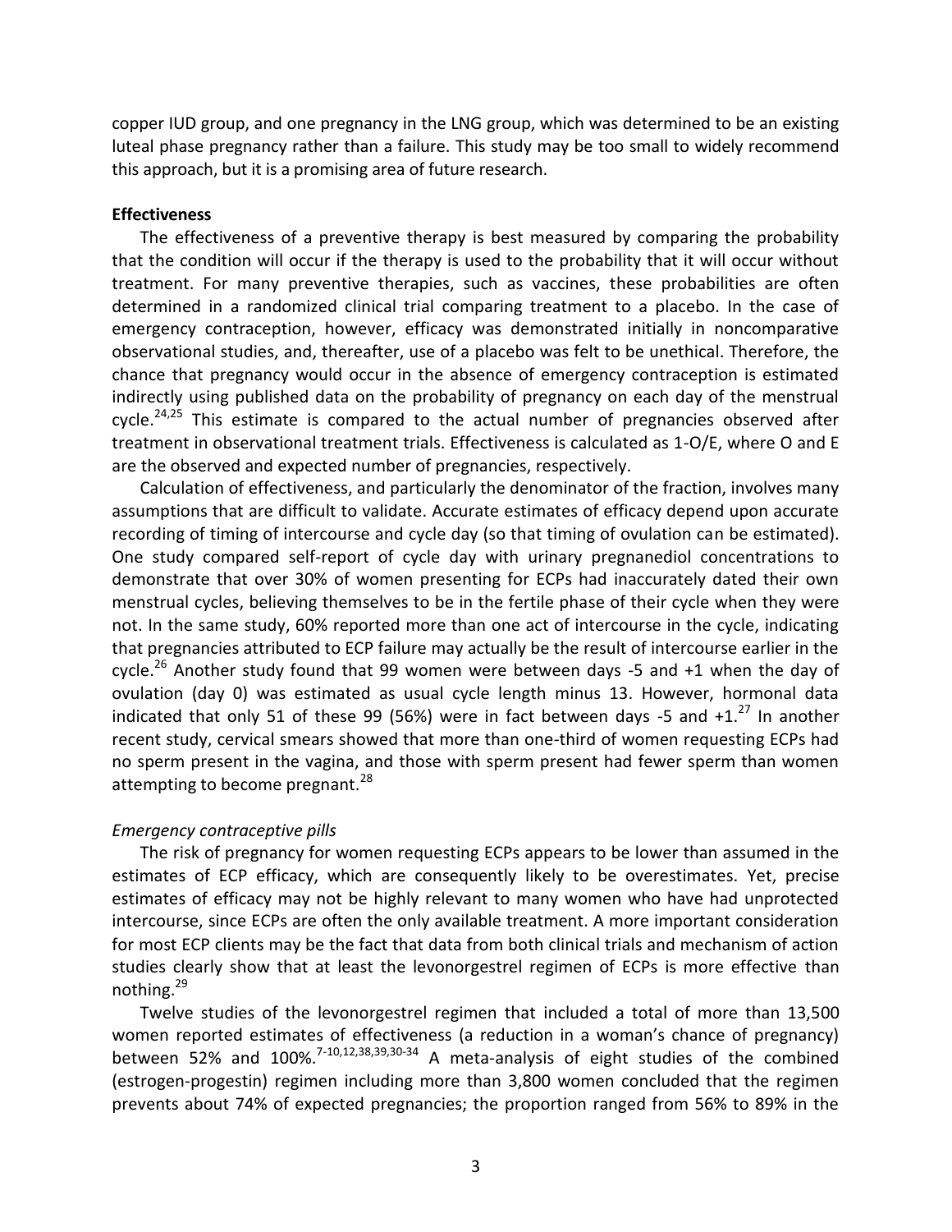copper IUD group, and one pregnancy in the LNG group, which was determined to be an existing luteal phase pregnancy rather than a failure. This study may be too small to widely recommend this approach, but it is a promising area of future research.

**Effectiveness**

The effectiveness of a preventive therapy is best measured by comparing the probability that the condition will occur if the therapy is used to the probability that it will occur without treatment. For many preventive therapies, such as vaccines, these probabilities are often determined in a randomized clinical trial comparing treatment to a placebo. In the case of emergency contraception, however, efficacy was demonstrated initially in noncomparative observational studies, and, thereafter, use of a placebo was felt to be unethical. Therefore, the chance that pregnancy would occur in the absence of emergency contraception is estimated indirectly using published data on the probability of pregnancy on each day of the menstrual cycle.[24,25] This estimate is compared to the actual number of pregnancies observed after treatment in observational treatment trials. Effectiveness is calculated as 1-O/E, where O and E are the observed and expected number of pregnancies, respectively.

Calculation of effectiveness, and particularly the denominator of the fraction, involves many assumptions that are difficult to validate. Accurate estimates of efficacy depend upon accurate recording of timing of intercourse and cycle day (so that timing of ovulation can be estimated). One study compared self-report of cycle day with urinary pregnanediol concentrations to demonstrate that over 30% of women presenting for ECPs had inaccurately dated their own menstrual cycles, believing themselves to be in the fertile phase of their cycle when they were not. In the same study, 60% reported more than one act of intercourse in the cycle, indicating that pregnancies attributed to ECP failure may actually be the result of intercourse earlier in the cycle.[26] Another study found that 99 women were between days -5 and +1 when the day of ovulation (day 0) was estimated as usual cycle length minus 13. However, hormonal data indicated that only 51 of these 99 (56%) were in fact between days -5 and +1.[27] In another recent study, cervical smears showed that more than one-third of women requesting ECPs had no sperm present in the vagina, and those with sperm present had fewer sperm than women attempting to become pregnant.[28]

*Emergency contraceptive pills*

The risk of pregnancy for women requesting ECPs appears to be lower than assumed in the estimates of ECP efficacy, which are consequently likely to be overestimates. Yet, precise estimates of efficacy may not be highly relevant to many women who have had unprotected intercourse, since ECPs are often the only available treatment. A more important consideration for most ECP clients may be the fact that data from both clinical trials and mechanism of action studies clearly show that at least the levonorgestrel regimen of ECPs is more effective than nothing.[29]

Twelve studies of the levonorgestrel regimen that included a total of more than 13,500 women reported estimates of effectiveness (a reduction in a woman's chance of pregnancy) between 52% and 100%.[7-10,12,38,39,30-34] A meta-analysis of eight studies of the combined (estrogen-progestin) regimen including more than 3,800 women concluded that the regimen prevents about 74% of expected pregnancies; the proportion ranged from 56% to 89% in the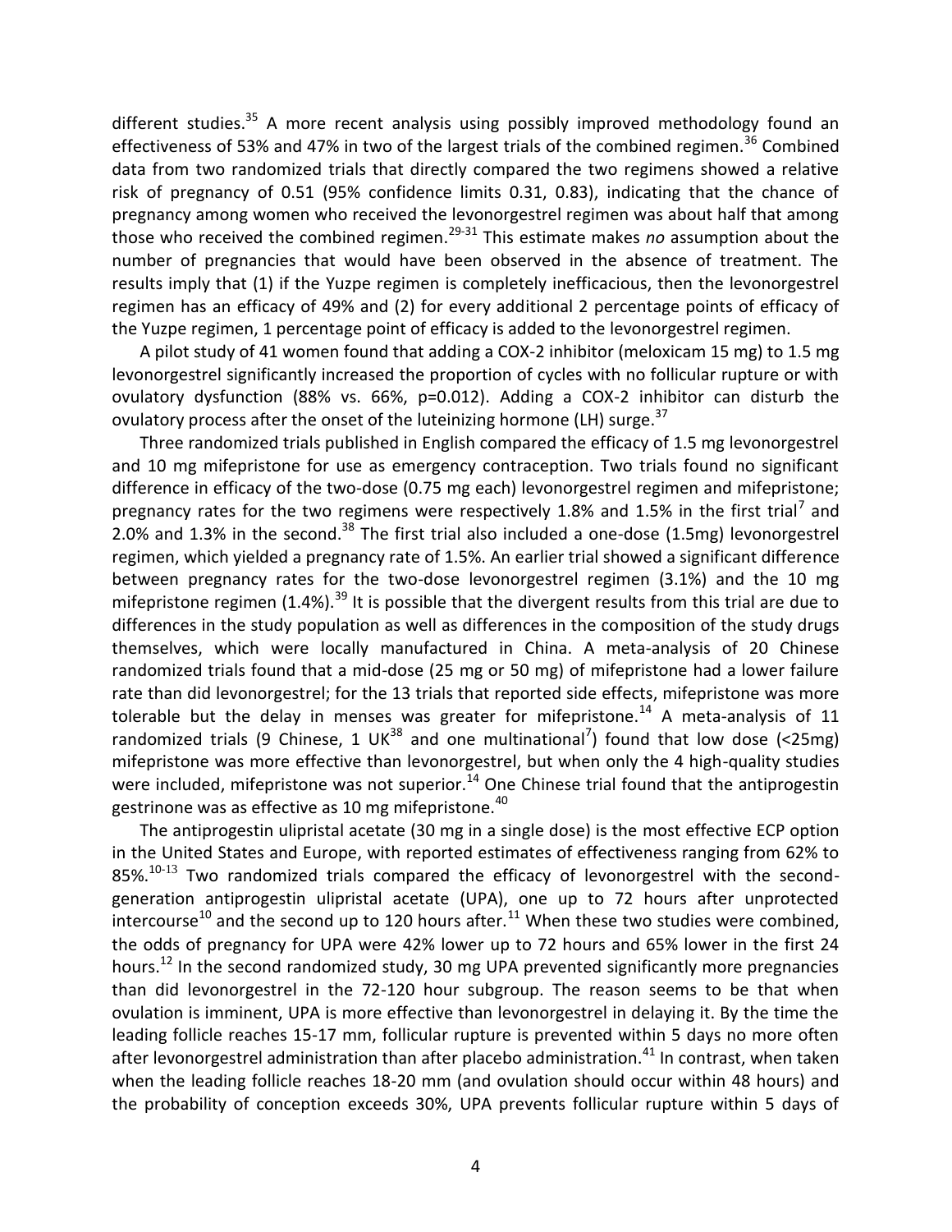different studies.[35] A more recent analysis using possibly improved methodology found an effectiveness of 53% and 47% in two of the largest trials of the combined regimen.[36] Combined data from two randomized trials that directly compared the two regimens showed a relative risk of pregnancy of 0.51 (95% confidence limits 0.31, 0.83), indicating that the chance of pregnancy among women who received the levonorgestrel regimen was about half that among those who received the combined regimen.[29-31] This estimate makes *no* assumption about the number of pregnancies that would have been observed in the absence of treatment. The results imply that (1) if the Yuzpe regimen is completely inefficacious, then the levonorgestrel regimen has an efficacy of 49% and (2) for every additional 2 percentage points of efficacy of the Yuzpe regimen, 1 percentage point of efficacy is added to the levonorgestrel regimen.

A pilot study of 41 women found that adding a COX-2 inhibitor (meloxicam 15 mg) to 1.5 mg levonorgestrel significantly increased the proportion of cycles with no follicular rupture or with ovulatory dysfunction (88% vs. 66%, $p=0.012$). Adding a COX-2 inhibitor can disturb the ovulatory process after the onset of the luteinizing hormone (LH) surge.[37]

Three randomized trials published in English compared the efficacy of 1.5 mg levonorgestrel and 10 mg mifepristone for use as emergency contraception. Two trials found no significant difference in efficacy of the two-dose (0.75 mg each) levonorgestrel regimen and mifepristone; pregnancy rates for the two regimens were respectively 1.8% and 1.5% in the first trial[7] and 2.0% and 1.3% in the second.[38] The first trial also included a one-dose (1.5mg) levonorgestrel regimen, which yielded a pregnancy rate of 1.5%. An earlier trial showed a significant difference between pregnancy rates for the two-dose levonorgestrel regimen (3.1%) and the 10 mg mifepristone regimen (1.4%).[39] It is possible that the divergent results from this trial are due to differences in the study population as well as differences in the composition of the study drugs themselves, which were locally manufactured in China. A meta-analysis of 20 Chinese randomized trials found that a mid-dose (25 mg or 50 mg) of mifepristone had a lower failure rate than did levonorgestrel; for the 13 trials that reported side effects, mifepristone was more tolerable but the delay in menses was greater for mifepristone.[14] A meta-analysis of 11 randomized trials (9 Chinese, 1 UK[38] and one multinational[7]) found that low dose (<25mg) mifepristone was more effective than levonorgestrel, but when only the 4 high-quality studies were included, mifepristone was not superior.[14] One Chinese trial found that the antiprogestin gestrinone was as effective as 10 mg mifepristone.[40]

The antiprogestin ulipristal acetate (30 mg in a single dose) is the most effective ECP option in the United States and Europe, with reported estimates of effectiveness ranging from 62% to 85%.[10-13] Two randomized trials compared the efficacy of levonorgestrel with the second-generation antiprogestin ulipristal acetate (UPA), one up to 72 hours after unprotected intercourse[10] and the second up to 120 hours after.[11] When these two studies were combined, the odds of pregnancy for UPA were 42% lower up to 72 hours and 65% lower in the first 24 hours.[12] In the second randomized study, 30 mg UPA prevented significantly more pregnancies than did levonorgestrel in the 72-120 hour subgroup. The reason seems to be that when ovulation is imminent, UPA is more effective than levonorgestrel in delaying it. By the time the leading follicle reaches 15-17 mm, follicular rupture is prevented within 5 days no more often after levonorgestrel administration than after placebo administration.[41] In contrast, when taken when the leading follicle reaches 18-20 mm (and ovulation should occur within 48 hours) and the probability of conception exceeds 30%, UPA prevents follicular rupture within 5 days of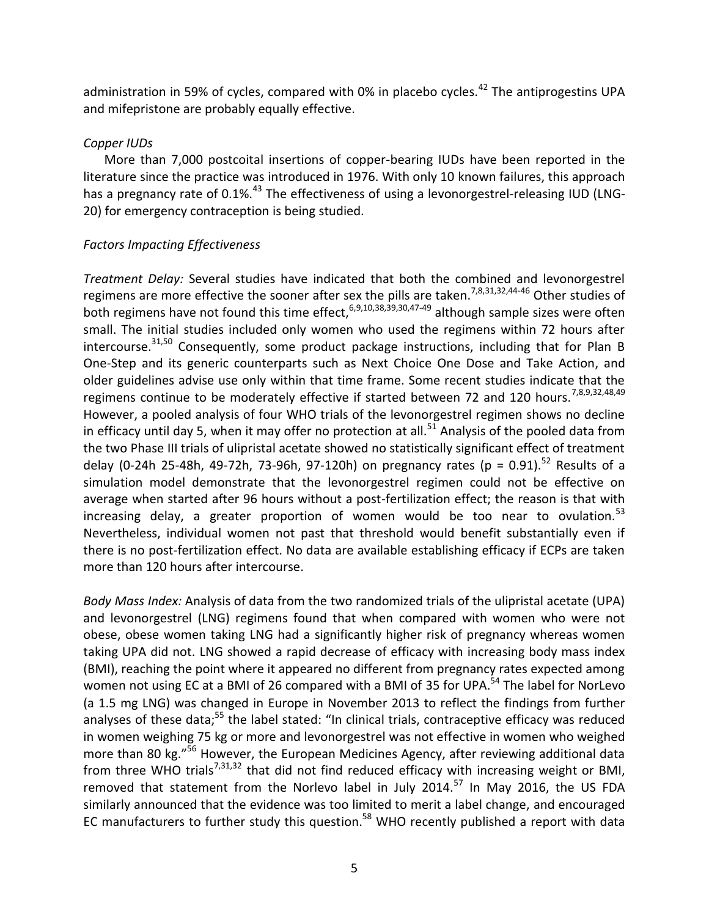administration in 59% of cycles, compared with 0% in placebo cycles.[42] The antiprogestins UPA and mifepristone are probably equally effective.

*Copper IUDs*

More than 7,000 postcoital insertions of copper-bearing IUDs have been reported in the literature since the practice was introduced in 1976. With only 10 known failures, this approach has a pregnancy rate of 0.1%.[43] The effectiveness of using a levonorgestrel-releasing IUD (LNG-20) for emergency contraception is being studied.

*Factors Impacting Effectiveness*

*Treatment Delay:* Several studies have indicated that both the combined and levonorgestrel regimens are more effective the sooner after sex the pills are taken.[7,8,31,32,44-46] Other studies of both regimens have not found this time effect,[6,9,10,38,39,30,47-49] although sample sizes were often small. The initial studies included only women who used the regimens within 72 hours after intercourse.[31,50] Consequently, some product package instructions, including that for Plan B One-Step and its generic counterparts such as Next Choice One Dose and Take Action, and older guidelines advise use only within that time frame. Some recent studies indicate that the regimens continue to be moderately effective if started between 72 and 120 hours.[7,8,9,32,48,49] However, a pooled analysis of four WHO trials of the levonorgestrel regimen shows no decline in efficacy until day 5, when it may offer no protection at all.[51] Analysis of the pooled data from the two Phase III trials of ulipristal acetate showed no statistically significant effect of treatment delay (0-24h 25-48h, 49-72h, 73-96h, 97-120h) on pregnancy rates ($p = 0.91$).[52] Results of a simulation model demonstrate that the levonorgestrel regimen could not be effective on average when started after 96 hours without a post-fertilization effect; the reason is that with increasing delay, a greater proportion of women would be too near to ovulation.[53] Nevertheless, individual women not past that threshold would benefit substantially even if there is no post-fertilization effect. No data are available establishing efficacy if ECPs are taken more than 120 hours after intercourse.

*Body Mass Index:* Analysis of data from the two randomized trials of the ulipristal acetate (UPA) and levonorgestrel (LNG) regimens found that when compared with women who were not obese, obese women taking LNG had a significantly higher risk of pregnancy whereas women taking UPA did not. LNG showed a rapid decrease of efficacy with increasing body mass index (BMI), reaching the point where it appeared no different from pregnancy rates expected among women not using EC at a BMI of 26 compared with a BMI of 35 for UPA.[54] The label for NorLevo (a 1.5 mg LNG) was changed in Europe in November 2013 to reflect the findings from further analyses of these data;[55] the label stated: "In clinical trials, contraceptive efficacy was reduced in women weighing 75 kg or more and levonorgestrel was not effective in women who weighed more than 80 kg."[56] However, the European Medicines Agency, after reviewing additional data from three WHO trials[7,31,32] that did not find reduced efficacy with increasing weight or BMI, removed that statement from the Norlevo label in July 2014.[57] In May 2016, the US FDA similarly announced that the evidence was too limited to merit a label change, and encouraged EC manufacturers to further study this question.[58] WHO recently published a report with data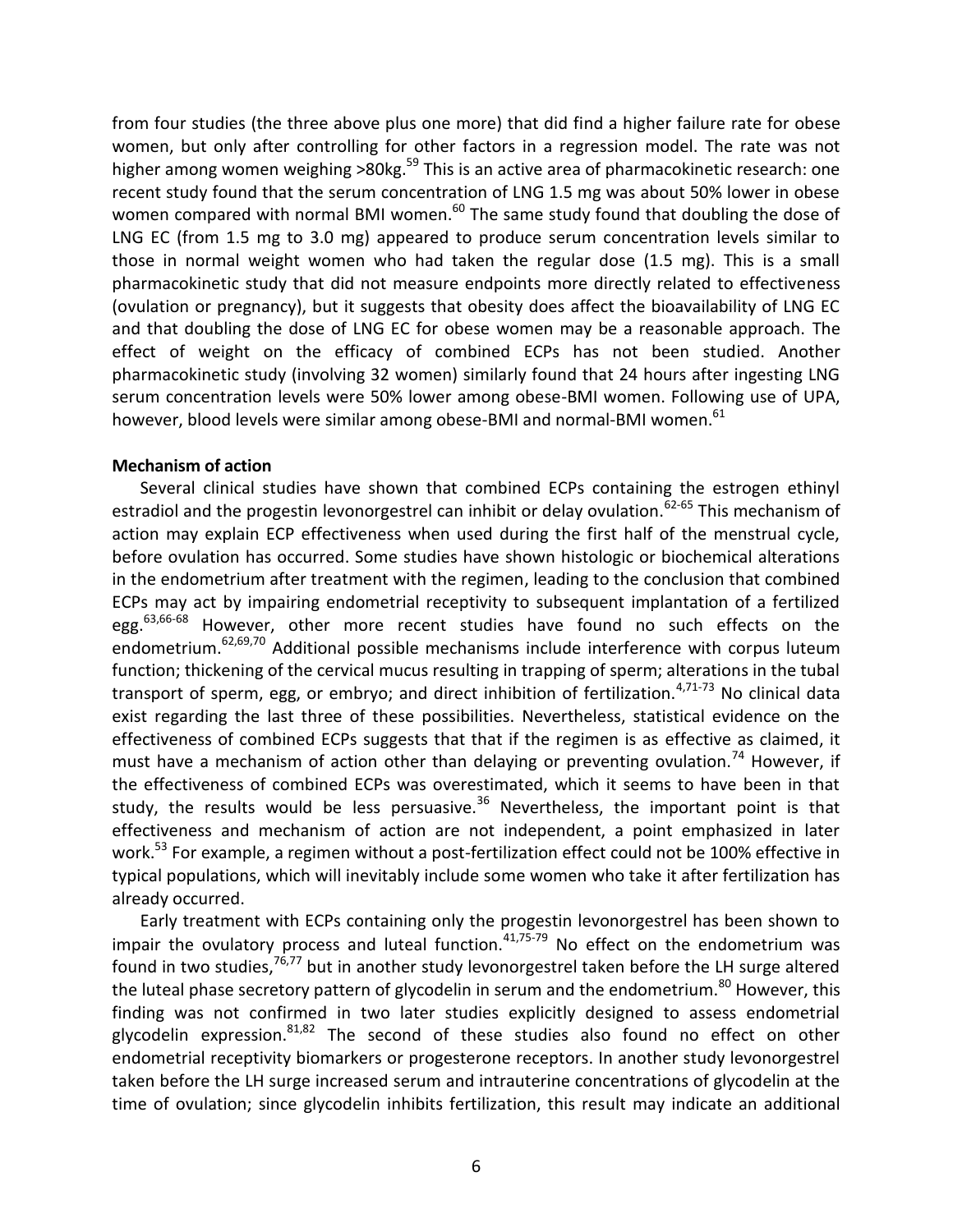from four studies (the three above plus one more) that did find a higher failure rate for obese women, but only after controlling for other factors in a regression model. The rate was not higher among women weighing >80kg.[59] This is an active area of pharmacokinetic research: one recent study found that the serum concentration of LNG 1.5 mg was about 50% lower in obese women compared with normal BMI women.[60] The same study found that doubling the dose of LNG EC (from 1.5 mg to 3.0 mg) appeared to produce serum concentration levels similar to those in normal weight women who had taken the regular dose (1.5 mg). This is a small pharmacokinetic study that did not measure endpoints more directly related to effectiveness (ovulation or pregnancy), but it suggests that obesity does affect the bioavailability of LNG EC and that doubling the dose of LNG EC for obese women may be a reasonable approach. The effect of weight on the efficacy of combined ECPs has not been studied. Another pharmacokinetic study (involving 32 women) similarly found that 24 hours after ingesting LNG serum concentration levels were 50% lower among obese-BMI women. Following use of UPA, however, blood levels were similar among obese-BMI and normal-BMI women.[61]

**Mechanism of action**

Several clinical studies have shown that combined ECPs containing the estrogen ethinyl estradiol and the progestin levonorgestrel can inhibit or delay ovulation.[62-65] This mechanism of action may explain ECP effectiveness when used during the first half of the menstrual cycle, before ovulation has occurred. Some studies have shown histologic or biochemical alterations in the endometrium after treatment with the regimen, leading to the conclusion that combined ECPs may act by impairing endometrial receptivity to subsequent implantation of a fertilized egg.[63,66-68] However, other more recent studies have found no such effects on the endometrium.[62,69,70] Additional possible mechanisms include interference with corpus luteum function; thickening of the cervical mucus resulting in trapping of sperm; alterations in the tubal transport of sperm, egg, or embryo; and direct inhibition of fertilization.[4,71-73] No clinical data exist regarding the last three of these possibilities. Nevertheless, statistical evidence on the effectiveness of combined ECPs suggests that that if the regimen is as effective as claimed, it must have a mechanism of action other than delaying or preventing ovulation.[74] However, if the effectiveness of combined ECPs was overestimated, which it seems to have been in that study, the results would be less persuasive.[36] Nevertheless, the important point is that effectiveness and mechanism of action are not independent, a point emphasized in later work.[53] For example, a regimen without a post-fertilization effect could not be 100% effective in typical populations, which will inevitably include some women who take it after fertilization has already occurred.

Early treatment with ECPs containing only the progestin levonorgestrel has been shown to impair the ovulatory process and luteal function.[41,75-79] No effect on the endometrium was found in two studies,[76,77] but in another study levonorgestrel taken before the LH surge altered the luteal phase secretory pattern of glycodelin in serum and the endometrium.[80] However, this finding was not confirmed in two later studies explicitly designed to assess endometrial glycodelin expression.[81,82] The second of these studies also found no effect on other endometrial receptivity biomarkers or progesterone receptors. In another study levonorgestrel taken before the LH surge increased serum and intrauterine concentrations of glycodelin at the time of ovulation; since glycodelin inhibits fertilization, this result may indicate an additional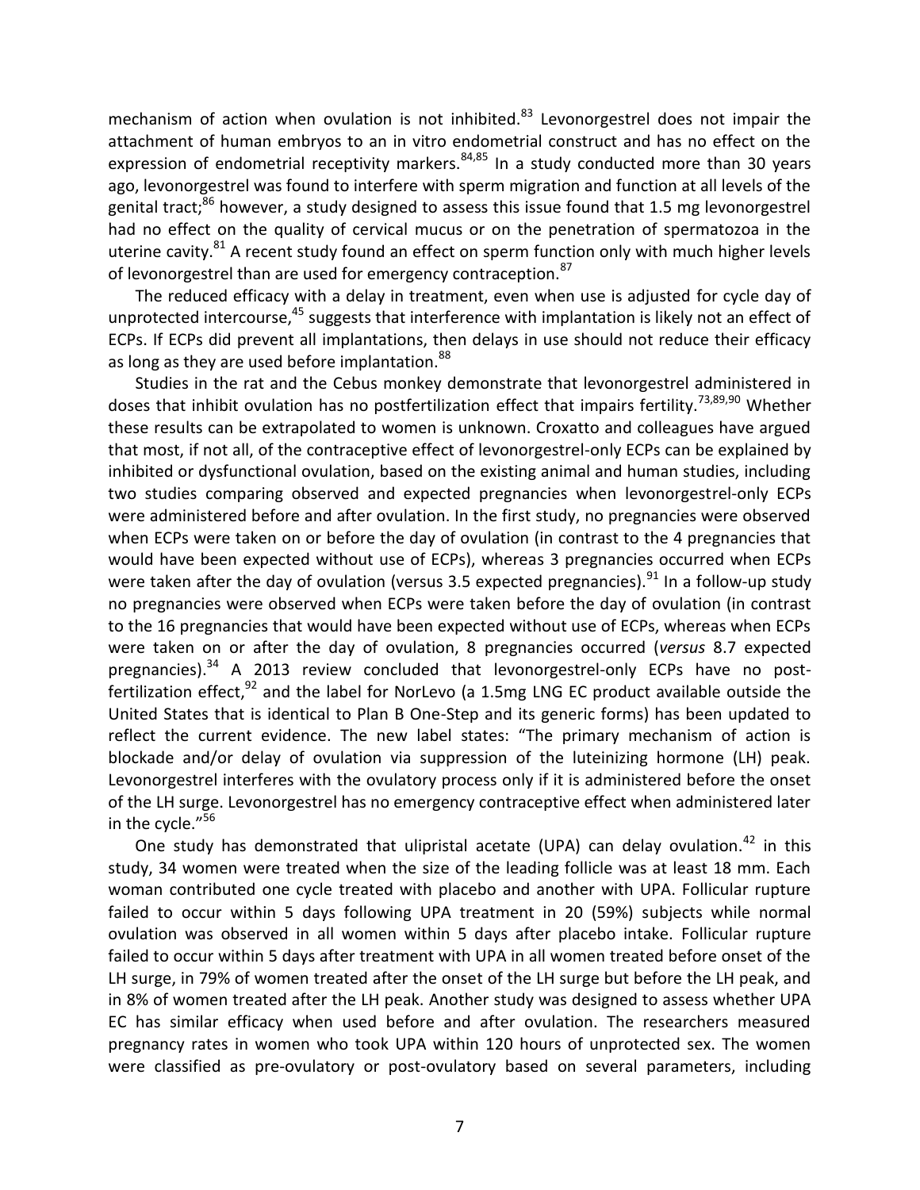mechanism of action when ovulation is not inhibited.[83] Levonorgestrel does not impair the attachment of human embryos to an in vitro endometrial construct and has no effect on the expression of endometrial receptivity markers.[84,85] In a study conducted more than 30 years ago, levonorgestrel was found to interfere with sperm migration and function at all levels of the genital tract;[86] however, a study designed to assess this issue found that 1.5 mg levonorgestrel had no effect on the quality of cervical mucus or on the penetration of spermatozoa in the uterine cavity.[81] A recent study found an effect on sperm function only with much higher levels of levonorgestrel than are used for emergency contraception.[87]

The reduced efficacy with a delay in treatment, even when use is adjusted for cycle day of unprotected intercourse,[45] suggests that interference with implantation is likely not an effect of ECPs. If ECPs did prevent all implantations, then delays in use should not reduce their efficacy as long as they are used before implantation.[88]

Studies in the rat and the Cebus monkey demonstrate that levonorgestrel administered in doses that inhibit ovulation has no postfertilization effect that impairs fertility.[73,89,90] Whether these results can be extrapolated to women is unknown. Croxatto and colleagues have argued that most, if not all, of the contraceptive effect of levonorgestrel-only ECPs can be explained by inhibited or dysfunctional ovulation, based on the existing animal and human studies, including two studies comparing observed and expected pregnancies when levonorgestrel-only ECPs were administered before and after ovulation. In the first study, no pregnancies were observed when ECPs were taken on or before the day of ovulation (in contrast to the 4 pregnancies that would have been expected without use of ECPs), whereas 3 pregnancies occurred when ECPs were taken after the day of ovulation (versus 3.5 expected pregnancies).[91] In a follow-up study no pregnancies were observed when ECPs were taken before the day of ovulation (in contrast to the 16 pregnancies that would have been expected without use of ECPs, whereas when ECPs were taken on or after the day of ovulation, 8 pregnancies occurred (*versus* 8.7 expected pregnancies).[34] A 2013 review concluded that levonorgestrel-only ECPs have no post-fertilization effect,[92] and the label for NorLevo (a 1.5mg LNG EC product available outside the United States that is identical to Plan B One-Step and its generic forms) has been updated to reflect the current evidence. The new label states: "The primary mechanism of action is blockade and/or delay of ovulation via suppression of the luteinizing hormone (LH) peak. Levonorgestrel interferes with the ovulatory process only if it is administered before the onset of the LH surge. Levonorgestrel has no emergency contraceptive effect when administered later in the cycle."[56]

One study has demonstrated that ulipristal acetate (UPA) can delay ovulation.[42] in this study, 34 women were treated when the size of the leading follicle was at least 18 mm. Each woman contributed one cycle treated with placebo and another with UPA. Follicular rupture failed to occur within 5 days following UPA treatment in 20 (59%) subjects while normal ovulation was observed in all women within 5 days after placebo intake. Follicular rupture failed to occur within 5 days after treatment with UPA in all women treated before onset of the LH surge, in 79% of women treated after the onset of the LH surge but before the LH peak, and in 8% of women treated after the LH peak. Another study was designed to assess whether UPA EC has similar efficacy when used before and after ovulation. The researchers measured pregnancy rates in women who took UPA within 120 hours of unprotected sex. The women were classified as pre-ovulatory or post-ovulatory based on several parameters, including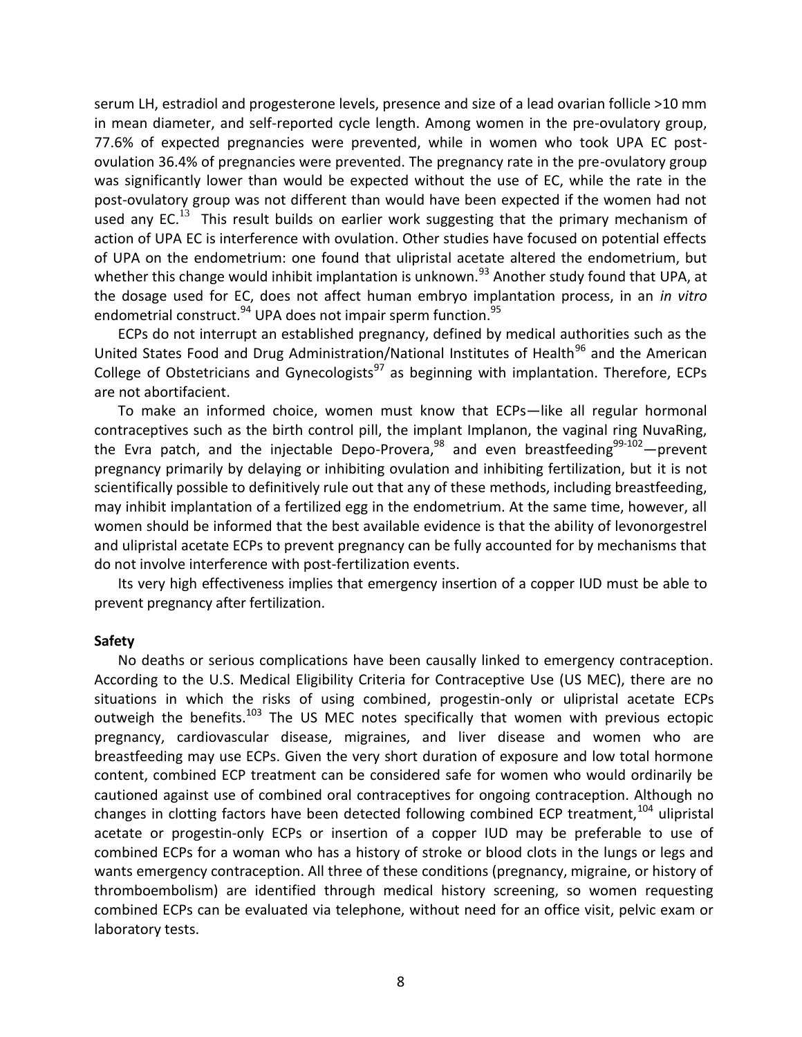serum LH, estradiol and progesterone levels, presence and size of a lead ovarian follicle >10 mm in mean diameter, and self-reported cycle length. Among women in the pre-ovulatory group, 77.6% of expected pregnancies were prevented, while in women who took UPA EC post-ovulation 36.4% of pregnancies were prevented. The pregnancy rate in the pre-ovulatory group was significantly lower than would be expected without the use of EC, while the rate in the post-ovulatory group was not different than would have been expected if the women had not used any EC.[13] This result builds on earlier work suggesting that the primary mechanism of action of UPA EC is interference with ovulation. Other studies have focused on potential effects of UPA on the endometrium: one found that ulipristal acetate altered the endometrium, but whether this change would inhibit implantation is unknown.[93] Another study found that UPA, at the dosage used for EC, does not affect human embryo implantation process, in an *in vitro* endometrial construct.[94] UPA does not impair sperm function.[95]

ECPs do not interrupt an established pregnancy, defined by medical authorities such as the United States Food and Drug Administration/National Institutes of Health[96] and the American College of Obstetricians and Gynecologists[97] as beginning with implantation. Therefore, ECPs are not abortifacient.

To make an informed choice, women must know that ECPs—like all regular hormonal contraceptives such as the birth control pill, the implant Implanon, the vaginal ring NuvaRing, the Evra patch, and the injectable Depo-Provera,[98] and even breastfeeding[99-102]—prevent pregnancy primarily by delaying or inhibiting ovulation and inhibiting fertilization, but it is not scientifically possible to definitively rule out that any of these methods, including breastfeeding, may inhibit implantation of a fertilized egg in the endometrium. At the same time, however, all women should be informed that the best available evidence is that the ability of levonorgestrel and ulipristal acetate ECPs to prevent pregnancy can be fully accounted for by mechanisms that do not involve interference with post-fertilization events.

Its very high effectiveness implies that emergency insertion of a copper IUD must be able to prevent pregnancy after fertilization.

**Safety**

No deaths or serious complications have been causally linked to emergency contraception. According to the U.S. Medical Eligibility Criteria for Contraceptive Use (US MEC), there are no situations in which the risks of using combined, progestin-only or ulipristal acetate ECPs outweigh the benefits.[103] The US MEC notes specifically that women with previous ectopic pregnancy, cardiovascular disease, migraines, and liver disease and women who are breastfeeding may use ECPs. Given the very short duration of exposure and low total hormone content, combined ECP treatment can be considered safe for women who would ordinarily be cautioned against use of combined oral contraceptives for ongoing contraception. Although no changes in clotting factors have been detected following combined ECP treatment,[104] ulipristal acetate or progestin-only ECPs or insertion of a copper IUD may be preferable to use of combined ECPs for a woman who has a history of stroke or blood clots in the lungs or legs and wants emergency contraception. All three of these conditions (pregnancy, migraine, or history of thromboembolism) are identified through medical history screening, so women requesting combined ECPs can be evaluated via telephone, without need for an office visit, pelvic exam or laboratory tests.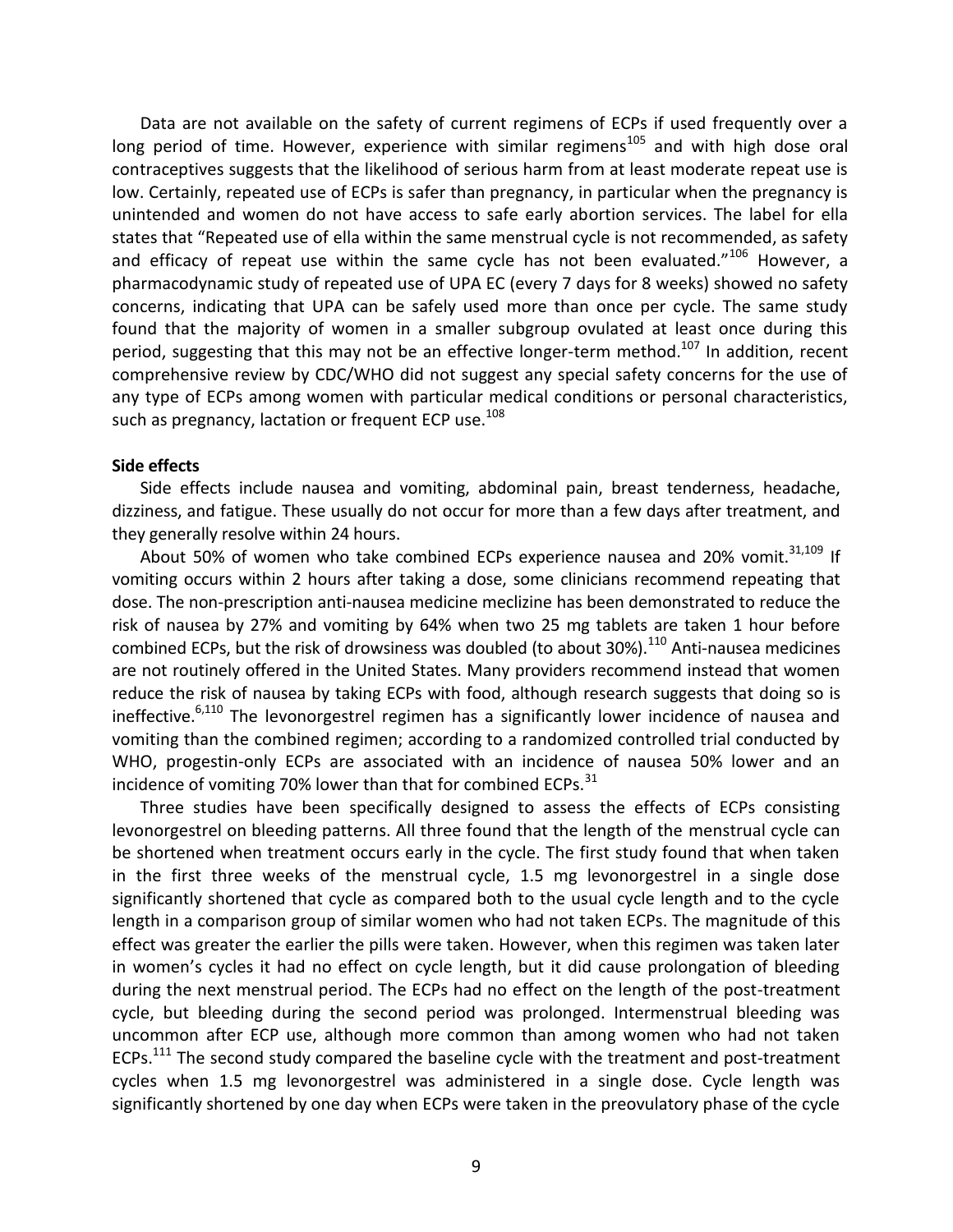Data are not available on the safety of current regimens of ECPs if used frequently over a long period of time. However, experience with similar regimens[105] and with high dose oral contraceptives suggests that the likelihood of serious harm from at least moderate repeat use is low. Certainly, repeated use of ECPs is safer than pregnancy, in particular when the pregnancy is unintended and women do not have access to safe early abortion services. The label for ella states that "Repeated use of ella within the same menstrual cycle is not recommended, as safety and efficacy of repeat use within the same cycle has not been evaluated."[106] However, a pharmacodynamic study of repeated use of UPA EC (every 7 days for 8 weeks) showed no safety concerns, indicating that UPA can be safely used more than once per cycle. The same study found that the majority of women in a smaller subgroup ovulated at least once during this period, suggesting that this may not be an effective longer-term method.[107] In addition, recent comprehensive review by CDC/WHO did not suggest any special safety concerns for the use of any type of ECPs among women with particular medical conditions or personal characteristics, such as pregnancy, lactation or frequent ECP use.[108]

**Side effects**

Side effects include nausea and vomiting, abdominal pain, breast tenderness, headache, dizziness, and fatigue. These usually do not occur for more than a few days after treatment, and they generally resolve within 24 hours.

About 50% of women who take combined ECPs experience nausea and 20% vomit.[31,109] If vomiting occurs within 2 hours after taking a dose, some clinicians recommend repeating that dose. The non-prescription anti-nausea medicine meclizine has been demonstrated to reduce the risk of nausea by 27% and vomiting by 64% when two 25 mg tablets are taken 1 hour before combined ECPs, but the risk of drowsiness was doubled (to about 30%).[110] Anti-nausea medicines are not routinely offered in the United States. Many providers recommend instead that women reduce the risk of nausea by taking ECPs with food, although research suggests that doing so is ineffective.[6,110] The levonorgestrel regimen has a significantly lower incidence of nausea and vomiting than the combined regimen; according to a randomized controlled trial conducted by WHO, progestin-only ECPs are associated with an incidence of nausea 50% lower and an incidence of vomiting 70% lower than that for combined ECPs.[31]

Three studies have been specifically designed to assess the effects of ECPs consisting levonorgestrel on bleeding patterns. All three found that the length of the menstrual cycle can be shortened when treatment occurs early in the cycle. The first study found that when taken in the first three weeks of the menstrual cycle, 1.5 mg levonorgestrel in a single dose significantly shortened that cycle as compared both to the usual cycle length and to the cycle length in a comparison group of similar women who had not taken ECPs. The magnitude of this effect was greater the earlier the pills were taken. However, when this regimen was taken later in women's cycles it had no effect on cycle length, but it did cause prolongation of bleeding during the next menstrual period. The ECPs had no effect on the length of the post-treatment cycle, but bleeding during the second period was prolonged. Intermenstrual bleeding was uncommon after ECP use, although more common than among women who had not taken ECPs.[111] The second study compared the baseline cycle with the treatment and post-treatment cycles when 1.5 mg levonorgestrel was administered in a single dose. Cycle length was significantly shortened by one day when ECPs were taken in the preovulatory phase of the cycle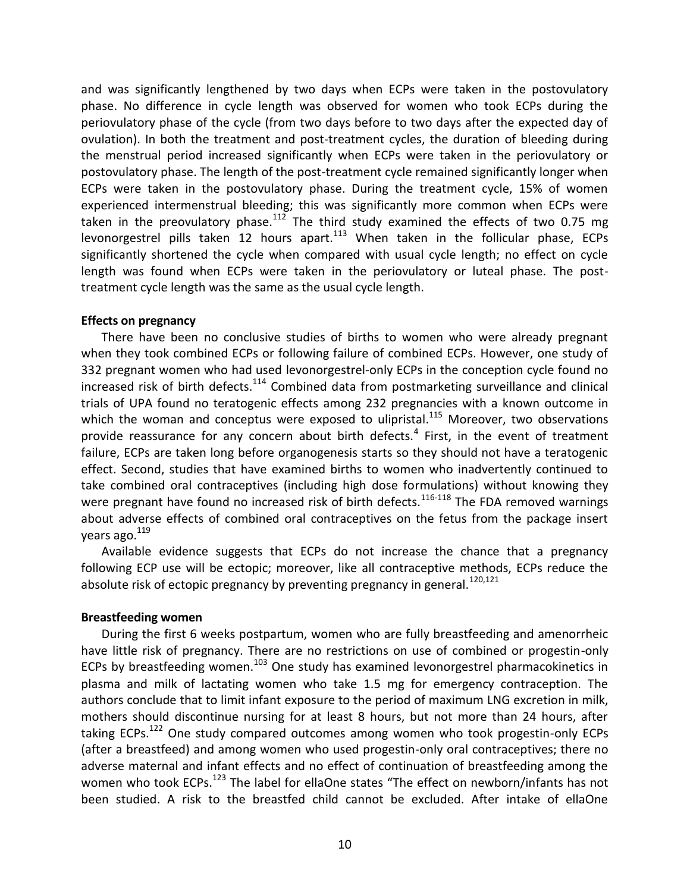and was significantly lengthened by two days when ECPs were taken in the postovulatory phase. No difference in cycle length was observed for women who took ECPs during the periovulatory phase of the cycle (from two days before to two days after the expected day of ovulation). In both the treatment and post-treatment cycles, the duration of bleeding during the menstrual period increased significantly when ECPs were taken in the periovulatory or postovulatory phase. The length of the post-treatment cycle remained significantly longer when ECPs were taken in the postovulatory phase. During the treatment cycle, 15% of women experienced intermenstrual bleeding; this was significantly more common when ECPs were taken in the preovulatory phase.[112] The third study examined the effects of two 0.75 mg levonorgestrel pills taken 12 hours apart.[113] When taken in the follicular phase, ECPs significantly shortened the cycle when compared with usual cycle length; no effect on cycle length was found when ECPs were taken in the periovulatory or luteal phase. The post-treatment cycle length was the same as the usual cycle length.

**Effects on pregnancy**

There have been no conclusive studies of births to women who were already pregnant when they took combined ECPs or following failure of combined ECPs. However, one study of 332 pregnant women who had used levonorgestrel-only ECPs in the conception cycle found no increased risk of birth defects.[114] Combined data from postmarketing surveillance and clinical trials of UPA found no teratogenic effects among 232 pregnancies with a known outcome in which the woman and conceptus were exposed to ulipristal.[115] Moreover, two observations provide reassurance for any concern about birth defects.[4] First, in the event of treatment failure, ECPs are taken long before organogenesis starts so they should not have a teratogenic effect. Second, studies that have examined births to women who inadvertently continued to take combined oral contraceptives (including high dose formulations) without knowing they were pregnant have found no increased risk of birth defects.[116-118] The FDA removed warnings about adverse effects of combined oral contraceptives on the fetus from the package insert years ago.[119]

Available evidence suggests that ECPs do not increase the chance that a pregnancy following ECP use will be ectopic; moreover, like all contraceptive methods, ECPs reduce the absolute risk of ectopic pregnancy by preventing pregnancy in general.[120,121]

**Breastfeeding women**

During the first 6 weeks postpartum, women who are fully breastfeeding and amenorrheic have little risk of pregnancy. There are no restrictions on use of combined or progestin-only ECPs by breastfeeding women.[103] One study has examined levonorgestrel pharmacokinetics in plasma and milk of lactating women who take 1.5 mg for emergency contraception. The authors conclude that to limit infant exposure to the period of maximum LNG excretion in milk, mothers should discontinue nursing for at least 8 hours, but not more than 24 hours, after taking ECPs.[122] One study compared outcomes among women who took progestin-only ECPs (after a breastfeed) and among women who used progestin-only oral contraceptives; there no adverse maternal and infant effects and no effect of continuation of breastfeeding among the women who took ECPs.[123] The label for ellaOne states "The effect on newborn/infants has not been studied. A risk to the breastfed child cannot be excluded. After intake of ellaOne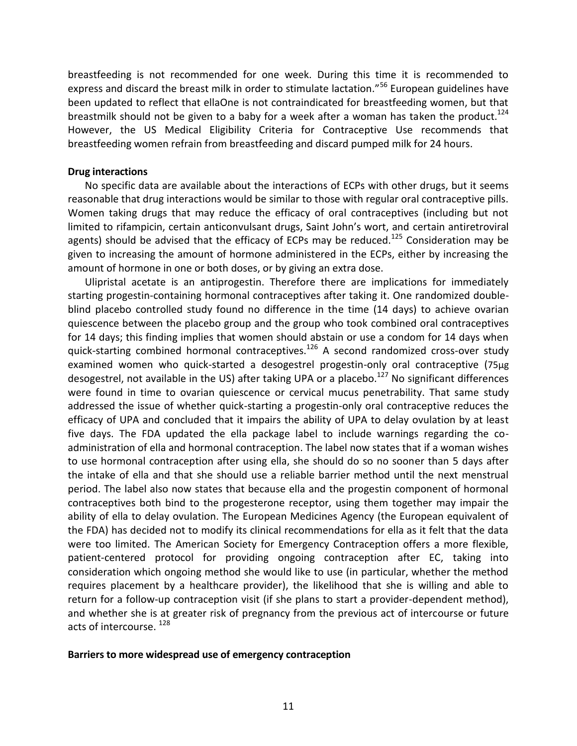breastfeeding is not recommended for one week. During this time it is recommended to express and discard the breast milk in order to stimulate lactation."[56] European guidelines have been updated to reflect that ellaOne is not contraindicated for breastfeeding women, but that breastmilk should not be given to a baby for a week after a woman has taken the product.[124] However, the US Medical Eligibility Criteria for Contraceptive Use recommends that breastfeeding women refrain from breastfeeding and discard pumped milk for 24 hours.

**Drug interactions**

No specific data are available about the interactions of ECPs with other drugs, but it seems reasonable that drug interactions would be similar to those with regular oral contraceptive pills. Women taking drugs that may reduce the efficacy of oral contraceptives (including but not limited to rifampicin, certain anticonvulsant drugs, Saint John's wort, and certain antiretroviral agents) should be advised that the efficacy of ECPs may be reduced.[125] Consideration may be given to increasing the amount of hormone administered in the ECPs, either by increasing the amount of hormone in one or both doses, or by giving an extra dose.

Ulipristal acetate is an antiprogestin. Therefore there are implications for immediately starting progestin-containing hormonal contraceptives after taking it. One randomized double-blind placebo controlled study found no difference in the time (14 days) to achieve ovarian quiescence between the placebo group and the group who took combined oral contraceptives for 14 days; this finding implies that women should abstain or use a condom for 14 days when quick-starting combined hormonal contraceptives.[126] A second randomized cross-over study examined women who quick-started a desogestrel progestin-only oral contraceptive (75μg desogestrel, not available in the US) after taking UPA or a placebo.[127] No significant differences were found in time to ovarian quiescence or cervical mucus penetrability. That same study addressed the issue of whether quick-starting a progestin-only oral contraceptive reduces the efficacy of UPA and concluded that it impairs the ability of UPA to delay ovulation by at least five days. The FDA updated the ella package label to include warnings regarding the co-administration of ella and hormonal contraception. The label now states that if a woman wishes to use hormonal contraception after using ella, she should do so no sooner than 5 days after the intake of ella and that she should use a reliable barrier method until the next menstrual period. The label also now states that because ella and the progestin component of hormonal contraceptives both bind to the progesterone receptor, using them together may impair the ability of ella to delay ovulation. The European Medicines Agency (the European equivalent of the FDA) has decided not to modify its clinical recommendations for ella as it felt that the data were too limited. The American Society for Emergency Contraception offers a more flexible, patient-centered protocol for providing ongoing contraception after EC, taking into consideration which ongoing method she would like to use (in particular, whether the method requires placement by a healthcare provider), the likelihood that she is willing and able to return for a follow-up contraception visit (if she plans to start a provider-dependent method), and whether she is at greater risk of pregnancy from the previous act of intercourse or future acts of intercourse.[128]

**Barriers to more widespread use of emergency contraception**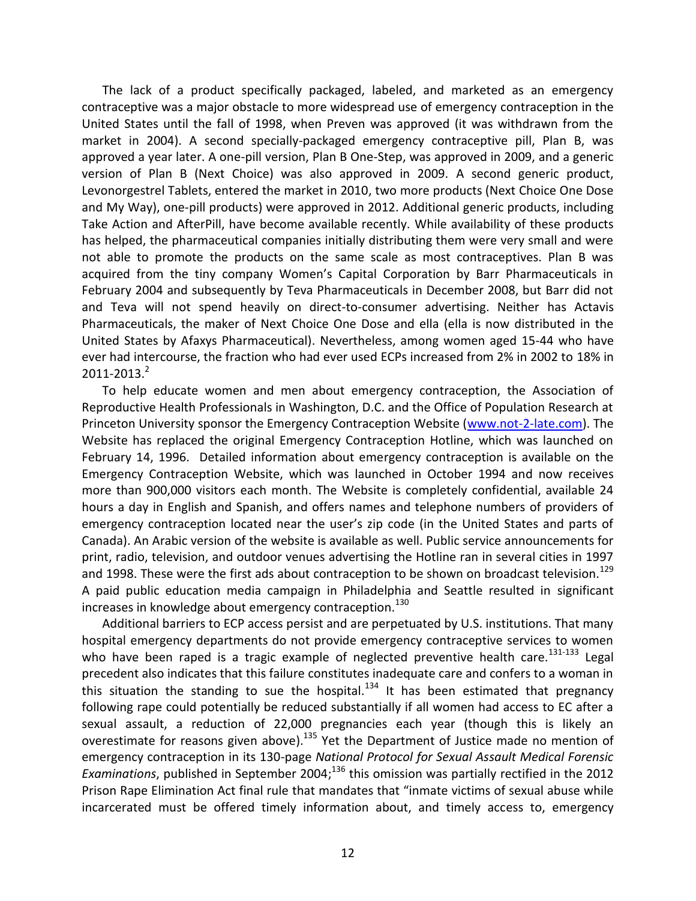The lack of a product specifically packaged, labeled, and marketed as an emergency contraceptive was a major obstacle to more widespread use of emergency contraception in the United States until the fall of 1998, when Preven was approved (it was withdrawn from the market in 2004). A second specially-packaged emergency contraceptive pill, Plan B, was approved a year later. A one-pill version, Plan B One-Step, was approved in 2009, and a generic version of Plan B (Next Choice) was also approved in 2009. A second generic product, Levonorgestrel Tablets, entered the market in 2010, two more products (Next Choice One Dose and My Way), one-pill products) were approved in 2012. Additional generic products, including Take Action and AfterPill, have become available recently. While availability of these products has helped, the pharmaceutical companies initially distributing them were very small and were not able to promote the products on the same scale as most contraceptives. Plan B was acquired from the tiny company Women's Capital Corporation by Barr Pharmaceuticals in February 2004 and subsequently by Teva Pharmaceuticals in December 2008, but Barr did not and Teva will not spend heavily on direct-to-consumer advertising. Neither has Actavis Pharmaceuticals, the maker of Next Choice One Dose and ella (ella is now distributed in the United States by Afaxys Pharmaceutical). Nevertheless, among women aged 15-44 who have ever had intercourse, the fraction who had ever used ECPs increased from 2% in 2002 to 18% in 2011-2013.[2]

To help educate women and men about emergency contraception, the Association of Reproductive Health Professionals in Washington, D.C. and the Office of Population Research at Princeton University sponsor the Emergency Contraception Website (www.not-2-late.com). The Website has replaced the original Emergency Contraception Hotline, which was launched on February 14, 1996. Detailed information about emergency contraception is available on the Emergency Contraception Website, which was launched in October 1994 and now receives more than 900,000 visitors each month. The Website is completely confidential, available 24 hours a day in English and Spanish, and offers names and telephone numbers of providers of emergency contraception located near the user's zip code (in the United States and parts of Canada). An Arabic version of the website is available as well. Public service announcements for print, radio, television, and outdoor venues advertising the Hotline ran in several cities in 1997 and 1998. These were the first ads about contraception to be shown on broadcast television.[129] A paid public education media campaign in Philadelphia and Seattle resulted in significant increases in knowledge about emergency contraception.[130]

Additional barriers to ECP access persist and are perpetuated by U.S. institutions. That many hospital emergency departments do not provide emergency contraceptive services to women who have been raped is a tragic example of neglected preventive health care.[131-133] Legal precedent also indicates that this failure constitutes inadequate care and confers to a woman in this situation the standing to sue the hospital.[134] It has been estimated that pregnancy following rape could potentially be reduced substantially if all women had access to EC after a sexual assault, a reduction of 22,000 pregnancies each year (though this is likely an overestimate for reasons given above).[135] Yet the Department of Justice made no mention of emergency contraception in its 130-page *National Protocol for Sexual Assault Medical Forensic Examinations*, published in September 2004;[136] this omission was partially rectified in the 2012 Prison Rape Elimination Act final rule that mandates that "inmate victims of sexual abuse while incarcerated must be offered timely information about, and timely access to, emergency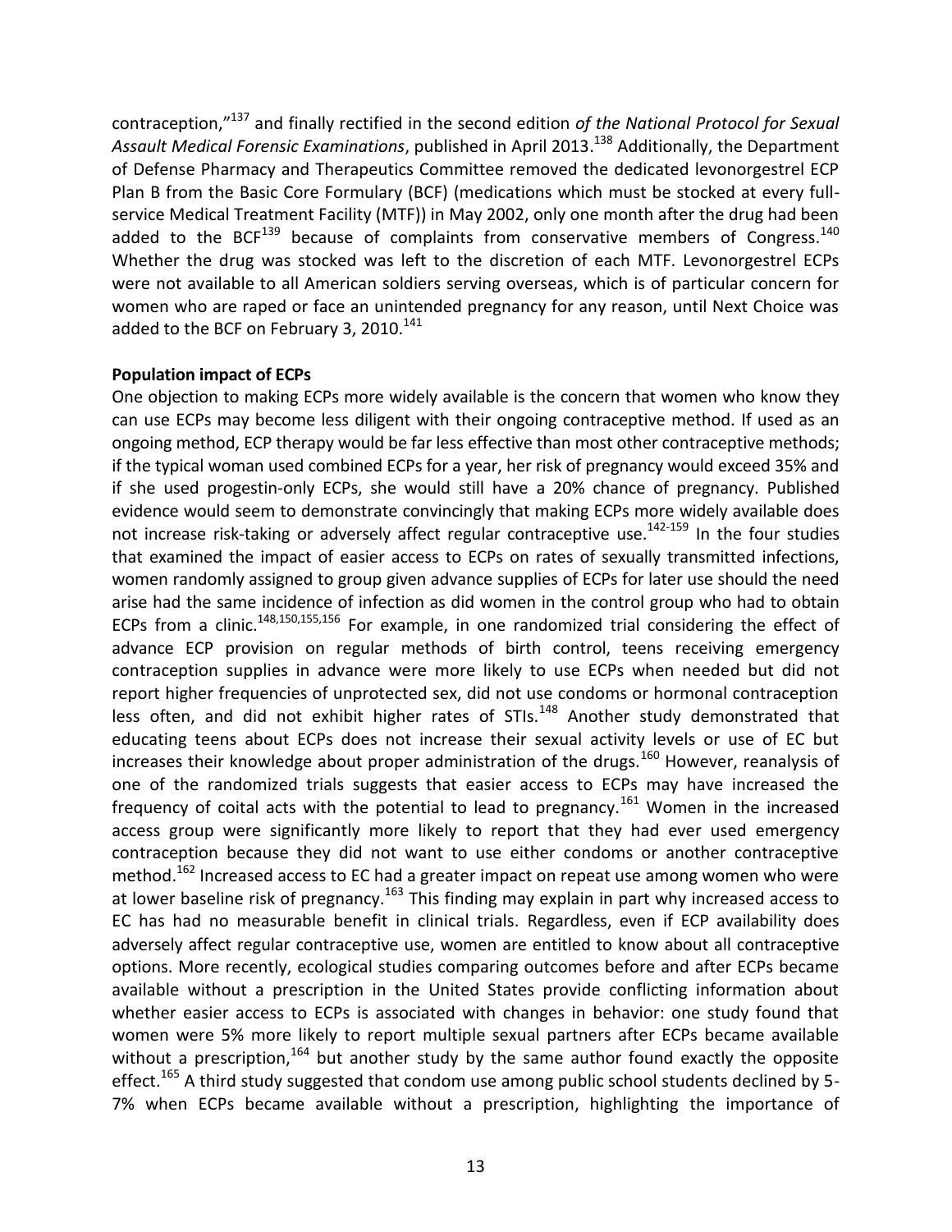contraception,"[137] and finally rectified in the second edition *of the National Protocol for Sexual Assault Medical Forensic Examinations*, published in April 2013.[138] Additionally, the Department of Defense Pharmacy and Therapeutics Committee removed the dedicated levonorgestrel ECP Plan B from the Basic Core Formulary (BCF) (medications which must be stocked at every full-service Medical Treatment Facility (MTF)) in May 2002, only one month after the drug had been added to the BCF[139] because of complaints from conservative members of Congress.[140] Whether the drug was stocked was left to the discretion of each MTF. Levonorgestrel ECPs were not available to all American soldiers serving overseas, which is of particular concern for women who are raped or face an unintended pregnancy for any reason, until Next Choice was added to the BCF on February 3, 2010.[141]

**Population impact of ECPs**

One objection to making ECPs more widely available is the concern that women who know they can use ECPs may become less diligent with their ongoing contraceptive method. If used as an ongoing method, ECP therapy would be far less effective than most other contraceptive methods; if the typical woman used combined ECPs for a year, her risk of pregnancy would exceed 35% and if she used progestin-only ECPs, she would still have a 20% chance of pregnancy. Published evidence would seem to demonstrate convincingly that making ECPs more widely available does not increase risk-taking or adversely affect regular contraceptive use.[142-159] In the four studies that examined the impact of easier access to ECPs on rates of sexually transmitted infections, women randomly assigned to group given advance supplies of ECPs for later use should the need arise had the same incidence of infection as did women in the control group who had to obtain ECPs from a clinic.[148,150,155,156] For example, in one randomized trial considering the effect of advance ECP provision on regular methods of birth control, teens receiving emergency contraception supplies in advance were more likely to use ECPs when needed but did not report higher frequencies of unprotected sex, did not use condoms or hormonal contraception less often, and did not exhibit higher rates of STIs.[148] Another study demonstrated that educating teens about ECPs does not increase their sexual activity levels or use of EC but increases their knowledge about proper administration of the drugs.[160] However, reanalysis of one of the randomized trials suggests that easier access to ECPs may have increased the frequency of coital acts with the potential to lead to pregnancy.[161] Women in the increased access group were significantly more likely to report that they had ever used emergency contraception because they did not want to use either condoms or another contraceptive method.[162] Increased access to EC had a greater impact on repeat use among women who were at lower baseline risk of pregnancy.[163] This finding may explain in part why increased access to EC has had no measurable benefit in clinical trials. Regardless, even if ECP availability does adversely affect regular contraceptive use, women are entitled to know about all contraceptive options. More recently, ecological studies comparing outcomes before and after ECPs became available without a prescription in the United States provide conflicting information about whether easier access to ECPs is associated with changes in behavior: one study found that women were 5% more likely to report multiple sexual partners after ECPs became available without a prescription,[164] but another study by the same author found exactly the opposite effect.[165] A third study suggested that condom use among public school students declined by 5-7% when ECPs became available without a prescription, highlighting the importance of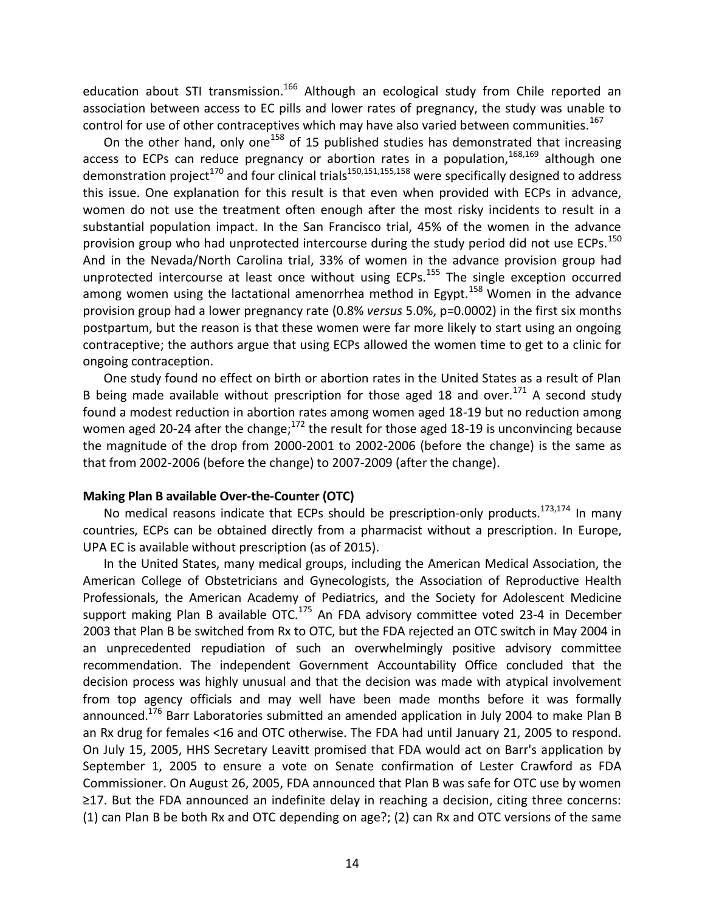education about STI transmission.[166] Although an ecological study from Chile reported an association between access to EC pills and lower rates of pregnancy, the study was unable to control for use of other contraceptives which may have also varied between communities.[167]

On the other hand, only one[158] of 15 published studies has demonstrated that increasing access to ECPs can reduce pregnancy or abortion rates in a population,[168,169] although one demonstration project[170] and four clinical trials[150,151,155,158] were specifically designed to address this issue. One explanation for this result is that even when provided with ECPs in advance, women do not use the treatment often enough after the most risky incidents to result in a substantial population impact. In the San Francisco trial, 45% of the women in the advance provision group who had unprotected intercourse during the study period did not use ECPs.[150] And in the Nevada/North Carolina trial, 33% of women in the advance provision group had unprotected intercourse at least once without using ECPs.[155] The single exception occurred among women using the lactational amenorrhea method in Egypt.[158] Women in the advance provision group had a lower pregnancy rate (0.8% *versus* 5.0%, $p=0.0002$) in the first six months postpartum, but the reason is that these women were far more likely to start using an ongoing contraceptive; the authors argue that using ECPs allowed the women time to get to a clinic for ongoing contraception.

One study found no effect on birth or abortion rates in the United States as a result of Plan B being made available without prescription for those aged 18 and over.[171] A second study found a modest reduction in abortion rates among women aged 18-19 but no reduction among women aged 20-24 after the change;[172] the result for those aged 18-19 is unconvincing because the magnitude of the drop from 2000-2001 to 2002-2006 (before the change) is the same as that from 2002-2006 (before the change) to 2007-2009 (after the change).

**Making Plan B available Over-the-Counter (OTC)**

No medical reasons indicate that ECPs should be prescription-only products.[173,174] In many countries, ECPs can be obtained directly from a pharmacist without a prescription. In Europe, UPA EC is available without prescription (as of 2015).

In the United States, many medical groups, including the American Medical Association, the American College of Obstetricians and Gynecologists, the Association of Reproductive Health Professionals, the American Academy of Pediatrics, and the Society for Adolescent Medicine support making Plan B available OTC.[175] An FDA advisory committee voted 23-4 in December 2003 that Plan B be switched from Rx to OTC, but the FDA rejected an OTC switch in May 2004 in an unprecedented repudiation of such an overwhelmingly positive advisory committee recommendation. The independent Government Accountability Office concluded that the decision process was highly unusual and that the decision was made with atypical involvement from top agency officials and may well have been made months before it was formally announced.[176] Barr Laboratories submitted an amended application in July 2004 to make Plan B an Rx drug for females <16 and OTC otherwise. The FDA had until January 21, 2005 to respond. On July 15, 2005, HHS Secretary Leavitt promised that FDA would act on Barr's application by September 1, 2005 to ensure a vote on Senate confirmation of Lester Crawford as FDA Commissioner. On August 26, 2005, FDA announced that Plan B was safe for OTC use by women ≥17. But the FDA announced an indefinite delay in reaching a decision, citing three concerns: (1) can Plan B be both Rx and OTC depending on age?; (2) can Rx and OTC versions of the same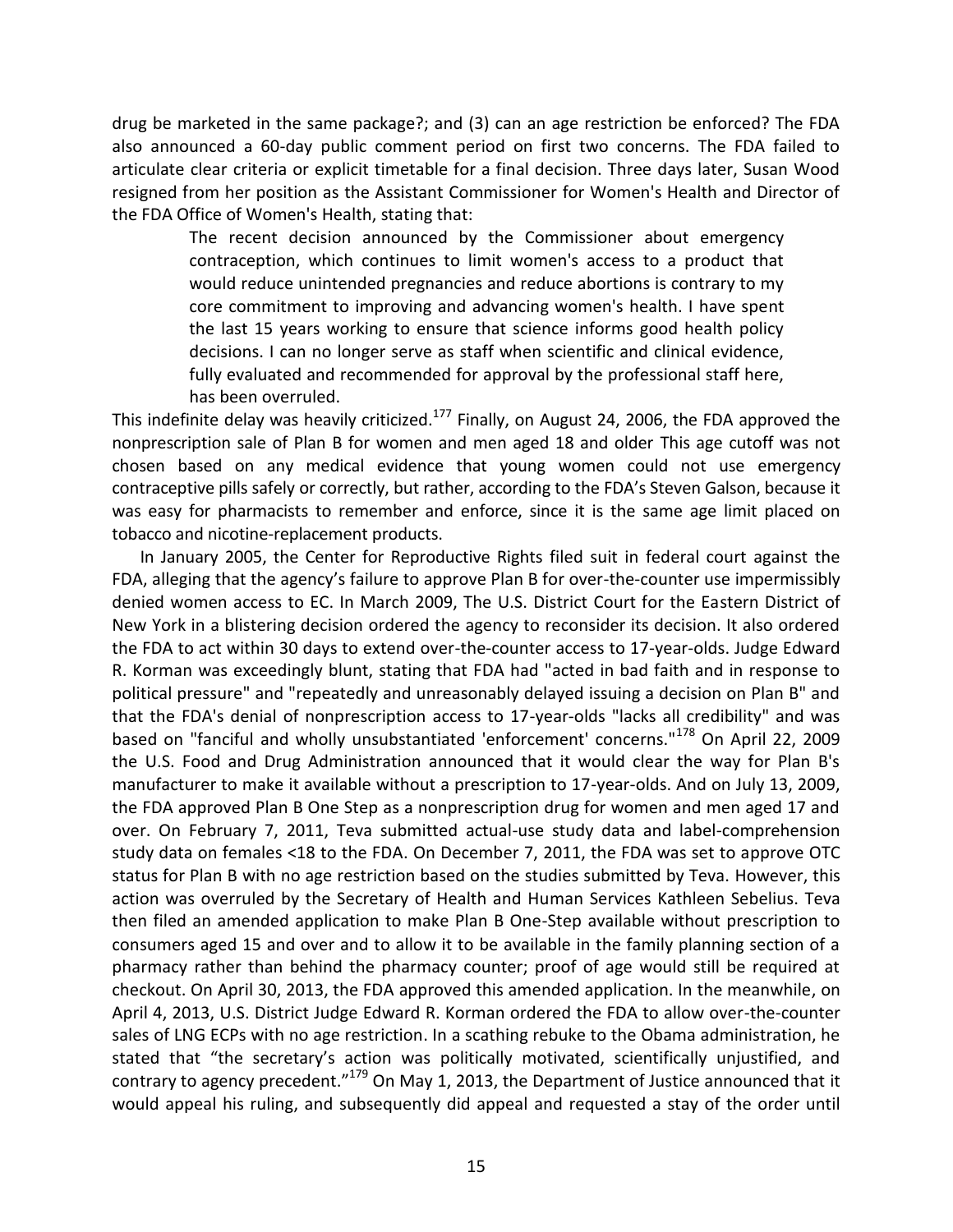drug be marketed in the same package?; and (3) can an age restriction be enforced? The FDA also announced a 60-day public comment period on first two concerns. The FDA failed to articulate clear criteria or explicit timetable for a final decision. Three days later, Susan Wood resigned from her position as the Assistant Commissioner for Women's Health and Director of the FDA Office of Women's Health, stating that:

> The recent decision announced by the Commissioner about emergency contraception, which continues to limit women's access to a product that would reduce unintended pregnancies and reduce abortions is contrary to my core commitment to improving and advancing women's health. I have spent the last 15 years working to ensure that science informs good health policy decisions. I can no longer serve as staff when scientific and clinical evidence, fully evaluated and recommended for approval by the professional staff here, has been overruled.

This indefinite delay was heavily criticized.[177] Finally, on August 24, 2006, the FDA approved the nonprescription sale of Plan B for women and men aged 18 and older This age cutoff was not chosen based on any medical evidence that young women could not use emergency contraceptive pills safely or correctly, but rather, according to the FDA's Steven Galson, because it was easy for pharmacists to remember and enforce, since it is the same age limit placed on tobacco and nicotine-replacement products.

In January 2005, the Center for Reproductive Rights filed suit in federal court against the FDA, alleging that the agency's failure to approve Plan B for over-the-counter use impermissibly denied women access to EC. In March 2009, The U.S. District Court for the Eastern District of New York in a blistering decision ordered the agency to reconsider its decision. It also ordered the FDA to act within 30 days to extend over-the-counter access to 17-year-olds. Judge Edward R. Korman was exceedingly blunt, stating that FDA had "acted in bad faith and in response to political pressure" and "repeatedly and unreasonably delayed issuing a decision on Plan B" and that the FDA's denial of nonprescription access to 17-year-olds "lacks all credibility" and was based on "fanciful and wholly unsubstantiated 'enforcement' concerns."[178] On April 22, 2009 the U.S. Food and Drug Administration announced that it would clear the way for Plan B's manufacturer to make it available without a prescription to 17-year-olds. And on July 13, 2009, the FDA approved Plan B One Step as a nonprescription drug for women and men aged 17 and over. On February 7, 2011, Teva submitted actual-use study data and label-comprehension study data on females <18 to the FDA. On December 7, 2011, the FDA was set to approve OTC status for Plan B with no age restriction based on the studies submitted by Teva. However, this action was overruled by the Secretary of Health and Human Services Kathleen Sebelius. Teva then filed an amended application to make Plan B One-Step available without prescription to consumers aged 15 and over and to allow it to be available in the family planning section of a pharmacy rather than behind the pharmacy counter; proof of age would still be required at checkout. On April 30, 2013, the FDA approved this amended application. In the meanwhile, on April 4, 2013, U.S. District Judge Edward R. Korman ordered the FDA to allow over-the-counter sales of LNG ECPs with no age restriction. In a scathing rebuke to the Obama administration, he stated that "the secretary's action was politically motivated, scientifically unjustified, and contrary to agency precedent."[179] On May 1, 2013, the Department of Justice announced that it would appeal his ruling, and subsequently did appeal and requested a stay of the order until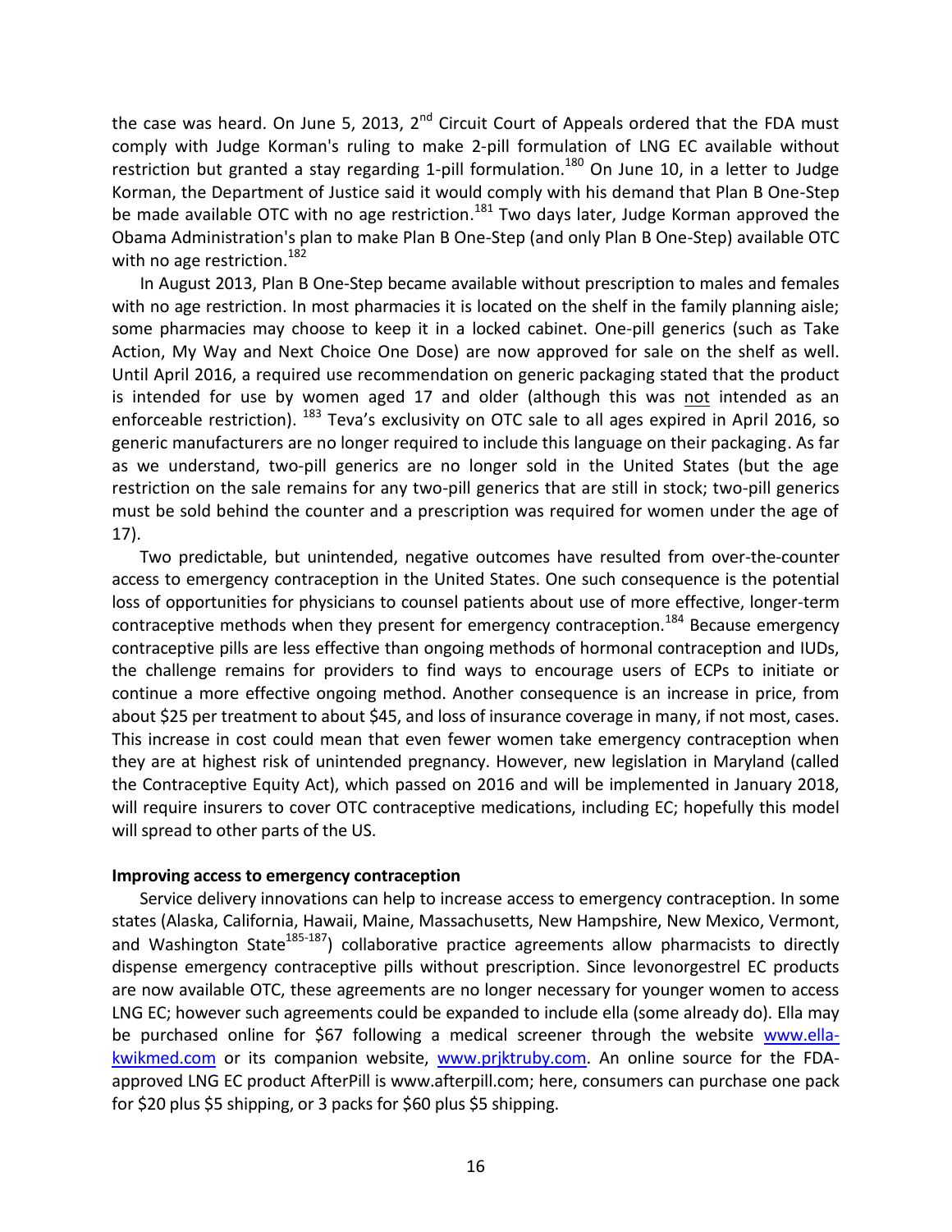the case was heard. On June 5, 2013, 2nd Circuit Court of Appeals ordered that the FDA must comply with Judge Korman's ruling to make 2-pill formulation of LNG EC available without restriction but granted a stay regarding 1-pill formulation.[180] On June 10, in a letter to Judge Korman, the Department of Justice said it would comply with his demand that Plan B One-Step be made available OTC with no age restriction.[181] Two days later, Judge Korman approved the Obama Administration's plan to make Plan B One-Step (and only Plan B One-Step) available OTC with no age restriction.[182]

In August 2013, Plan B One-Step became available without prescription to males and females with no age restriction. In most pharmacies it is located on the shelf in the family planning aisle; some pharmacies may choose to keep it in a locked cabinet. One-pill generics (such as Take Action, My Way and Next Choice One Dose) are now approved for sale on the shelf as well. Until April 2016, a required use recommendation on generic packaging stated that the product is intended for use by women aged 17 and older (although this was not intended as an enforceable restriction).[183] Teva's exclusivity on OTC sale to all ages expired in April 2016, so generic manufacturers are no longer required to include this language on their packaging. As far as we understand, two-pill generics are no longer sold in the United States (but the age restriction on the sale remains for any two-pill generics that are still in stock; two-pill generics must be sold behind the counter and a prescription was required for women under the age of 17).

Two predictable, but unintended, negative outcomes have resulted from over-the-counter access to emergency contraception in the United States. One such consequence is the potential loss of opportunities for physicians to counsel patients about use of more effective, longer-term contraceptive methods when they present for emergency contraception.[184] Because emergency contraceptive pills are less effective than ongoing methods of hormonal contraception and IUDs, the challenge remains for providers to find ways to encourage users of ECPs to initiate or continue a more effective ongoing method. Another consequence is an increase in price, from about $25 per treatment to about $45, and loss of insurance coverage in many, if not most, cases. This increase in cost could mean that even fewer women take emergency contraception when they are at highest risk of unintended pregnancy. However, new legislation in Maryland (called the Contraceptive Equity Act), which passed on 2016 and will be implemented in January 2018, will require insurers to cover OTC contraceptive medications, including EC; hopefully this model will spread to other parts of the US.

**Improving access to emergency contraception**

Service delivery innovations can help to increase access to emergency contraception. In some states (Alaska, California, Hawaii, Maine, Massachusetts, New Hampshire, New Mexico, Vermont, and Washington State[185-187]) collaborative practice agreements allow pharmacists to directly dispense emergency contraceptive pills without prescription. Since levonorgestrel EC products are now available OTC, these agreements are no longer necessary for younger women to access LNG EC; however such agreements could be expanded to include ella (some already do). Ella may be purchased online for $67 following a medical screener through the website [www.ella-kwikmed.com](www.ella-kwikmed.com) or its companion website, [www.prjktruby.com](www.prjktruby.com). An online source for the FDA-approved LNG EC product AfterPill is www.afterpill.com; here, consumers can purchase one pack for $20 plus $5 shipping, or 3 packs for $60 plus $5 shipping.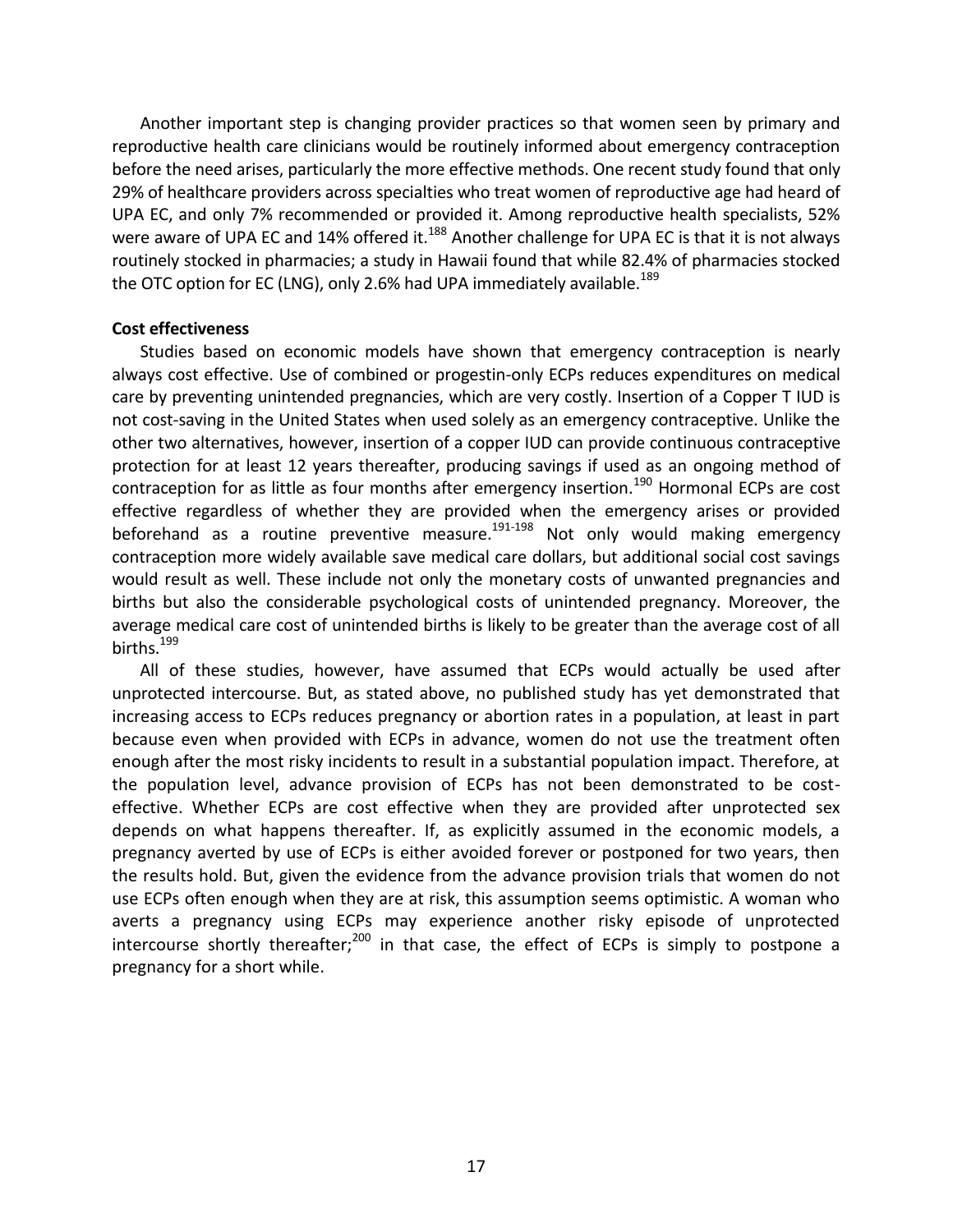Another important step is changing provider practices so that women seen by primary and reproductive health care clinicians would be routinely informed about emergency contraception before the need arises, particularly the more effective methods. One recent study found that only 29% of healthcare providers across specialties who treat women of reproductive age had heard of UPA EC, and only 7% recommended or provided it. Among reproductive health specialists, 52% were aware of UPA EC and 14% offered it.[188] Another challenge for UPA EC is that it is not always routinely stocked in pharmacies; a study in Hawaii found that while 82.4% of pharmacies stocked the OTC option for EC (LNG), only 2.6% had UPA immediately available.[189]

**Cost effectiveness**

Studies based on economic models have shown that emergency contraception is nearly always cost effective. Use of combined or progestin-only ECPs reduces expenditures on medical care by preventing unintended pregnancies, which are very costly. Insertion of a Copper T IUD is not cost-saving in the United States when used solely as an emergency contraceptive. Unlike the other two alternatives, however, insertion of a copper IUD can provide continuous contraceptive protection for at least 12 years thereafter, producing savings if used as an ongoing method of contraception for as little as four months after emergency insertion.[190] Hormonal ECPs are cost effective regardless of whether they are provided when the emergency arises or provided beforehand as a routine preventive measure.[191-198] Not only would making emergency contraception more widely available save medical care dollars, but additional social cost savings would result as well. These include not only the monetary costs of unwanted pregnancies and births but also the considerable psychological costs of unintended pregnancy. Moreover, the average medical care cost of unintended births is likely to be greater than the average cost of all births.[199]

All of these studies, however, have assumed that ECPs would actually be used after unprotected intercourse. But, as stated above, no published study has yet demonstrated that increasing access to ECPs reduces pregnancy or abortion rates in a population, at least in part because even when provided with ECPs in advance, women do not use the treatment often enough after the most risky incidents to result in a substantial population impact. Therefore, at the population level, advance provision of ECPs has not been demonstrated to be cost-effective. Whether ECPs are cost effective when they are provided after unprotected sex depends on what happens thereafter. If, as explicitly assumed in the economic models, a pregnancy averted by use of ECPs is either avoided forever or postponed for two years, then the results hold. But, given the evidence from the advance provision trials that women do not use ECPs often enough when they are at risk, this assumption seems optimistic. A woman who averts a pregnancy using ECPs may experience another risky episode of unprotected intercourse shortly thereafter;[200] in that case, the effect of ECPs is simply to postpone a pregnancy for a short while.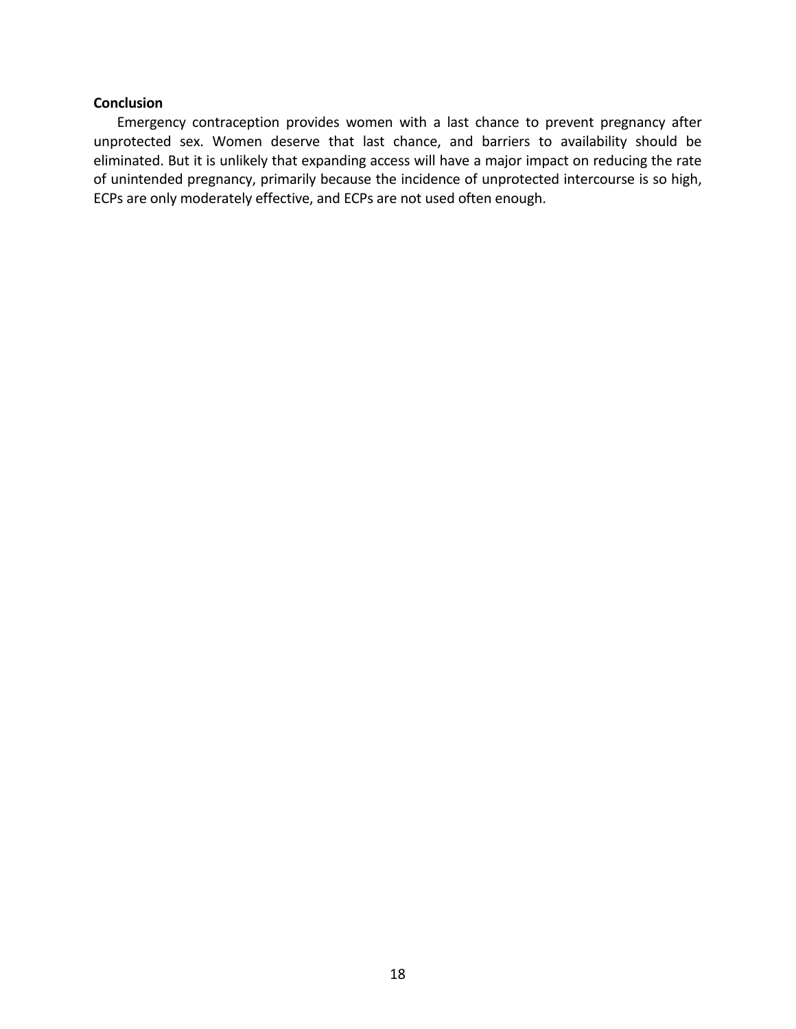**Conclusion**

Emergency contraception provides women with a last chance to prevent pregnancy after unprotected sex. Women deserve that last chance, and barriers to availability should be eliminated. But it is unlikely that expanding access will have a major impact on reducing the rate of unintended pregnancy, primarily because the incidence of unprotected intercourse is so high, ECPs are only moderately effective, and ECPs are not used often enough.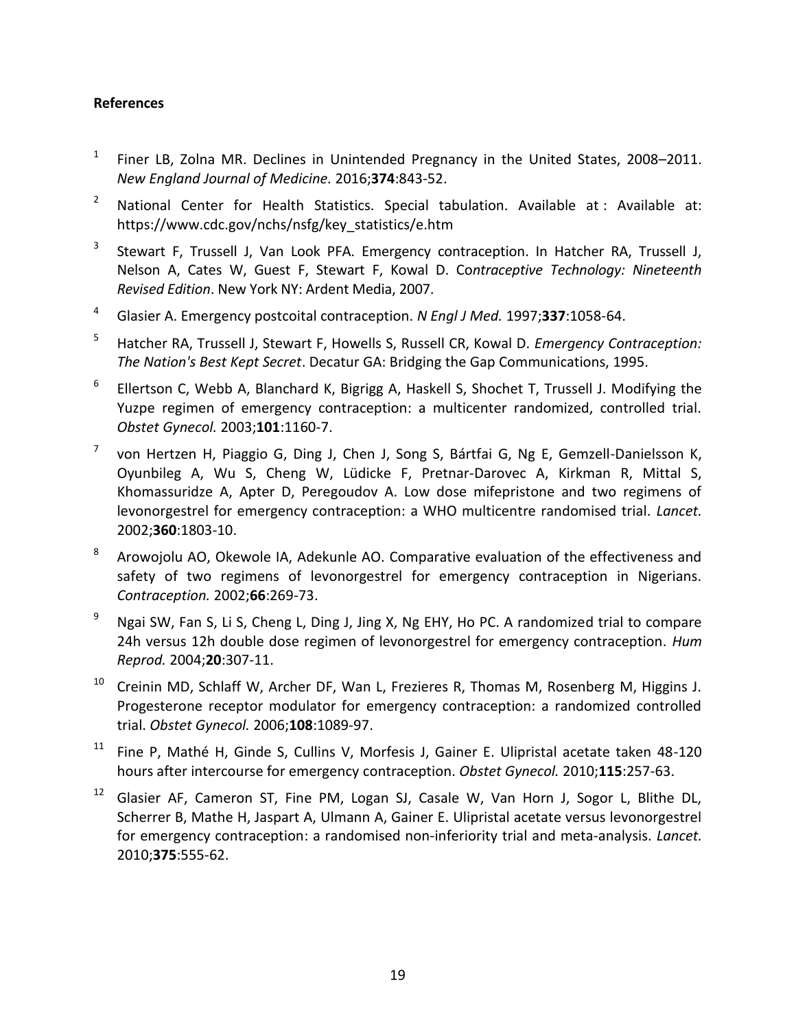**References**

1. Finer LB, Zolna MR. Declines in Unintended Pregnancy in the United States, 2008–2011. *New England Journal of Medicine.* 2016;**374**:843-52.

2. National Center for Health Statistics. Special tabulation. Available at : Available at: https://www.cdc.gov/nchs/nsfg/key_statistics/e.htm

3. Stewart F, Trussell J, Van Look PFA. Emergency contraception. In Hatcher RA, Trussell J, Nelson A, Cates W, Guest F, Stewart F, Kowal D. *Contraceptive Technology: Nineteenth Revised Edition*. New York NY: Ardent Media, 2007.

4. Glasier A. Emergency postcoital contraception. *N Engl J Med.* 1997;**337**:1058-64.

5. Hatcher RA, Trussell J, Stewart F, Howells S, Russell CR, Kowal D. *Emergency Contraception: The Nation's Best Kept Secret*. Decatur GA: Bridging the Gap Communications, 1995.

6. Ellertson C, Webb A, Blanchard K, Bigrigg A, Haskell S, Shochet T, Trussell J. Modifying the Yuzpe regimen of emergency contraception: a multicenter randomized, controlled trial. *Obstet Gynecol.* 2003;**101**:1160-7.

7. von Hertzen H, Piaggio G, Ding J, Chen J, Song S, Bártfai G, Ng E, Gemzell-Danielsson K, Oyunbileg A, Wu S, Cheng W, Lüdicke F, Pretnar-Darovec A, Kirkman R, Mittal S, Khomassuridze A, Apter D, Peregoudov A. Low dose mifepristone and two regimens of levonorgestrel for emergency contraception: a WHO multicentre randomised trial. *Lancet.* 2002;**360**:1803-10.

8. Arowojolu AO, Okewole IA, Adekunle AO. Comparative evaluation of the effectiveness and safety of two regimens of levonorgestrel for emergency contraception in Nigerians. *Contraception.* 2002;**66**:269-73.

9. Ngai SW, Fan S, Li S, Cheng L, Ding J, Jing X, Ng EHY, Ho PC. A randomized trial to compare 24h versus 12h double dose regimen of levonorgestrel for emergency contraception. *Hum Reprod.* 2004;**20**:307-11.

10. Creinin MD, Schlaff W, Archer DF, Wan L, Frezieres R, Thomas M, Rosenberg M, Higgins J. Progesterone receptor modulator for emergency contraception: a randomized controlled trial. *Obstet Gynecol.* 2006;**108**:1089-97.

11. Fine P, Mathé H, Ginde S, Cullins V, Morfesis J, Gainer E. Ulipristal acetate taken 48-120 hours after intercourse for emergency contraception. *Obstet Gynecol.* 2010;**115**:257-63.

12. Glasier AF, Cameron ST, Fine PM, Logan SJ, Casale W, Van Horn J, Sogor L, Blithe DL, Scherrer B, Mathe H, Jaspart A, Ulmann A, Gainer E. Ulipristal acetate versus levonorgestrel for emergency contraception: a randomised non-inferiority trial and meta-analysis. *Lancet.* 2010;**375**:555-62.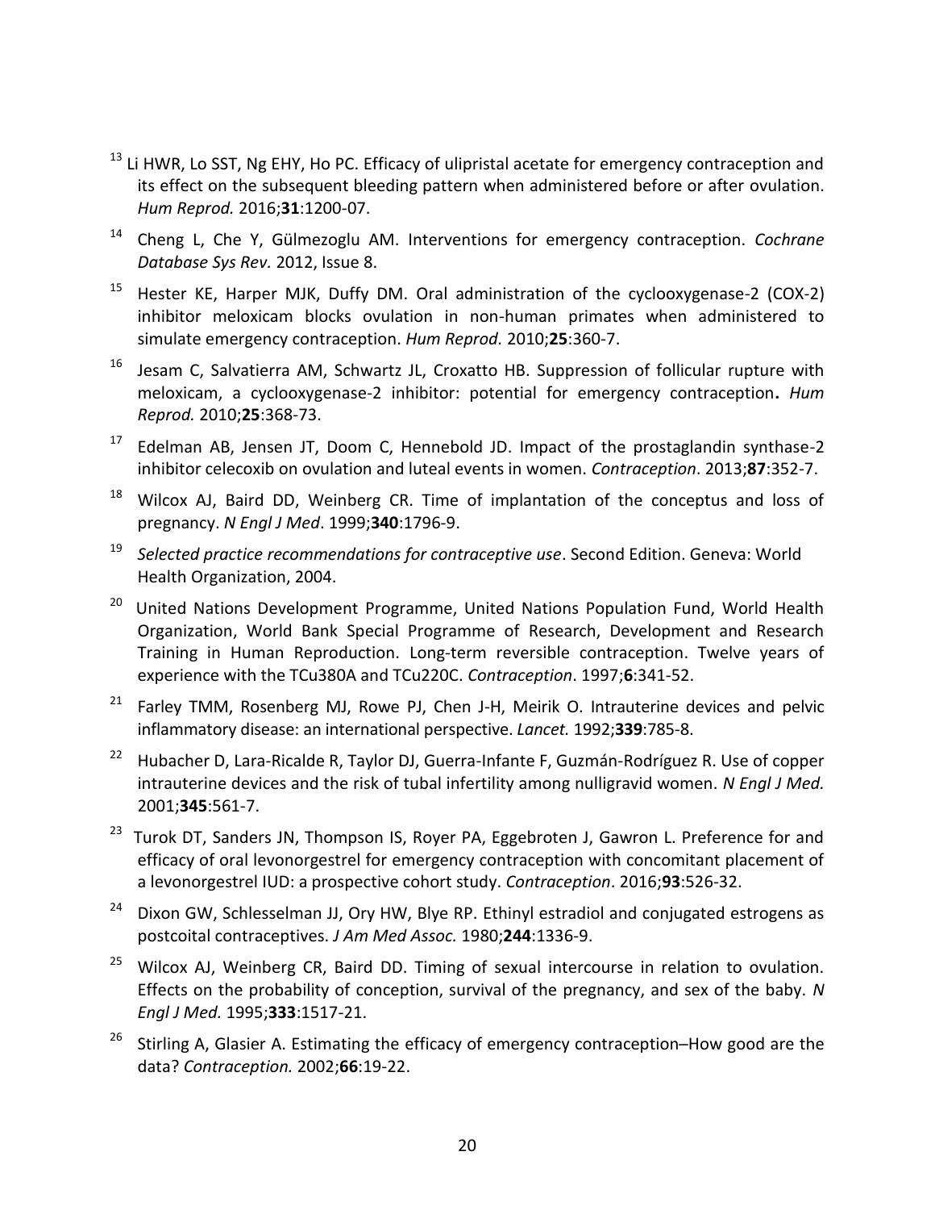[13] Li HWR, Lo SST, Ng EHY, Ho PC. Efficacy of ulipristal acetate for emergency contraception and its effect on the subsequent bleeding pattern when administered before or after ovulation. *Hum Reprod.* 2016;**31**:1200-07.

[14] Cheng L, Che Y, Gülmezoglu AM. Interventions for emergency contraception. *Cochrane Database Sys Rev.* 2012, Issue 8.

[15] Hester KE, Harper MJK, Duffy DM. Oral administration of the cyclooxygenase-2 (COX-2) inhibitor meloxicam blocks ovulation in non-human primates when administered to simulate emergency contraception. *Hum Reprod.* 2010;**25**:360-7.

[16] Jesam C, Salvatierra AM, Schwartz JL, Croxatto HB. Suppression of follicular rupture with meloxicam, a cyclooxygenase-2 inhibitor: potential for emergency contraception**.** *Hum Reprod.* 2010;**25**:368-73.

[17] Edelman AB, Jensen JT, Doom C, Hennebold JD. Impact of the prostaglandin synthase-2 inhibitor celecoxib on ovulation and luteal events in women. *Contraception*. 2013;**87**:352-7.

[18] Wilcox AJ, Baird DD, Weinberg CR. Time of implantation of the conceptus and loss of pregnancy. *N Engl J Med*. 1999;**340**:1796-9.

[19] *Selected practice recommendations for contraceptive use*. Second Edition. Geneva: World Health Organization, 2004.

[20] United Nations Development Programme, United Nations Population Fund, World Health Organization, World Bank Special Programme of Research, Development and Research Training in Human Reproduction. Long-term reversible contraception. Twelve years of experience with the TCu380A and TCu220C. *Contraception*. 1997;**6**:341-52.

[21] Farley TMM, Rosenberg MJ, Rowe PJ, Chen J-H, Meirik O. Intrauterine devices and pelvic inflammatory disease: an international perspective. *Lancet.* 1992;**339**:785-8.

[22] Hubacher D, Lara-Ricalde R, Taylor DJ, Guerra-Infante F, Guzmán-Rodríguez R. Use of copper intrauterine devices and the risk of tubal infertility among nulligravid women. *N Engl J Med.* 2001;**345**:561-7.

[23] Turok DT, Sanders JN, Thompson IS, Royer PA, Eggebroten J, Gawron L. Preference for and efficacy of oral levonorgestrel for emergency contraception with concomitant placement of a levonorgestrel IUD: a prospective cohort study. *Contraception*. 2016;**93**:526-32.

[24] Dixon GW, Schlesselman JJ, Ory HW, Blye RP. Ethinyl estradiol and conjugated estrogens as postcoital contraceptives. *J Am Med Assoc.* 1980;**244**:1336-9.

[25] Wilcox AJ, Weinberg CR, Baird DD. Timing of sexual intercourse in relation to ovulation. Effects on the probability of conception, survival of the pregnancy, and sex of the baby. *N Engl J Med.* 1995;**333**:1517-21.

[26] Stirling A, Glasier A. Estimating the efficacy of emergency contraception–How good are the data? *Contraception.* 2002;**66**:19-22.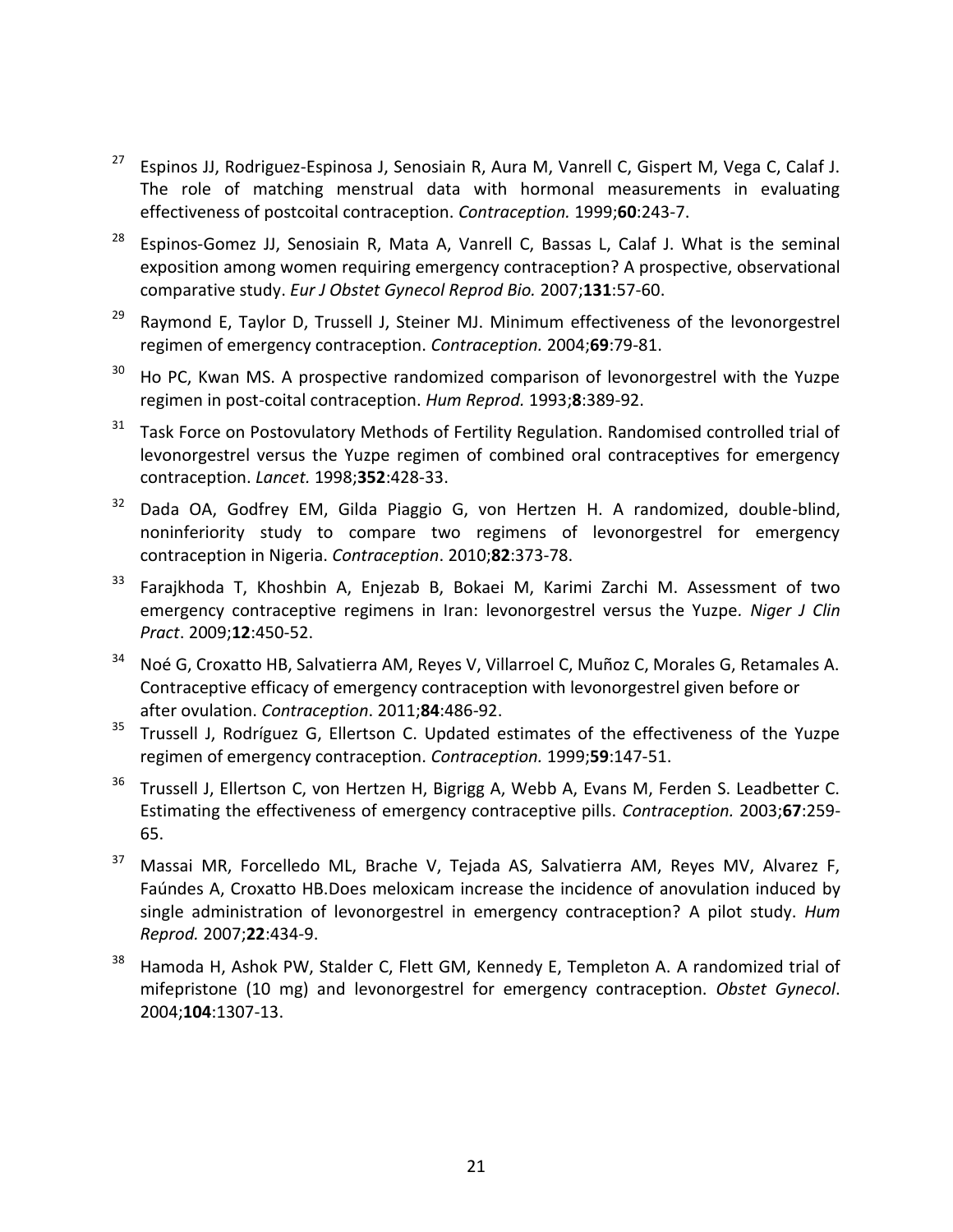27. Espinos JJ, Rodriguez-Espinosa J, Senosiain R, Aura M, Vanrell C, Gispert M, Vega C, Calaf J. The role of matching menstrual data with hormonal measurements in evaluating effectiveness of postcoital contraception. *Contraception.* 1999;**60**:243-7.

28. Espinos-Gomez JJ, Senosiain R, Mata A, Vanrell C, Bassas L, Calaf J. What is the seminal exposition among women requiring emergency contraception? A prospective, observational comparative study. *Eur J Obstet Gynecol Reprod Bio.* 2007;**131**:57-60.

29. Raymond E, Taylor D, Trussell J, Steiner MJ. Minimum effectiveness of the levonorgestrel regimen of emergency contraception. *Contraception.* 2004;**69**:79-81.

30. Ho PC, Kwan MS. A prospective randomized comparison of levonorgestrel with the Yuzpe regimen in post-coital contraception. *Hum Reprod.* 1993;**8**:389-92.

31. Task Force on Postovulatory Methods of Fertility Regulation. Randomised controlled trial of levonorgestrel versus the Yuzpe regimen of combined oral contraceptives for emergency contraception. *Lancet.* 1998;**352**:428-33.

32. Dada OA, Godfrey EM, Gilda Piaggio G, von Hertzen H. A randomized, double-blind, noninferiority study to compare two regimens of levonorgestrel for emergency contraception in Nigeria. *Contraception*. 2010;**82**:373-78.

33. Farajkhoda T, Khoshbin A, Enjezab B, Bokaei M, Karimi Zarchi M. Assessment of two emergency contraceptive regimens in Iran: levonorgestrel versus the Yuzpe. *Niger J Clin Pract*. 2009;**12**:450-52.

34. Noé G, Croxatto HB, Salvatierra AM, Reyes V, Villarroel C, Muñoz C, Morales G, Retamales A. Contraceptive efficacy of emergency contraception with levonorgestrel given before or after ovulation. *Contraception*. 2011;**84**:486-92.

35. Trussell J, Rodríguez G, Ellertson C. Updated estimates of the effectiveness of the Yuzpe regimen of emergency contraception. *Contraception.* 1999;**59**:147-51.

36. Trussell J, Ellertson C, von Hertzen H, Bigrigg A, Webb A, Evans M, Ferden S. Leadbetter C. Estimating the effectiveness of emergency contraceptive pills. *Contraception.* 2003;**67**:259-65.

37. Massai MR, Forcelledo ML, Brache V, Tejada AS, Salvatierra AM, Reyes MV, Alvarez F, Faúndes A, Croxatto HB.Does meloxicam increase the incidence of anovulation induced by single administration of levonorgestrel in emergency contraception? A pilot study. *Hum Reprod.* 2007;**22**:434-9.

38. Hamoda H, Ashok PW, Stalder C, Flett GM, Kennedy E, Templeton A. A randomized trial of mifepristone (10 mg) and levonorgestrel for emergency contraception. *Obstet Gynecol*. 2004;**104**:1307-13.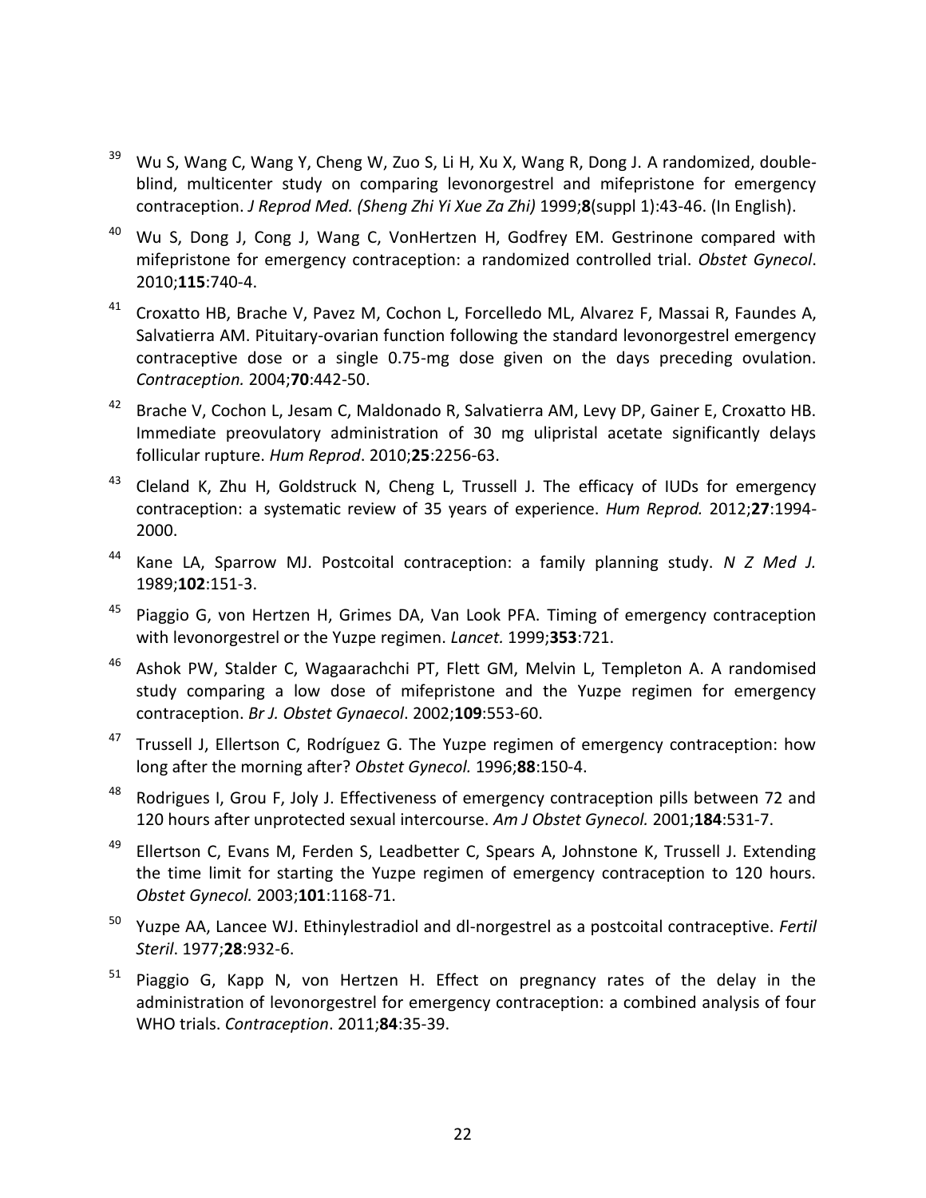[39] Wu S, Wang C, Wang Y, Cheng W, Zuo S, Li H, Xu X, Wang R, Dong J. A randomized, double-blind, multicenter study on comparing levonorgestrel and mifepristone for emergency contraception. *J Reprod Med. (Sheng Zhi Yi Xue Za Zhi)* 1999;**8**(suppl 1):43-46. (In English).

[40] Wu S, Dong J, Cong J, Wang C, VonHertzen H, Godfrey EM. Gestrinone compared with mifepristone for emergency contraception: a randomized controlled trial. *Obstet Gynecol*. 2010;**115**:740-4.

[41] Croxatto HB, Brache V, Pavez M, Cochon L, Forcelledo ML, Alvarez F, Massai R, Faundes A, Salvatierra AM. Pituitary-ovarian function following the standard levonorgestrel emergency contraceptive dose or a single 0.75-mg dose given on the days preceding ovulation. *Contraception.* 2004;**70**:442-50.

[42] Brache V, Cochon L, Jesam C, Maldonado R, Salvatierra AM, Levy DP, Gainer E, Croxatto HB. Immediate preovulatory administration of 30 mg ulipristal acetate significantly delays follicular rupture. *Hum Reprod*. 2010;**25**:2256-63.

[43] Cleland K, Zhu H, Goldstruck N, Cheng L, Trussell J. The efficacy of IUDs for emergency contraception: a systematic review of 35 years of experience. *Hum Reprod.* 2012;**27**:1994-2000.

[44] Kane LA, Sparrow MJ. Postcoital contraception: a family planning study. *N Z Med J.* 1989;**102**:151-3.

[45] Piaggio G, von Hertzen H, Grimes DA, Van Look PFA. Timing of emergency contraception with levonorgestrel or the Yuzpe regimen. *Lancet.* 1999;**353**:721.

[46] Ashok PW, Stalder C, Wagaarachchi PT, Flett GM, Melvin L, Templeton A. A randomised study comparing a low dose of mifepristone and the Yuzpe regimen for emergency contraception. *Br J. Obstet Gynaecol*. 2002;**109**:553-60.

[47] Trussell J, Ellertson C, Rodríguez G. The Yuzpe regimen of emergency contraception: how long after the morning after? *Obstet Gynecol.* 1996;**88**:150-4.

[48] Rodrigues I, Grou F, Joly J. Effectiveness of emergency contraception pills between 72 and 120 hours after unprotected sexual intercourse. *Am J Obstet Gynecol.* 2001;**184**:531-7.

[49] Ellertson C, Evans M, Ferden S, Leadbetter C, Spears A, Johnstone K, Trussell J. Extending the time limit for starting the Yuzpe regimen of emergency contraception to 120 hours. *Obstet Gynecol.* 2003;**101**:1168-71.

[50] Yuzpe AA, Lancee WJ. Ethinylestradiol and dl-norgestrel as a postcoital contraceptive. *Fertil Steril*. 1977;**28**:932-6.

[51] Piaggio G, Kapp N, von Hertzen H. Effect on pregnancy rates of the delay in the administration of levonorgestrel for emergency contraception: a combined analysis of four WHO trials. *Contraception*. 2011;**84**:35-39.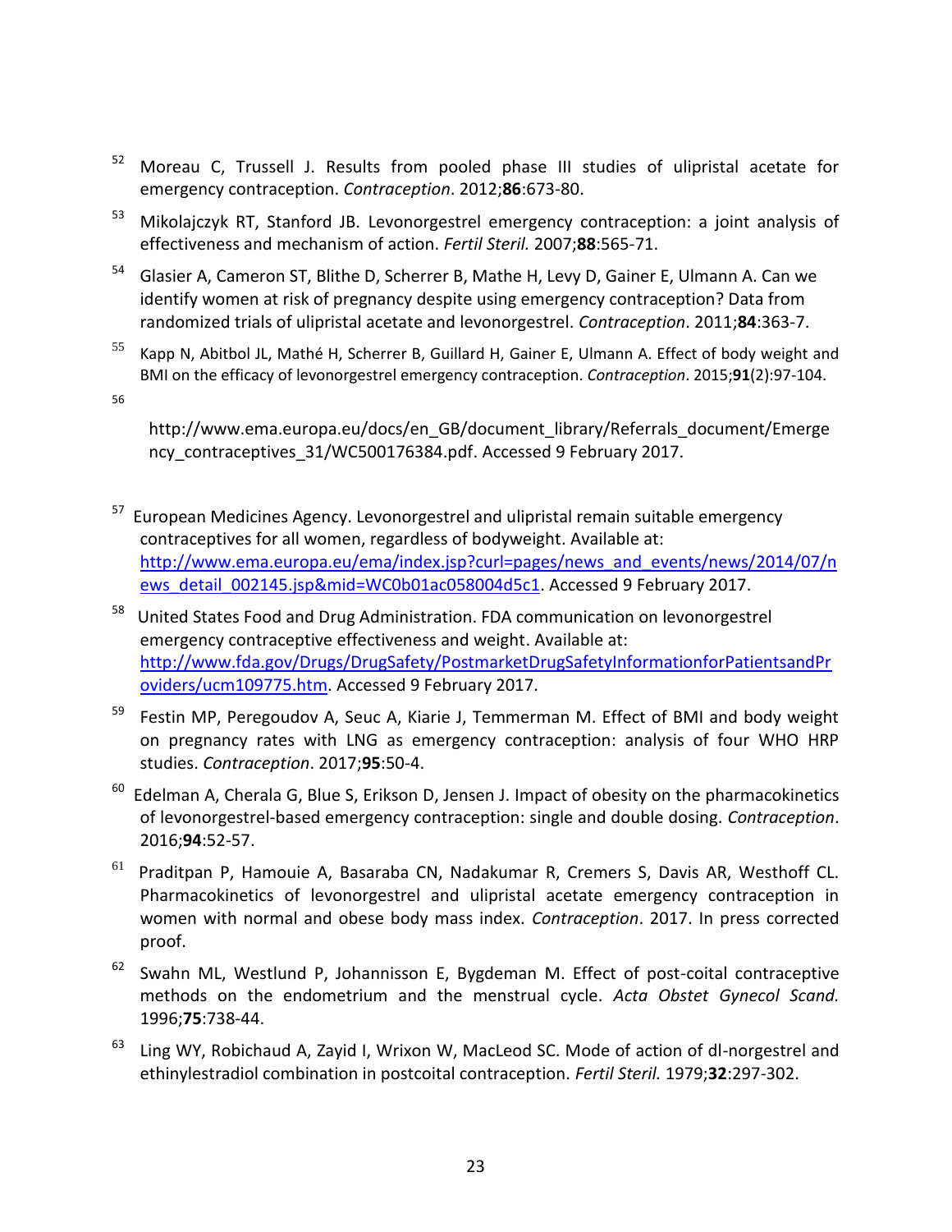[52] Moreau C, Trussell J. Results from pooled phase III studies of ulipristal acetate for emergency contraception. *Contraception*. 2012;**86**:673-80.

[53] Mikolajczyk RT, Stanford JB. Levonorgestrel emergency contraception: a joint analysis of effectiveness and mechanism of action. *Fertil Steril.* 2007;**88**:565-71.

[54] Glasier A, Cameron ST, Blithe D, Scherrer B, Mathe H, Levy D, Gainer E, Ulmann A. Can we identify women at risk of pregnancy despite using emergency contraception? Data from randomized trials of ulipristal acetate and levonorgestrel. *Contraception*. 2011;**84**:363-7.

[55] Kapp N, Abitbol JL, Mathé H, Scherrer B, Guillard H, Gainer E, Ulmann A. Effect of body weight and BMI on the efficacy of levonorgestrel emergency contraception. *Contraception*. 2015;**91**(2):97-104.

[56] http://www.ema.europa.eu/docs/en_GB/document_library/Referrals_document/Emergency_contraceptives_31/WC500176384.pdf. Accessed 9 February 2017.

[57] European Medicines Agency. Levonorgestrel and ulipristal remain suitable emergency contraceptives for all women, regardless of bodyweight. Available at: http://www.ema.europa.eu/ema/index.jsp?curl=pages/news_and_events/news/2014/07/news_detail_002145.jsp&mid=WC0b01ac058004d5c1. Accessed 9 February 2017.

[58] United States Food and Drug Administration. FDA communication on levonorgestrel emergency contraceptive effectiveness and weight. Available at: http://www.fda.gov/Drugs/DrugSafety/PostmarketDrugSafetyInformationforPatientsandProviders/ucm109775.htm. Accessed 9 February 2017.

[59] Festin MP, Peregoudov A, Seuc A, Kiarie J, Temmerman M. Effect of BMI and body weight on pregnancy rates with LNG as emergency contraception: analysis of four WHO HRP studies. *Contraception*. 2017;**95**:50-4.

[60] Edelman A, Cherala G, Blue S, Erikson D, Jensen J. Impact of obesity on the pharmacokinetics of levonorgestrel-based emergency contraception: single and double dosing. *Contraception*. 2016;**94**:52-57.

[61] Praditpan P, Hamouie A, Basaraba CN, Nadakumar R, Cremers S, Davis AR, Westhoff CL. Pharmacokinetics of levonorgestrel and ulipristal acetate emergency contraception in women with normal and obese body mass index. *Contraception*. 2017. In press corrected proof.

[62] Swahn ML, Westlund P, Johannisson E, Bygdeman M. Effect of post-coital contraceptive methods on the endometrium and the menstrual cycle. *Acta Obstet Gynecol Scand.* 1996;**75**:738-44.

[63] Ling WY, Robichaud A, Zayid I, Wrixon W, MacLeod SC. Mode of action of dl-norgestrel and ethinylestradiol combination in postcoital contraception. *Fertil Steril.* 1979;**32**:297-302.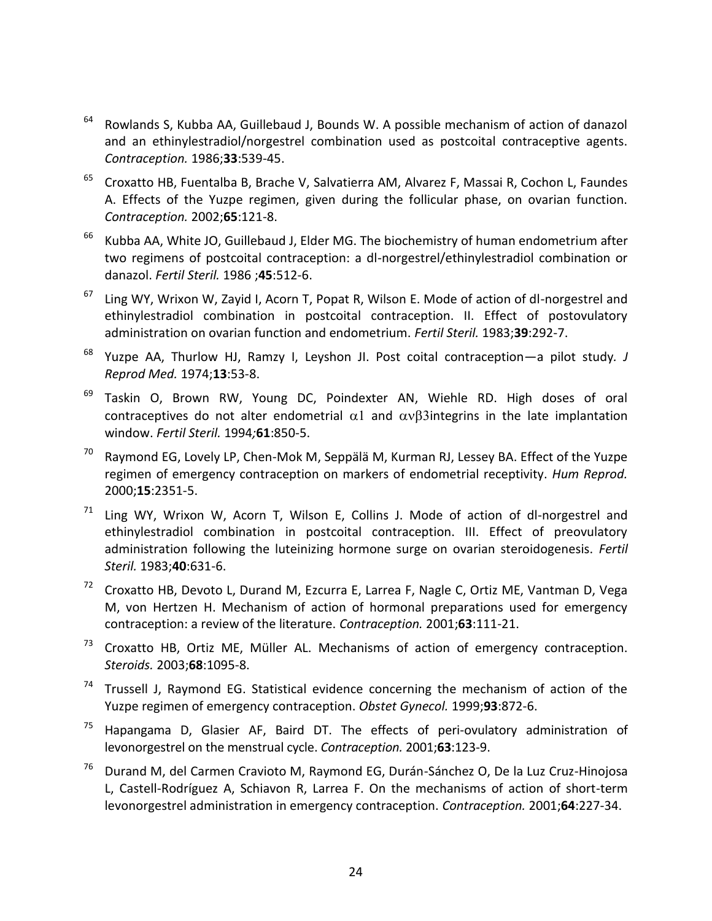64. Rowlands S, Kubba AA, Guillebaud J, Bounds W. A possible mechanism of action of danazol and an ethinylestradiol/norgestrel combination used as postcoital contraceptive agents. *Contraception.* 1986;**33**:539-45.

65. Croxatto HB, Fuentalba B, Brache V, Salvatierra AM, Alvarez F, Massai R, Cochon L, Faundes A. Effects of the Yuzpe regimen, given during the follicular phase, on ovarian function. *Contraception.* 2002;**65**:121-8.

66. Kubba AA, White JO, Guillebaud J, Elder MG. The biochemistry of human endometrium after two regimens of postcoital contraception: a dl-norgestrel/ethinylestradiol combination or danazol. *Fertil Steril.* 1986 ;**45**:512-6.

67. Ling WY, Wrixon W, Zayid I, Acorn T, Popat R, Wilson E. Mode of action of dl-norgestrel and ethinylestradiol combination in postcoital contraception. II. Effect of postovulatory administration on ovarian function and endometrium. *Fertil Steril.* 1983;**39**:292-7.

68. Yuzpe AA, Thurlow HJ, Ramzy I, Leyshon JI. Post coital contraception—a pilot study. *J Reprod Med.* 1974;**13**:53-8.

69. Taskin O, Brown RW, Young DC, Poindexter AN, Wiehle RD. High doses of oral contraceptives do not alter endometrial $\alpha 1$ and $\alpha v \beta 3$integrins in the late implantation window. *Fertil Steril.* 1994*;***61**:850-5.

70. Raymond EG, Lovely LP, Chen-Mok M, Seppälä M, Kurman RJ, Lessey BA. Effect of the Yuzpe regimen of emergency contraception on markers of endometrial receptivity. *Hum Reprod.* 2000;**15**:2351-5.

71. Ling WY, Wrixon W, Acorn T, Wilson E, Collins J. Mode of action of dl-norgestrel and ethinylestradiol combination in postcoital contraception. III. Effect of preovulatory administration following the luteinizing hormone surge on ovarian steroidogenesis. *Fertil Steril.* 1983;**40**:631-6.

72. Croxatto HB, Devoto L, Durand M, Ezcurra E, Larrea F, Nagle C, Ortiz ME, Vantman D, Vega M, von Hertzen H. Mechanism of action of hormonal preparations used for emergency contraception: a review of the literature. *Contraception.* 2001;**63**:111-21.

73. Croxatto HB, Ortiz ME, Müller AL. Mechanisms of action of emergency contraception. *Steroids.* 2003;**68**:1095-8.

74. Trussell J, Raymond EG. Statistical evidence concerning the mechanism of action of the Yuzpe regimen of emergency contraception. *Obstet Gynecol.* 1999;**93**:872-6.

75. Hapangama D, Glasier AF, Baird DT. The effects of peri-ovulatory administration of levonorgestrel on the menstrual cycle. *Contraception.* 2001;**63**:123-9.

76. Durand M, del Carmen Cravioto M, Raymond EG, Durán-Sánchez O, De la Luz Cruz-Hinojosa L, Castell-Rodríguez A, Schiavon R, Larrea F. On the mechanisms of action of short-term levonorgestrel administration in emergency contraception. *Contraception.* 2001;**64**:227-34.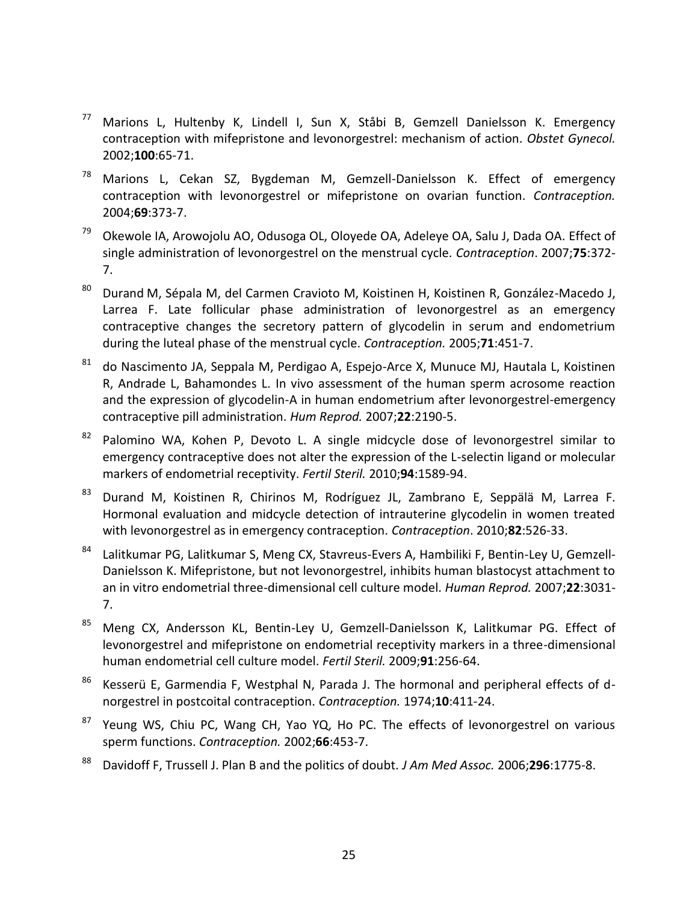77. Marions L, Hultenby K, Lindell I, Sun X, Ståbi B, Gemzell Danielsson K. Emergency contraception with mifepristone and levonorgestrel: mechanism of action. *Obstet Gynecol.* 2002;**100**:65-71.

78. Marions L, Cekan SZ, Bygdeman M, Gemzell-Danielsson K. Effect of emergency contraception with levonorgestrel or mifepristone on ovarian function. *Contraception.* 2004;**69**:373-7.

79. Okewole IA, Arowojolu AO, Odusoga OL, Oloyede OA, Adeleye OA, Salu J, Dada OA. Effect of single administration of levonorgestrel on the menstrual cycle. *Contraception*. 2007;**75**:372-7.

80. Durand M, Sépala M, del Carmen Cravioto M, Koistinen H, Koistinen R, González-Macedo J, Larrea F. Late follicular phase administration of levonorgestrel as an emergency contraceptive changes the secretory pattern of glycodelin in serum and endometrium during the luteal phase of the menstrual cycle. *Contraception.* 2005;**71**:451-7.

81. do Nascimento JA, Seppala M, Perdigao A, Espejo-Arce X, Munuce MJ, Hautala L, Koistinen R, Andrade L, Bahamondes L. In vivo assessment of the human sperm acrosome reaction and the expression of glycodelin-A in human endometrium after levonorgestrel-emergency contraceptive pill administration. *Hum Reprod.* 2007;**22**:2190-5.

82. Palomino WA, Kohen P, Devoto L. A single midcycle dose of levonorgestrel similar to emergency contraceptive does not alter the expression of the L-selectin ligand or molecular markers of endometrial receptivity. *Fertil Steril.* 2010;**94**:1589-94.

83. Durand M, Koistinen R, Chirinos M, Rodríguez JL, Zambrano E, Seppälä M, Larrea F. Hormonal evaluation and midcycle detection of intrauterine glycodelin in women treated with levonorgestrel as in emergency contraception. *Contraception*. 2010;**82**:526-33.

84. Lalitkumar PG, Lalitkumar S, Meng CX, Stavreus-Evers A, Hambiliki F, Bentin-Ley U, Gemzell-Danielsson K. Mifepristone, but not levonorgestrel, inhibits human blastocyst attachment to an in vitro endometrial three-dimensional cell culture model. *Human Reprod.* 2007;**22**:3031-7.

85. Meng CX, Andersson KL, Bentin-Ley U, Gemzell-Danielsson K, Lalitkumar PG. Effect of levonorgestrel and mifepristone on endometrial receptivity markers in a three-dimensional human endometrial cell culture model. *Fertil Steril.* 2009;**91**:256-64.

86. Kesserü E, Garmendia F, Westphal N, Parada J. The hormonal and peripheral effects of d-norgestrel in postcoital contraception. *Contraception.* 1974;**10**:411-24.

87. Yeung WS, Chiu PC, Wang CH, Yao YQ, Ho PC. The effects of levonorgestrel on various sperm functions. *Contraception.* 2002;**66**:453-7.

88. Davidoff F, Trussell J. Plan B and the politics of doubt. *J Am Med Assoc.* 2006;**296**:1775-8.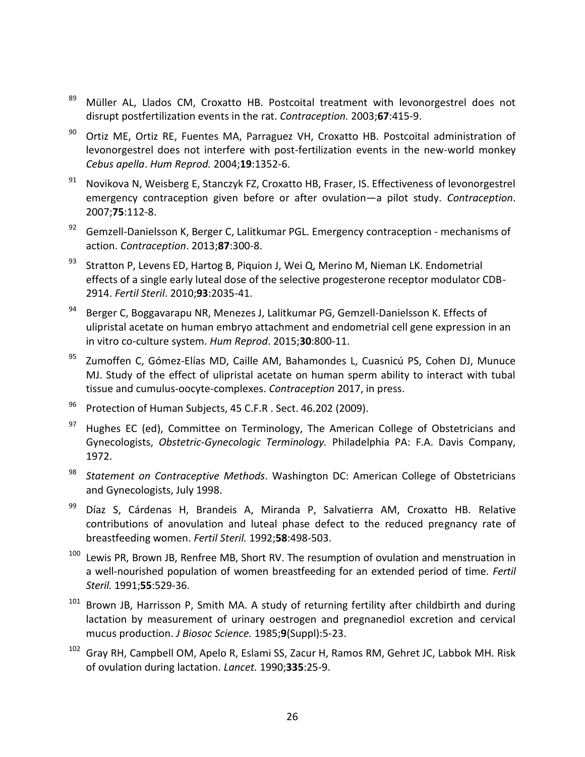[89] Müller AL, Llados CM, Croxatto HB. Postcoital treatment with levonorgestrel does not disrupt postfertilization events in the rat. *Contraception.* 2003;**67**:415-9.

[90] Ortiz ME, Ortiz RE, Fuentes MA, Parraguez VH, Croxatto HB. Postcoital administration of levonorgestrel does not interfere with post-fertilization events in the new-world monkey *Cebus apella*. *Hum Reprod.* 2004;**19**:1352-6.

[91] Novikova N, Weisberg E, Stanczyk FZ, Croxatto HB, Fraser, IS. Effectiveness of levonorgestrel emergency contraception given before or after ovulation—a pilot study. *Contraception*. 2007;**75**:112-8.

[92] Gemzell-Danielsson K, Berger C, Lalitkumar PGL. Emergency contraception - mechanisms of action. *Contraception*. 2013;**87**:300-8.

[93] Stratton P, Levens ED, Hartog B, Piquion J, Wei Q, Merino M, Nieman LK. Endometrial effects of a single early luteal dose of the selective progesterone receptor modulator CDB-2914. *Fertil Steril*. 2010;**93**:2035-41.

[94] Berger C, Boggavarapu NR, Menezes J, Lalitkumar PG, Gemzell-Danielsson K. Effects of ulipristal acetate on human embryo attachment and endometrial cell gene expression in an in vitro co-culture system. *Hum Reprod*. 2015;**30**:800-11.

[95] Zumoffen C, Gómez-Elías MD, Caille AM, Bahamondes L, Cuasnicú PS, Cohen DJ, Munuce MJ. Study of the effect of ulipristal acetate on human sperm ability to interact with tubal tissue and cumulus-oocyte-complexes. *Contraception* 2017, in press.

[96] Protection of Human Subjects, 45 C.F.R . Sect. 46.202 (2009).

[97] Hughes EC (ed), Committee on Terminology, The American College of Obstetricians and Gynecologists, *Obstetric-Gynecologic Terminology.* Philadelphia PA: F.A. Davis Company, 1972.

[98] *Statement on Contraceptive Methods*. Washington DC: American College of Obstetricians and Gynecologists, July 1998.

[99] Díaz S, Cárdenas H, Brandeis A, Miranda P, Salvatierra AM, Croxatto HB. Relative contributions of anovulation and luteal phase defect to the reduced pregnancy rate of breastfeeding women. *Fertil Steril.* 1992;**58**:498-503.

[100] Lewis PR, Brown JB, Renfree MB, Short RV. The resumption of ovulation and menstruation in a well-nourished population of women breastfeeding for an extended period of time. *Fertil Steril.* 1991;**55**:529-36.

[101] Brown JB, Harrisson P, Smith MA. A study of returning fertility after childbirth and during lactation by measurement of urinary oestrogen and pregnanediol excretion and cervical mucus production. *J Biosoc Science.* 1985;**9**(Suppl):5-23.

[102] Gray RH, Campbell OM, Apelo R, Eslami SS, Zacur H, Ramos RM, Gehret JC, Labbok MH. Risk of ovulation during lactation. *Lancet.* 1990;**335**:25-9.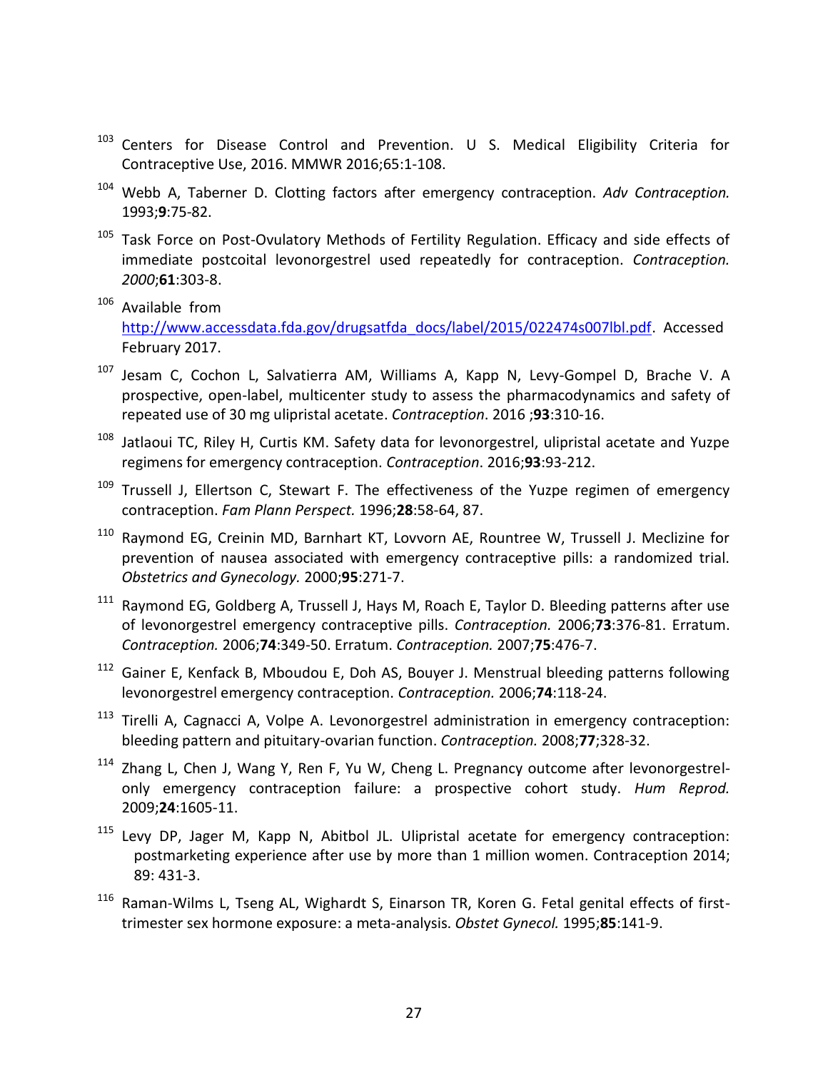[103] Centers for Disease Control and Prevention. U S. Medical Eligibility Criteria for Contraceptive Use, 2016. MMWR 2016;65:1-108.

[104] Webb A, Taberner D. Clotting factors after emergency contraception. *Adv Contraception.* 1993;**9**:75-82.

[105] Task Force on Post-Ovulatory Methods of Fertility Regulation. Efficacy and side effects of immediate postcoital levonorgestrel used repeatedly for contraception. *Contraception. 2000*;**61**:303-8.

[106] Available from http://www.accessdata.fda.gov/drugsatfda_docs/label/2015/022474s007lbl.pdf. Accessed February 2017.

[107] Jesam C, Cochon L, Salvatierra AM, Williams A, Kapp N, Levy-Gompel D, Brache V. A prospective, open-label, multicenter study to assess the pharmacodynamics and safety of repeated use of 30 mg ulipristal acetate. *Contraception*. 2016 ;**93**:310-16.

[108] Jatlaoui TC, Riley H, Curtis KM. Safety data for levonorgestrel, ulipristal acetate and Yuzpe regimens for emergency contraception. *Contraception*. 2016;**93**:93-212.

[109] Trussell J, Ellertson C, Stewart F. The effectiveness of the Yuzpe regimen of emergency contraception. *Fam Plann Perspect.* 1996;**28**:58-64, 87.

[110] Raymond EG, Creinin MD, Barnhart KT, Lovvorn AE, Rountree W, Trussell J. Meclizine for prevention of nausea associated with emergency contraceptive pills: a randomized trial. *Obstetrics and Gynecology.* 2000;**95**:271-7.

[111] Raymond EG, Goldberg A, Trussell J, Hays M, Roach E, Taylor D. Bleeding patterns after use of levonorgestrel emergency contraceptive pills. *Contraception.* 2006;**73**:376-81. Erratum. *Contraception.* 2006;**74**:349-50. Erratum. *Contraception.* 2007;**75**:476-7.

[112] Gainer E, Kenfack B, Mboudou E, Doh AS, Bouyer J. Menstrual bleeding patterns following levonorgestrel emergency contraception. *Contraception.* 2006;**74**:118-24.

[113] Tirelli A, Cagnacci A, Volpe A. Levonorgestrel administration in emergency contraception: bleeding pattern and pituitary-ovarian function. *Contraception.* 2008;**77**;328-32.

[114] Zhang L, Chen J, Wang Y, Ren F, Yu W, Cheng L. Pregnancy outcome after levonorgestrel-only emergency contraception failure: a prospective cohort study. *Hum Reprod.* 2009;**24**:1605-11.

[115] Levy DP, Jager M, Kapp N, Abitbol JL. Ulipristal acetate for emergency contraception: postmarketing experience after use by more than 1 million women. Contraception 2014; 89: 431-3.

[116] Raman-Wilms L, Tseng AL, Wighardt S, Einarson TR, Koren G. Fetal genital effects of first-trimester sex hormone exposure: a meta-analysis. *Obstet Gynecol.* 1995;**85**:141-9.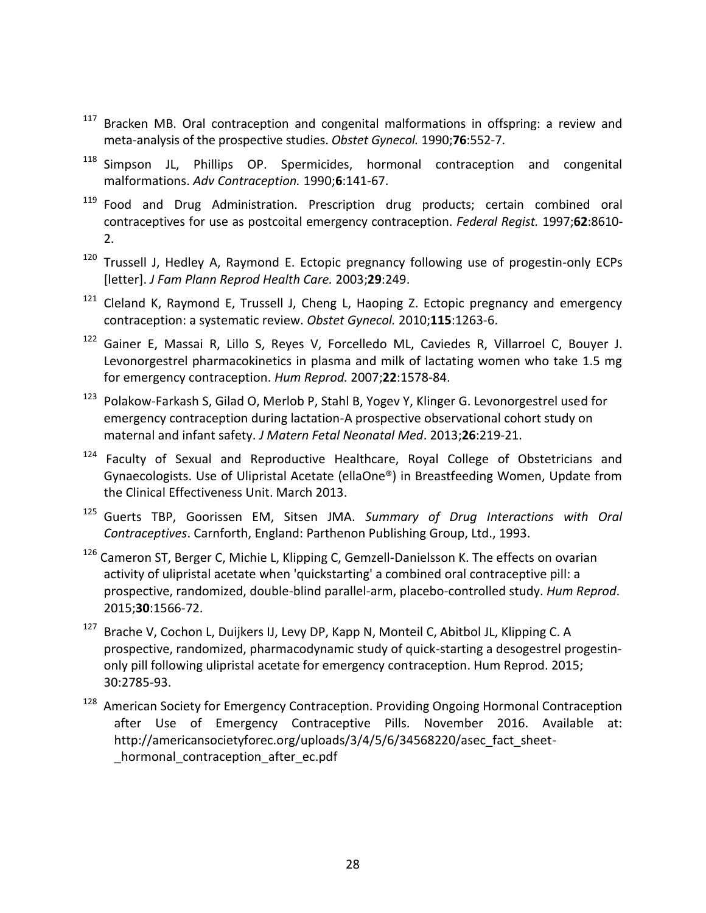[117] Bracken MB. Oral contraception and congenital malformations in offspring: a review and meta-analysis of the prospective studies. *Obstet Gynecol.* 1990;**76**:552-7.

[118] Simpson JL, Phillips OP. Spermicides, hormonal contraception and congenital malformations. *Adv Contraception.* 1990;**6**:141-67.

[119] Food and Drug Administration. Prescription drug products; certain combined oral contraceptives for use as postcoital emergency contraception. *Federal Regist.* 1997;**62**:8610-2.

[120] Trussell J, Hedley A, Raymond E. Ectopic pregnancy following use of progestin-only ECPs [letter]. *J Fam Plann Reprod Health Care.* 2003;**29**:249.

[121] Cleland K, Raymond E, Trussell J, Cheng L, Haoping Z. Ectopic pregnancy and emergency contraception: a systematic review. *Obstet Gynecol.* 2010;**115**:1263-6.

[122] Gainer E, Massai R, Lillo S, Reyes V, Forcelledo ML, Caviedes R, Villarroel C, Bouyer J. Levonorgestrel pharmacokinetics in plasma and milk of lactating women who take 1.5 mg for emergency contraception. *Hum Reprod.* 2007;**22**:1578-84.

[123] Polakow-Farkash S, Gilad O, Merlob P, Stahl B, Yogev Y, Klinger G. Levonorgestrel used for emergency contraception during lactation-A prospective observational cohort study on maternal and infant safety. *J Matern Fetal Neonatal Med*. 2013;**26**:219-21.

[124] Faculty of Sexual and Reproductive Healthcare, Royal College of Obstetricians and Gynaecologists. Use of Ulipristal Acetate (ellaOne®) in Breastfeeding Women, Update from the Clinical Effectiveness Unit. March 2013.

[125] Guerts TBP, Goorissen EM, Sitsen JMA. *Summary of Drug Interactions with Oral Contraceptives*. Carnforth, England: Parthenon Publishing Group, Ltd., 1993.

[126] Cameron ST, Berger C, Michie L, Klipping C, Gemzell-Danielsson K. The effects on ovarian activity of ulipristal acetate when 'quickstarting' a combined oral contraceptive pill: a prospective, randomized, double-blind parallel-arm, placebo-controlled study. *Hum Reprod*. 2015;**30**:1566-72.

[127] Brache V, Cochon L, Duijkers IJ, Levy DP, Kapp N, Monteil C, Abitbol JL, Klipping C. A prospective, randomized, pharmacodynamic study of quick-starting a desogestrel progestin-only pill following ulipristal acetate for emergency contraception. Hum Reprod. 2015; 30:2785-93.

[128] American Society for Emergency Contraception. Providing Ongoing Hormonal Contraception after Use of Emergency Contraceptive Pills. November 2016. Available at: http://americansocietyforec.org/uploads/3/4/5/6/34568220/asec_fact_sheet-_hormonal_contraception_after_ec.pdf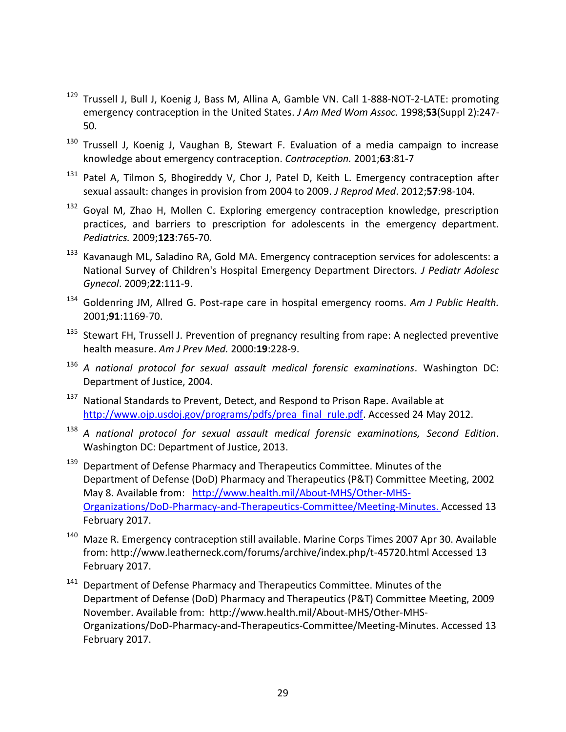[129] Trussell J, Bull J, Koenig J, Bass M, Allina A, Gamble VN. Call 1-888-NOT-2-LATE: promoting emergency contraception in the United States. *J Am Med Wom Assoc.* 1998;**53**(Suppl 2):247-50.

[130] Trussell J, Koenig J, Vaughan B, Stewart F. Evaluation of a media campaign to increase knowledge about emergency contraception. *Contraception.* 2001;**63**:81-7

[131] Patel A, Tilmon S, Bhogireddy V, Chor J, Patel D, Keith L. Emergency contraception after sexual assault: changes in provision from 2004 to 2009. *J Reprod Med*. 2012;**57**:98-104.

[132] Goyal M, Zhao H, Mollen C. Exploring emergency contraception knowledge, prescription practices, and barriers to prescription for adolescents in the emergency department. *Pediatrics.* 2009;**123**:765-70.

[133] Kavanaugh ML, Saladino RA, Gold MA. Emergency contraception services for adolescents: a National Survey of Children's Hospital Emergency Department Directors. *J Pediatr Adolesc Gynecol*. 2009;**22**:111-9.

[134] Goldenring JM, Allred G. Post-rape care in hospital emergency rooms. *Am J Public Health.* 2001;**91**:1169-70.

[135] Stewart FH, Trussell J. Prevention of pregnancy resulting from rape: A neglected preventive health measure. *Am J Prev Med.* 2000:**19**:228-9.

[136] *A national protocol for sexual assault medical forensic examinations*. Washington DC: Department of Justice, 2004.

[137] National Standards to Prevent, Detect, and Respond to Prison Rape. Available at http://www.ojp.usdoj.gov/programs/pdfs/prea_final_rule.pdf. Accessed 24 May 2012.

[138] *A national protocol for sexual assault medical forensic examinations, Second Edition*. Washington DC: Department of Justice, 2013.

[139] Department of Defense Pharmacy and Therapeutics Committee. Minutes of the Department of Defense (DoD) Pharmacy and Therapeutics (P&T) Committee Meeting, 2002 May 8. Available from: http://www.health.mil/About-MHS/Other-MHS-Organizations/DoD-Pharmacy-and-Therapeutics-Committee/Meeting-Minutes. Accessed 13 February 2017.

[140] Maze R. Emergency contraception still available. Marine Corps Times 2007 Apr 30. Available from: http://www.leatherneck.com/forums/archive/index.php/t-45720.html Accessed 13 February 2017.

[141] Department of Defense Pharmacy and Therapeutics Committee. Minutes of the Department of Defense (DoD) Pharmacy and Therapeutics (P&T) Committee Meeting, 2009 November. Available from: http://www.health.mil/About-MHS/Other-MHS-Organizations/DoD-Pharmacy-and-Therapeutics-Committee/Meeting-Minutes. Accessed 13 February 2017.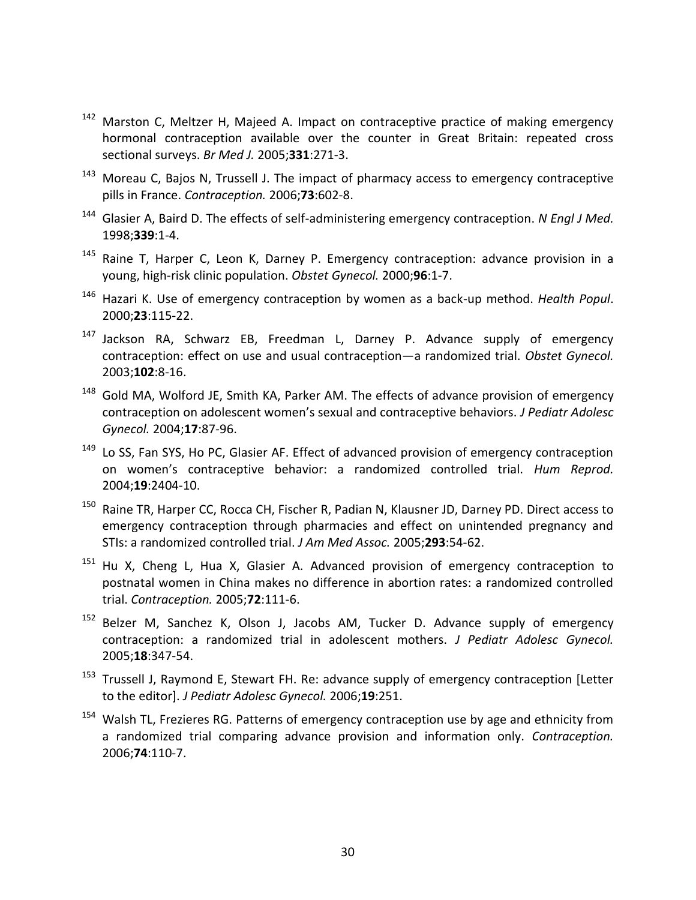[142] Marston C, Meltzer H, Majeed A. Impact on contraceptive practice of making emergency hormonal contraception available over the counter in Great Britain: repeated cross sectional surveys. *Br Med J.* 2005;**331**:271-3.

[143] Moreau C, Bajos N, Trussell J. The impact of pharmacy access to emergency contraceptive pills in France. *Contraception.* 2006;**73**:602-8.

[144] Glasier A, Baird D. The effects of self-administering emergency contraception. *N Engl J Med.* 1998;**339**:1-4.

[145] Raine T, Harper C, Leon K, Darney P. Emergency contraception: advance provision in a young, high-risk clinic population. *Obstet Gynecol.* 2000;**96**:1-7.

[146] Hazari K. Use of emergency contraception by women as a back-up method. *Health Popul*. 2000;**23**:115-22.

[147] Jackson RA, Schwarz EB, Freedman L, Darney P. Advance supply of emergency contraception: effect on use and usual contraception—a randomized trial. *Obstet Gynecol.* 2003;**102**:8-16.

[148] Gold MA, Wolford JE, Smith KA, Parker AM. The effects of advance provision of emergency contraception on adolescent women's sexual and contraceptive behaviors. *J Pediatr Adolesc Gynecol.* 2004;**17**:87-96.

[149] Lo SS, Fan SYS, Ho PC, Glasier AF. Effect of advanced provision of emergency contraception on women's contraceptive behavior: a randomized controlled trial. *Hum Reprod.* 2004;**19**:2404-10.

[150] Raine TR, Harper CC, Rocca CH, Fischer R, Padian N, Klausner JD, Darney PD. Direct access to emergency contraception through pharmacies and effect on unintended pregnancy and STIs: a randomized controlled trial. *J Am Med Assoc.* 2005;**293**:54-62.

[151] Hu X, Cheng L, Hua X, Glasier A. Advanced provision of emergency contraception to postnatal women in China makes no difference in abortion rates: a randomized controlled trial. *Contraception.* 2005;**72**:111-6.

[152] Belzer M, Sanchez K, Olson J, Jacobs AM, Tucker D. Advance supply of emergency contraception: a randomized trial in adolescent mothers. *J Pediatr Adolesc Gynecol.* 2005;**18**:347-54.

[153] Trussell J, Raymond E, Stewart FH. Re: advance supply of emergency contraception [Letter to the editor]. *J Pediatr Adolesc Gynecol.* 2006;**19**:251.

[154] Walsh TL, Frezieres RG. Patterns of emergency contraception use by age and ethnicity from a randomized trial comparing advance provision and information only. *Contraception.* 2006;**74**:110-7.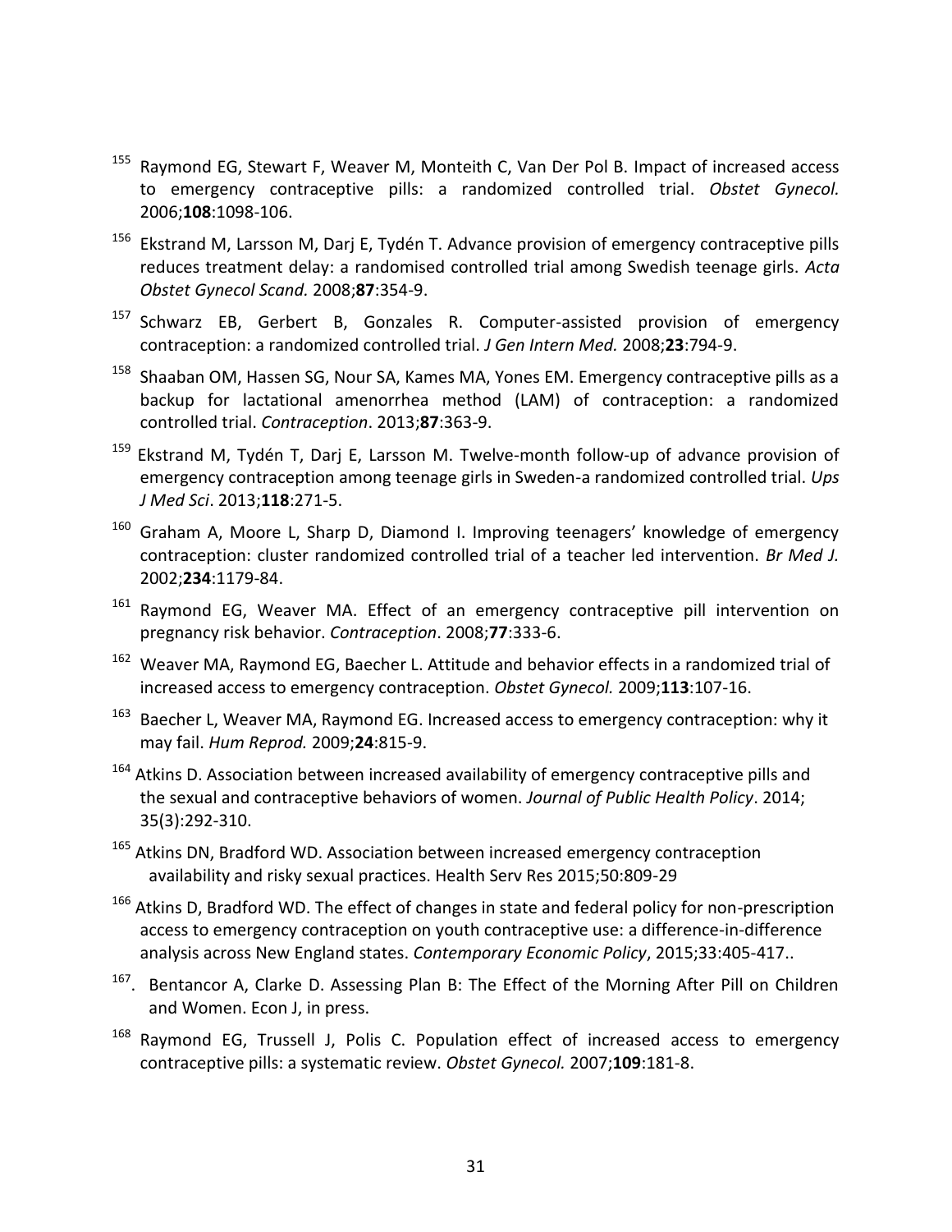[155] Raymond EG, Stewart F, Weaver M, Monteith C, Van Der Pol B. Impact of increased access to emergency contraceptive pills: a randomized controlled trial. *Obstet Gynecol.* 2006;**108**:1098-106.

[156] Ekstrand M, Larsson M, Darj E, Tydén T. Advance provision of emergency contraceptive pills reduces treatment delay: a randomised controlled trial among Swedish teenage girls. *Acta Obstet Gynecol Scand.* 2008;**87**:354-9.

[157] Schwarz EB, Gerbert B, Gonzales R. Computer-assisted provision of emergency contraception: a randomized controlled trial. *J Gen Intern Med.* 2008;**23**:794-9.

[158] Shaaban OM, Hassen SG, Nour SA, Kames MA, Yones EM. Emergency contraceptive pills as a backup for lactational amenorrhea method (LAM) of contraception: a randomized controlled trial. *Contraception*. 2013;**87**:363-9.

[159] Ekstrand M, Tydén T, Darj E, Larsson M. Twelve-month follow-up of advance provision of emergency contraception among teenage girls in Sweden-a randomized controlled trial. *Ups J Med Sci*. 2013;**118**:271-5.

[160] Graham A, Moore L, Sharp D, Diamond I. Improving teenagers' knowledge of emergency contraception: cluster randomized controlled trial of a teacher led intervention. *Br Med J.* 2002;**234**:1179-84.

[161] Raymond EG, Weaver MA. Effect of an emergency contraceptive pill intervention on pregnancy risk behavior. *Contraception*. 2008;**77**:333-6.

[162] Weaver MA, Raymond EG, Baecher L. Attitude and behavior effects in a randomized trial of increased access to emergency contraception. *Obstet Gynecol.* 2009;**113**:107-16.

[163] Baecher L, Weaver MA, Raymond EG. Increased access to emergency contraception: why it may fail. *Hum Reprod.* 2009;**24**:815-9.

[164] Atkins D. Association between increased availability of emergency contraceptive pills and the sexual and contraceptive behaviors of women. *Journal of Public Health Policy*. 2014; 35(3):292-310.

[165] Atkins DN, Bradford WD. Association between increased emergency contraception availability and risky sexual practices. Health Serv Res 2015;50:809-29

[166] Atkins D, Bradford WD. The effect of changes in state and federal policy for non-prescription access to emergency contraception on youth contraceptive use: a difference-in-difference analysis across New England states. *Contemporary Economic Policy*, 2015;33:405-417..

[167]. Bentancor A, Clarke D. Assessing Plan B: The Effect of the Morning After Pill on Children and Women. Econ J, in press.

[168] Raymond EG, Trussell J, Polis C. Population effect of increased access to emergency contraceptive pills: a systematic review. *Obstet Gynecol.* 2007;**109**:181-8.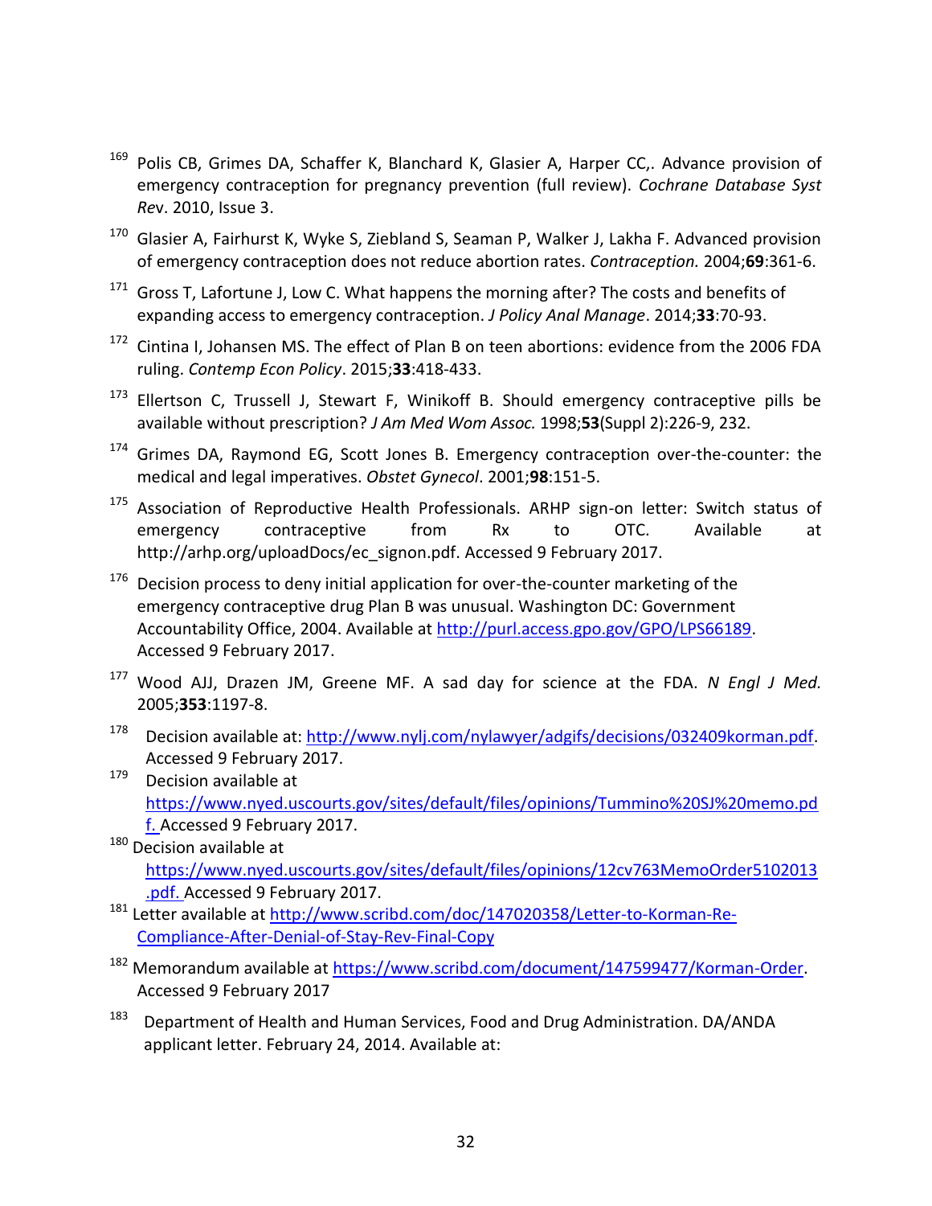[169] Polis CB, Grimes DA, Schaffer K, Blanchard K, Glasier A, Harper CC,. Advance provision of emergency contraception for pregnancy prevention (full review). *Cochrane Database Syst Rev*. 2010, Issue 3.

[170] Glasier A, Fairhurst K, Wyke S, Ziebland S, Seaman P, Walker J, Lakha F. Advanced provision of emergency contraception does not reduce abortion rates. *Contraception.* 2004;**69**:361-6.

[171] Gross T, Lafortune J, Low C. What happens the morning after? The costs and benefits of expanding access to emergency contraception. *J Policy Anal Manage*. 2014;**33**:70-93.

[172] Cintina I, Johansen MS. The effect of Plan B on teen abortions: evidence from the 2006 FDA ruling. *Contemp Econ Policy*. 2015;**33**:418-433.

[173] Ellertson C, Trussell J, Stewart F, Winikoff B. Should emergency contraceptive pills be available without prescription? *J Am Med Wom Assoc.* 1998;**53**(Suppl 2):226-9, 232.

[174] Grimes DA, Raymond EG, Scott Jones B. Emergency contraception over-the-counter: the medical and legal imperatives. *Obstet Gynecol*. 2001;**98**:151-5.

[175] Association of Reproductive Health Professionals. ARHP sign-on letter: Switch status of emergency contraceptive from Rx to OTC. Available at http://arhp.org/uploadDocs/ec_signon.pdf. Accessed 9 February 2017.

[176] Decision process to deny initial application for over-the-counter marketing of the emergency contraceptive drug Plan B was unusual. Washington DC: Government Accountability Office, 2004. Available at http://purl.access.gpo.gov/GPO/LPS66189. Accessed 9 February 2017.

[177] Wood AJJ, Drazen JM, Greene MF. A sad day for science at the FDA. *N Engl J Med.* 2005;**353**:1197-8.

[178] Decision available at: http://www.nylj.com/nylawyer/adgifs/decisions/032409korman.pdf. Accessed 9 February 2017.

[179] Decision available at https://www.nyed.uscourts.gov/sites/default/files/opinions/Tummino%20SJ%20memo.pdf. Accessed 9 February 2017.

[180] Decision available at https://www.nyed.uscourts.gov/sites/default/files/opinions/12cv763MemoOrder5102013.pdf. Accessed 9 February 2017.

[181] Letter available at http://www.scribd.com/doc/147020358/Letter-to-Korman-Re-Compliance-After-Denial-of-Stay-Rev-Final-Copy

[182] Memorandum available at https://www.scribd.com/document/147599477/Korman-Order. Accessed 9 February 2017

[183] Department of Health and Human Services, Food and Drug Administration. DA/ANDA applicant letter. February 24, 2014. Available at: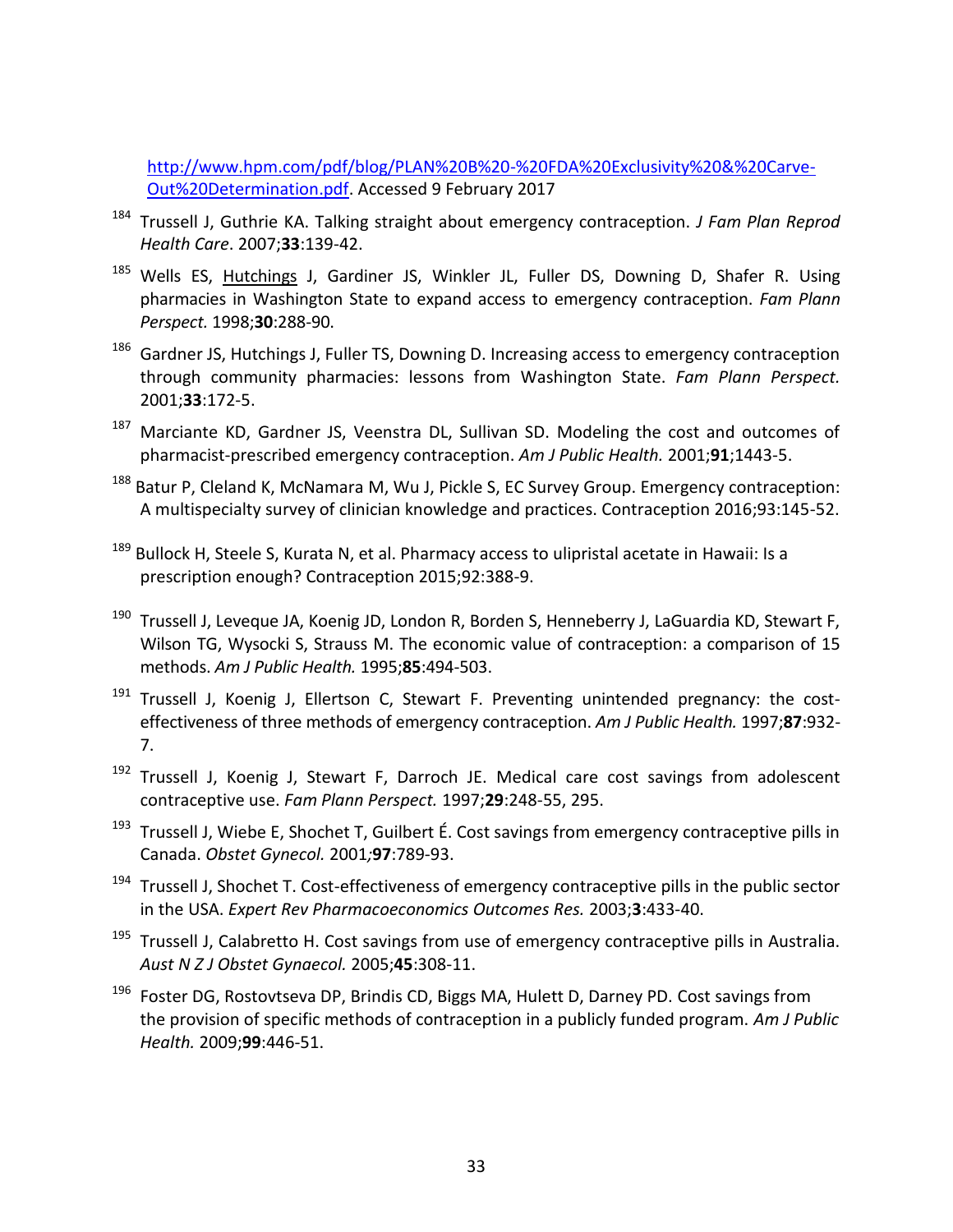http://www.hpm.com/pdf/blog/PLAN%20B%20-%20FDA%20Exclusivity%20&%20Carve-Out%20Determination.pdf. Accessed 9 February 2017

[184] Trussell J, Guthrie KA. Talking straight about emergency contraception. *J Fam Plan Reprod Health Care*. 2007;**33**:139-42.

[185] Wells ES, Hutchings J, Gardiner JS, Winkler JL, Fuller DS, Downing D, Shafer R. Using pharmacies in Washington State to expand access to emergency contraception. *Fam Plann Perspect.* 1998;**30**:288-90.

[186] Gardner JS, Hutchings J, Fuller TS, Downing D. Increasing access to emergency contraception through community pharmacies: lessons from Washington State. *Fam Plann Perspect.* 2001;**33**:172-5.

[187] Marciante KD, Gardner JS, Veenstra DL, Sullivan SD. Modeling the cost and outcomes of pharmacist-prescribed emergency contraception. *Am J Public Health.* 2001;**91**;1443-5.

[188] Batur P, Cleland K, McNamara M, Wu J, Pickle S, EC Survey Group. Emergency contraception: A multispecialty survey of clinician knowledge and practices. Contraception 2016;93:145-52.

[189] Bullock H, Steele S, Kurata N, et al. Pharmacy access to ulipristal acetate in Hawaii: Is a prescription enough? Contraception 2015;92:388-9.

[190] Trussell J, Leveque JA, Koenig JD, London R, Borden S, Henneberry J, LaGuardia KD, Stewart F, Wilson TG, Wysocki S, Strauss M. The economic value of contraception: a comparison of 15 methods. *Am J Public Health.* 1995;**85**:494-503.

[191] Trussell J, Koenig J, Ellertson C, Stewart F. Preventing unintended pregnancy: the cost-effectiveness of three methods of emergency contraception. *Am J Public Health.* 1997;**87**:932-7.

[192] Trussell J, Koenig J, Stewart F, Darroch JE. Medical care cost savings from adolescent contraceptive use. *Fam Plann Perspect.* 1997;**29**:248-55, 295.

[193] Trussell J, Wiebe E, Shochet T, Guilbert É. Cost savings from emergency contraceptive pills in Canada. *Obstet Gynecol.* 2001*;*​**97**:789-93.

[194] Trussell J, Shochet T. Cost-effectiveness of emergency contraceptive pills in the public sector in the USA. *Expert Rev Pharmacoeconomics Outcomes Res.* 2003;**3**:433-40.

[195] Trussell J, Calabretto H. Cost savings from use of emergency contraceptive pills in Australia. *Aust N Z J Obstet Gynaecol.* 2005;**45**:308-11.

[196] Foster DG, Rostovtseva DP, Brindis CD, Biggs MA, Hulett D, Darney PD. Cost savings from the provision of specific methods of contraception in a publicly funded program. *Am J Public Health.* 2009;**99**:446-51.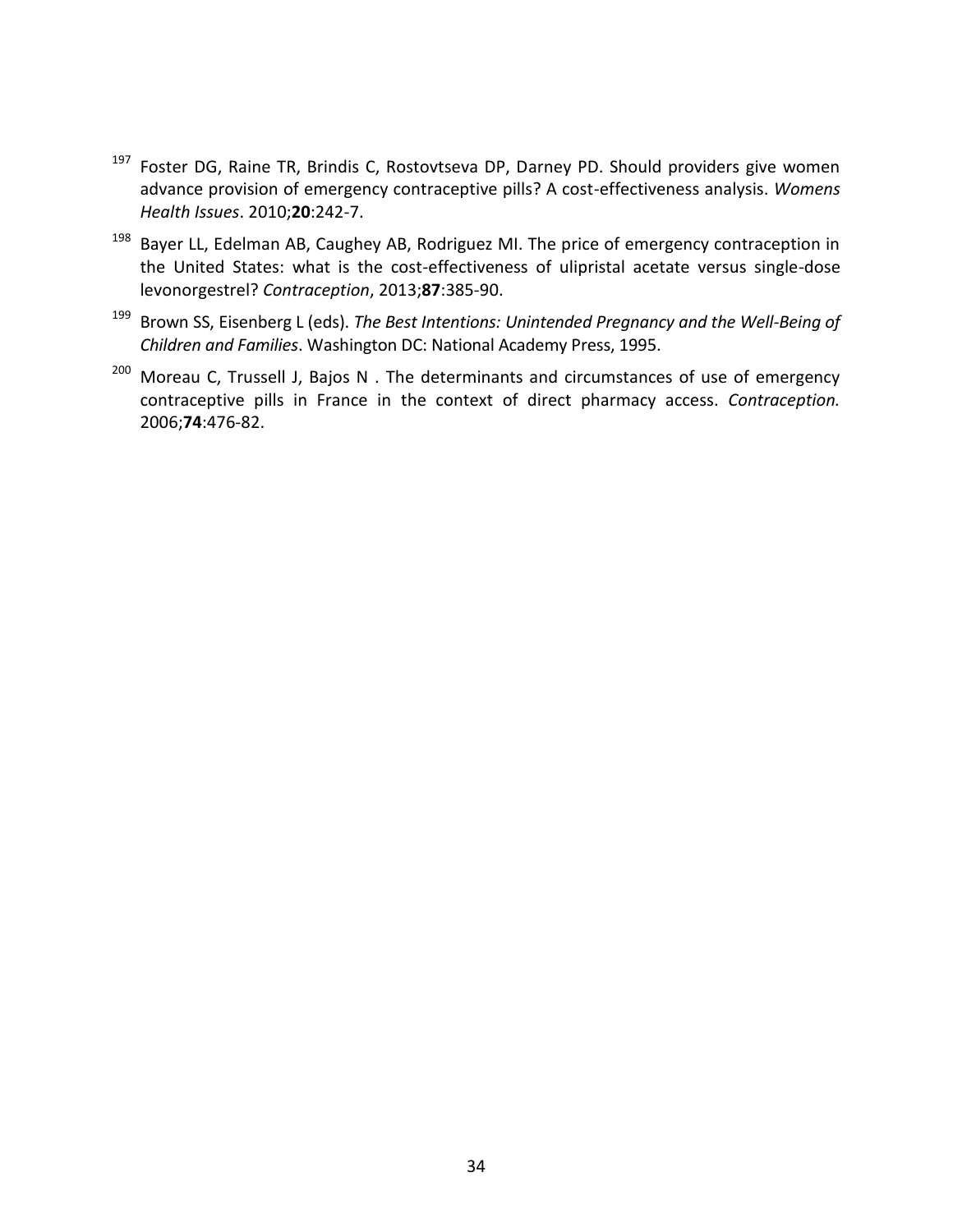[197] Foster DG, Raine TR, Brindis C, Rostovtseva DP, Darney PD. Should providers give women advance provision of emergency contraceptive pills? A cost-effectiveness analysis. *Womens Health Issues*. 2010;**20**:242-7.

[198] Bayer LL, Edelman AB, Caughey AB, Rodriguez MI. The price of emergency contraception in the United States: what is the cost-effectiveness of ulipristal acetate versus single-dose levonorgestrel? *Contraception*, 2013;**87**:385-90.

[199] Brown SS, Eisenberg L (eds). *The Best Intentions: Unintended Pregnancy and the Well-Being of Children and Families*. Washington DC: National Academy Press, 1995.

[200] Moreau C, Trussell J, Bajos N . The determinants and circumstances of use of emergency contraceptive pills in France in the context of direct pharmacy access. *Contraception.* 2006;**74**:476-82.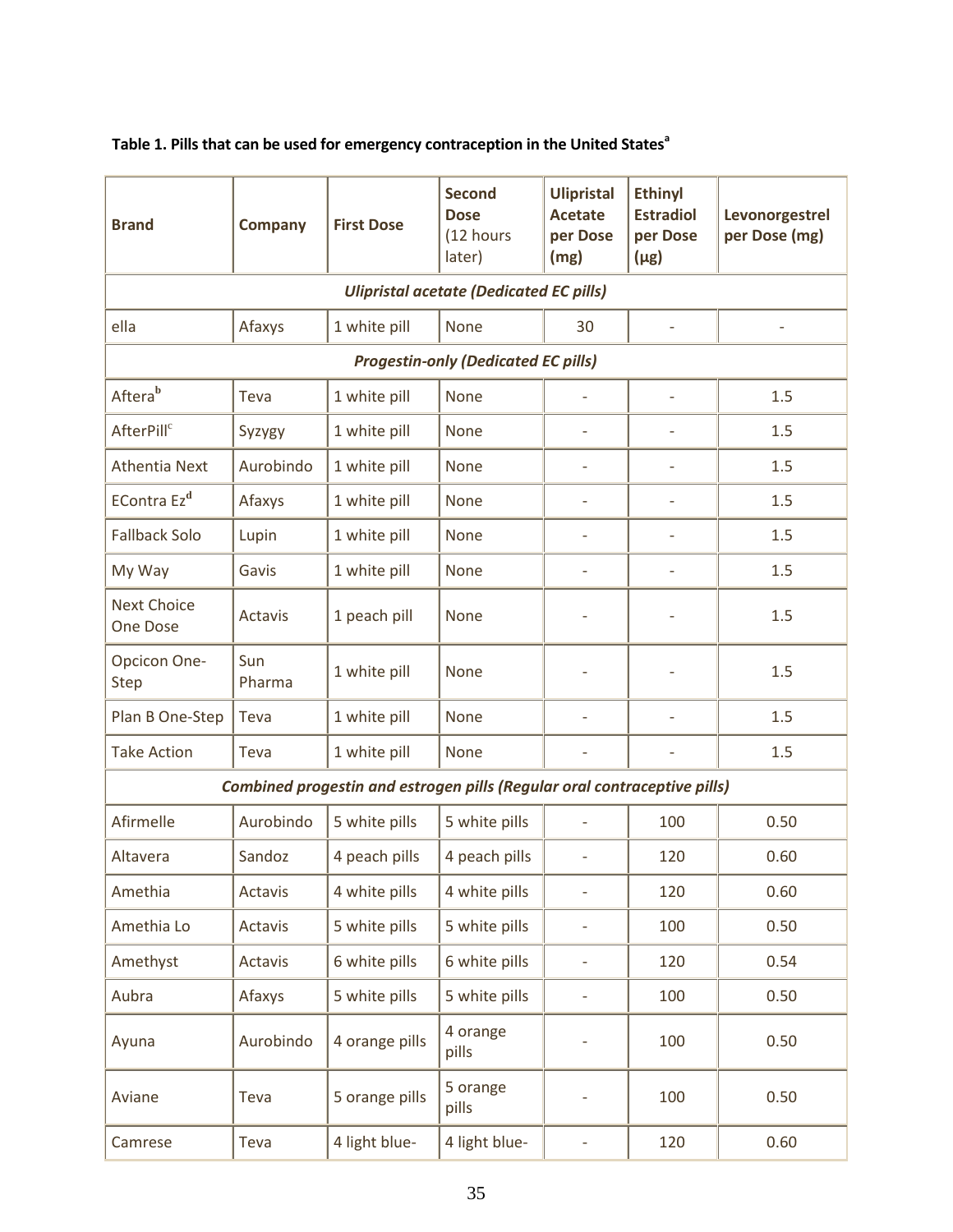**Table 1. Pills that can be used for emergency contraception in the United States[a]**

| Brand | Company | First Dose | Second Dose (12 hours later) | Ulipristal Acetate per Dose (mg) | Ethinyl Estradiol per Dose (μg) | Levonorgestrel per Dose (mg) |
|---|---|---|---|---|---|---|
| ***Ulipristal acetate (Dedicated EC pills)*** | | | | | | |
| ella | Afaxys | 1 white pill | None | 30 | - | - |
| ***Progestin-only (Dedicated EC pills)*** | | | | | | |
| Aftera[b] | Teva | 1 white pill | None | - | - | 1.5 |
| AfterPill[c] | Syzygy | 1 white pill | None | - | - | 1.5 |
| Athentia Next | Aurobindo | 1 white pill | None | - | - | 1.5 |
| EContra Ez[d] | Afaxys | 1 white pill | None | - | - | 1.5 |
| Fallback Solo | Lupin | 1 white pill | None | - | - | 1.5 |
| My Way | Gavis | 1 white pill | None | - | - | 1.5 |
| Next Choice One Dose | Actavis | 1 peach pill | None | - | - | 1.5 |
| Opcicon One-Step | Sun Pharma | 1 white pill | None | - | - | 1.5 |
| Plan B One-Step | Teva | 1 white pill | None | - | - | 1.5 |
| Take Action | Teva | 1 white pill | None | - | - | 1.5 |
| ***Combined progestin and estrogen pills (Regular oral contraceptive pills)*** | | | | | | |
| Afirmelle | Aurobindo | 5 white pills | 5 white pills | - | 100 | 0.50 |
| Altavera | Sandoz | 4 peach pills | 4 peach pills | - | 120 | 0.60 |
| Amethia | Actavis | 4 white pills | 4 white pills | - | 120 | 0.60 |
| Amethia Lo | Actavis | 5 white pills | 5 white pills | - | 100 | 0.50 |
| Amethyst | Actavis | 6 white pills | 6 white pills | - | 120 | 0.54 |
| Aubra | Afaxys | 5 white pills | 5 white pills | - | 100 | 0.50 |
| Ayuna | Aurobindo | 4 orange pills | 4 orange pills | - | 100 | 0.50 |
| Aviane | Teva | 5 orange pills | 5 orange pills | - | 100 | 0.50 |
| Camrese | Teva | 4 light blue- | 4 light blue- | - | 120 | 0.60 |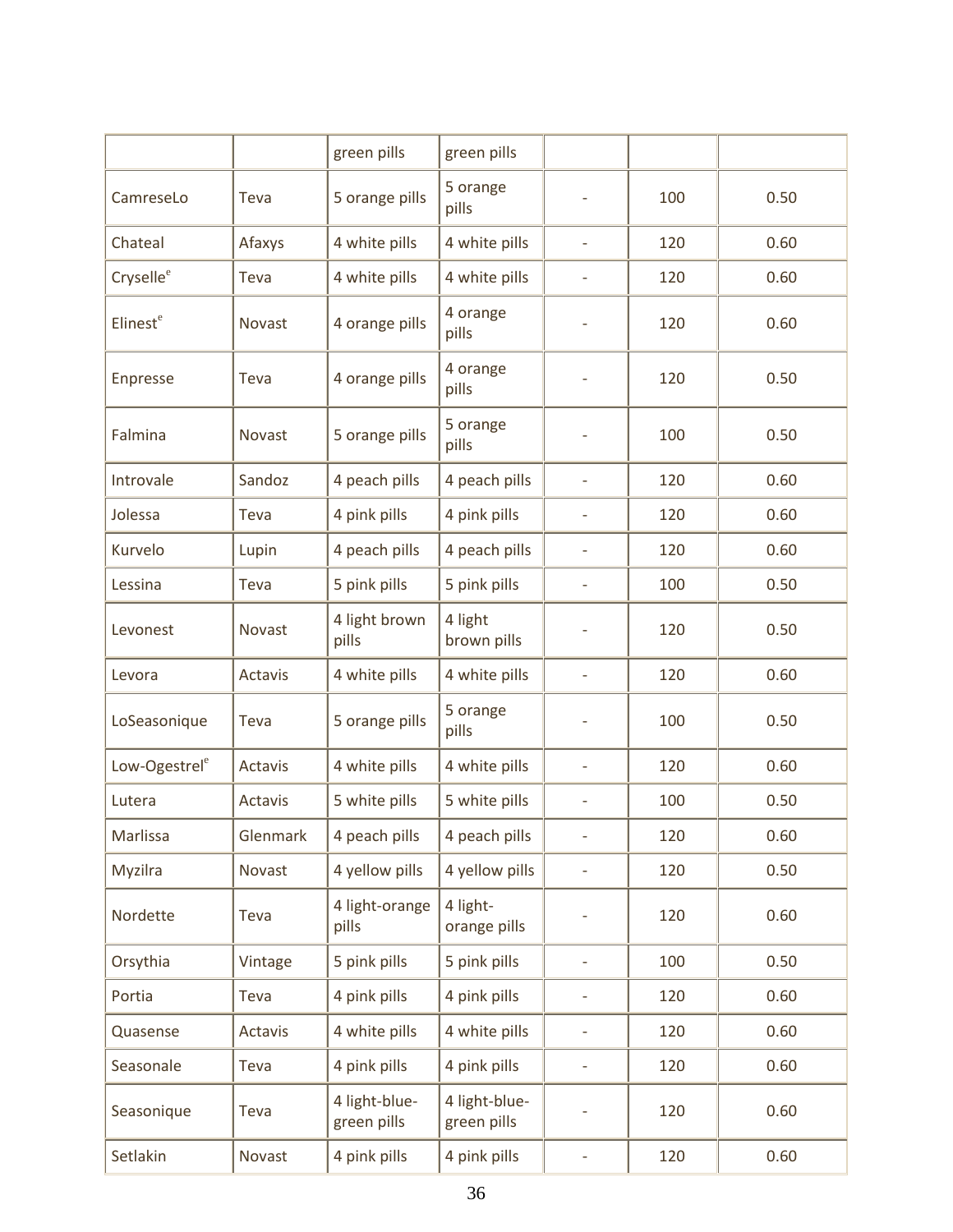| | | green pills | green pills | | | |
|---|---|---|---|---|---|---|
| CamreseLo | Teva | 5 orange pills | 5 orange pills | - | 100 | 0.50 |
| Chateal | Afaxys | 4 white pills | 4 white pills | - | 120 | 0.60 |
| Cryselle[e] | Teva | 4 white pills | 4 white pills | - | 120 | 0.60 |
| Elinest[e] | Novast | 4 orange pills | 4 orange pills | - | 120 | 0.60 |
| Enpresse | Teva | 4 orange pills | 4 orange pills | - | 120 | 0.50 |
| Falmina | Novast | 5 orange pills | 5 orange pills | - | 100 | 0.50 |
| Introvale | Sandoz | 4 peach pills | 4 peach pills | - | 120 | 0.60 |
| Jolessa | Teva | 4 pink pills | 4 pink pills | - | 120 | 0.60 |
| Kurvelo | Lupin | 4 peach pills | 4 peach pills | - | 120 | 0.60 |
| Lessina | Teva | 5 pink pills | 5 pink pills | - | 100 | 0.50 |
| Levonest | Novast | 4 light brown pills | 4 light brown pills | - | 120 | 0.50 |
| Levora | Actavis | 4 white pills | 4 white pills | - | 120 | 0.60 |
| LoSeasonique | Teva | 5 orange pills | 5 orange pills | - | 100 | 0.50 |
| Low-Ogestrel[e] | Actavis | 4 white pills | 4 white pills | - | 120 | 0.60 |
| Lutera | Actavis | 5 white pills | 5 white pills | - | 100 | 0.50 |
| Marlissa | Glenmark | 4 peach pills | 4 peach pills | - | 120 | 0.60 |
| Myzilra | Novast | 4 yellow pills | 4 yellow pills | - | 120 | 0.50 |
| Nordette | Teva | 4 light-orange pills | 4 light-orange pills | - | 120 | 0.60 |
| Orsythia | Vintage | 5 pink pills | 5 pink pills | - | 100 | 0.50 |
| Portia | Teva | 4 pink pills | 4 pink pills | - | 120 | 0.60 |
| Quasense | Actavis | 4 white pills | 4 white pills | - | 120 | 0.60 |
| Seasonale | Teva | 4 pink pills | 4 pink pills | - | 120 | 0.60 |
| Seasonique | Teva | 4 light-blue-green pills | 4 light-blue-green pills | - | 120 | 0.60 |
| Setlakin | Novast | 4 pink pills | 4 pink pills | - | 120 | 0.60 |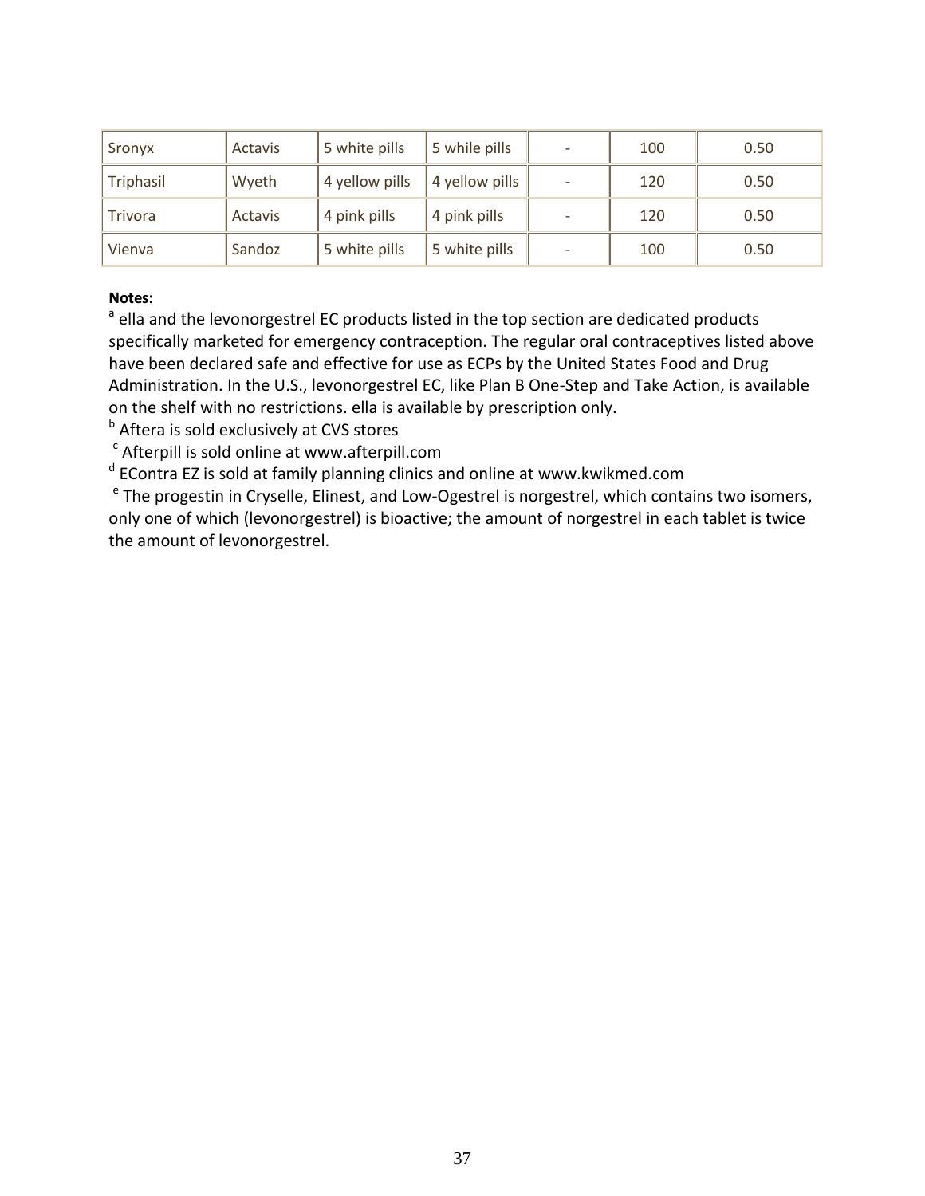| | | | | | | |
|---|---|---|---|---|---|---|
| Sronyx | Actavis | 5 white pills | 5 while pills | - | 100 | 0.50 |
| Triphasil | Wyeth | 4 yellow pills | 4 yellow pills | - | 120 | 0.50 |
| Trivora | Actavis | 4 pink pills | 4 pink pills | - | 120 | 0.50 |
| Vienva | Sandoz | 5 white pills | 5 white pills | - | 100 | 0.50 |

**Notes:**

[a] ella and the levonorgestrel EC products listed in the top section are dedicated products specifically marketed for emergency contraception. The regular oral contraceptives listed above have been declared safe and effective for use as ECPs by the United States Food and Drug Administration. In the U.S., levonorgestrel EC, like Plan B One-Step and Take Action, is available on the shelf with no restrictions. ella is available by prescription only.

[b] Aftera is sold exclusively at CVS stores

[c] Afterpill is sold online at www.afterpill.com

[d] EContra EZ is sold at family planning clinics and online at www.kwikmed.com

[e] The progestin in Cryselle, Elinest, and Low-Ogestrel is norgestrel, which contains two isomers, only one of which (levonorgestrel) is bioactive; the amount of norgestrel in each tablet is twice the amount of levonorgestrel.